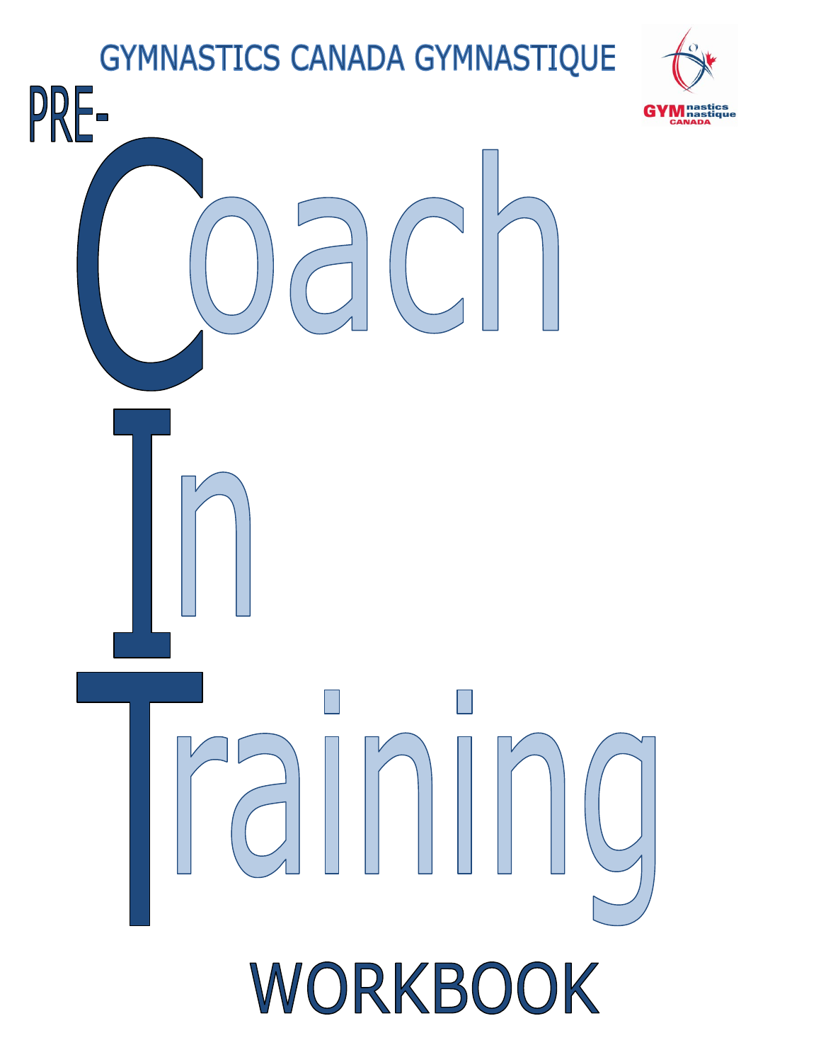GYMNASTICS CANADA GYMNASTIQUE

# PRE-Coach In Training

# WORKBOOK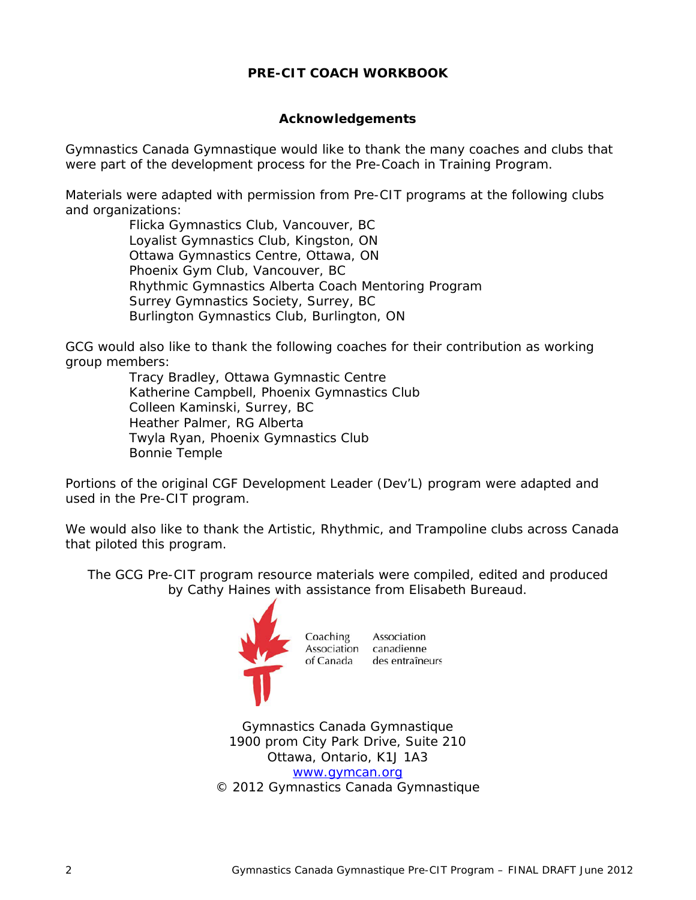# PRE-CIT COACH WORKBOOK

## Acknowledgements

Gymnastics Canada Gymnastique would like to thank the many coaches and clubs that were part of the development process for the Pre-Coach in Training Program.

Materials were adapted with permission from Pre-CIT programs at the following clubs and organizations:

- Flicka Gymnastics Club, Vancouver, BC
- Loyalist Gymnastics Club, Kingston, ON
- Ottawa Gymnastics Centre, Ottawa, ON
- Phoenix Gym Club, Vancouver, BC
- Rhythmic Gymnastics Alberta Coach Mentoring Program
- Surrey Gymnastics Society, Surrey, BC
- Burlington Gymnastics Club, Burlington, ON

GCG would also like to thank the following coaches for their contribution as working group members:

- Tracy Bradley, Ottawa Gymnastic Centre
- Katherine Campbell, Phoenix Gymnastics Club
- Colleen Kaminski, Surrey, BC
- Heather Palmer, RG Alberta
- Twyla Ryan, Phoenix Gymnastics Club
- Bonnie Temple

Portions of the original CGF Development Leader (Dev'L) program were adapted and used in the Pre-CIT program.

We would also like to thank the Artistic, Rhythmic, and Trampoline clubs across Canada that piloted this program.

The GCG Pre-CIT program resource materials were compiled, edited and produced by Cathy Haines with assistance from Elisabeth Bureaud.

Coaching Association of Canada | Association canadienne des entraîneurs

Gymnastics Canada Gymnastique
1900 prom City Park Drive, Suite 210
Ottawa, Ontario, K1J 1A3
www.gymcan.org
© 2012 Gymnastics Canada Gymnastique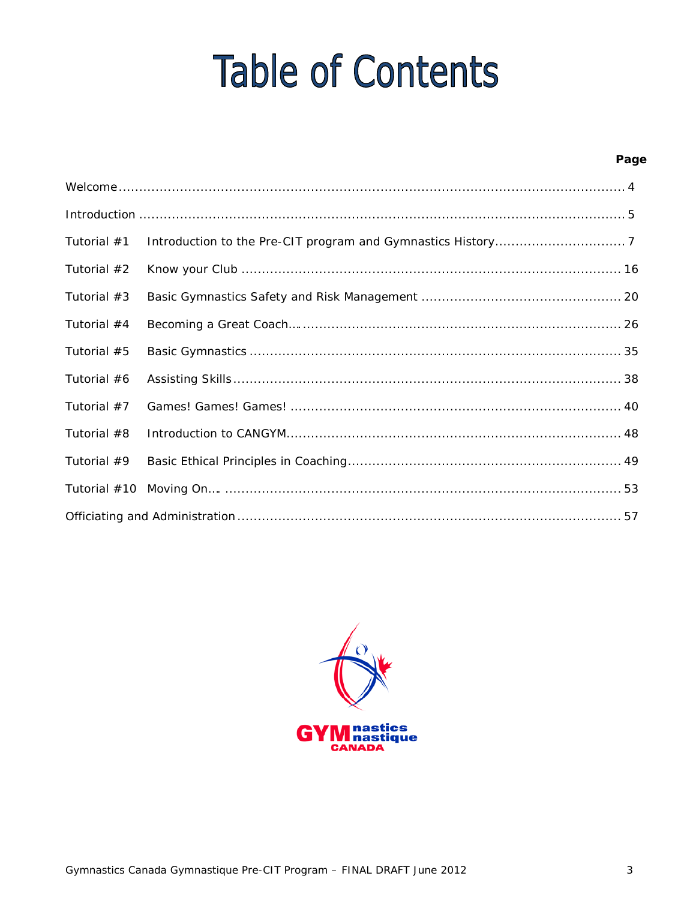# Table of Contents

| | | Page |
|---|---|---|
| Welcome | | 4 |
| Introduction | | 5 |
| Tutorial #1 | Introduction to the Pre-CIT program and Gymnastics History | 7 |
| Tutorial #2 | Know your Club | 16 |
| Tutorial #3 | Basic Gymnastics Safety and Risk Management | 20 |
| Tutorial #4 | Becoming a Great Coach… | 26 |
| Tutorial #5 | Basic Gymnastics | 35 |
| Tutorial #6 | Assisting Skills | 38 |
| Tutorial #7 | Games! Games! Games! | 40 |
| Tutorial #8 | Introduction to CANGYM | 48 |
| Tutorial #9 | Basic Ethical Principles in Coaching | 49 |
| Tutorial #10 | Moving On… | 53 |
| Officiating and Administration | | 57 |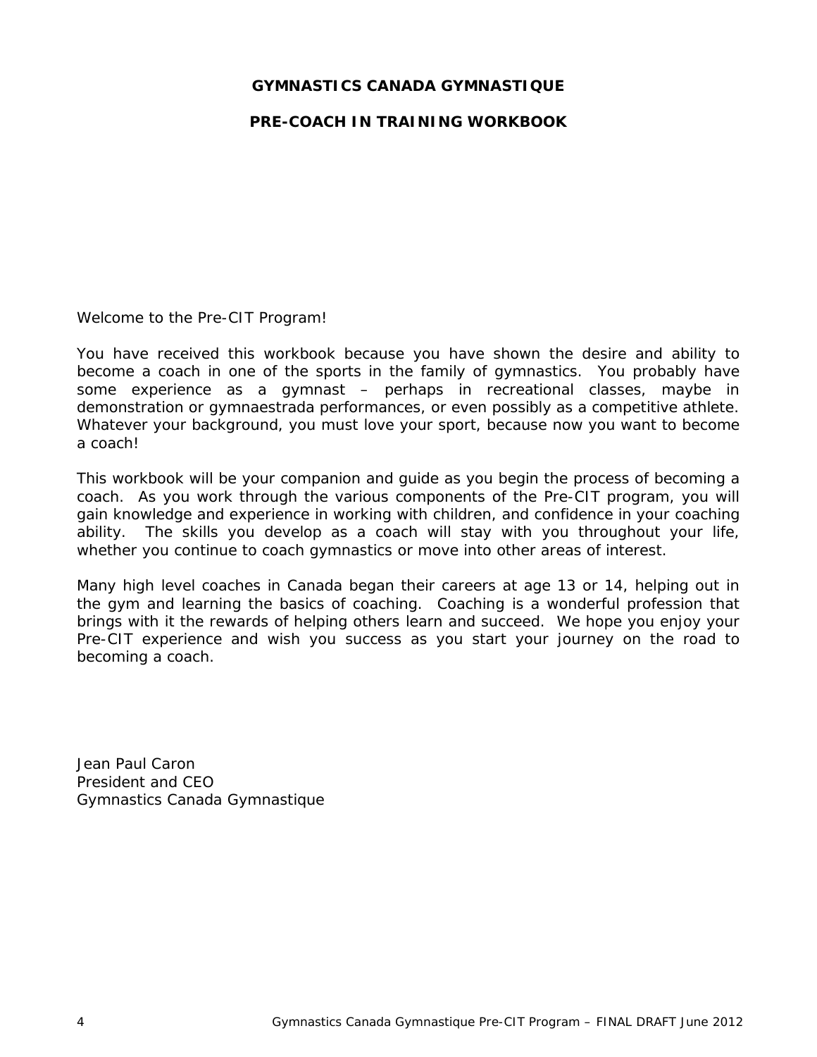**GYMNASTICS CANADA GYMNASTIQUE**

**PRE-COACH IN TRAINING WORKBOOK**

Welcome to the Pre-CIT Program!

You have received this workbook because you have shown the desire and ability to become a coach in one of the sports in the family of gymnastics. You probably have some experience as a gymnast – perhaps in recreational classes, maybe in demonstration or gymnaestrada performances, or even possibly as a competitive athlete. Whatever your background, you must love your sport, because now you want to become a coach!

This workbook will be your companion and guide as you begin the process of becoming a coach. As you work through the various components of the Pre-CIT program, you will gain knowledge and experience in working with children, and confidence in your coaching ability. The skills you develop as a coach will stay with you throughout your life, whether you continue to coach gymnastics or move into other areas of interest.

Many high level coaches in Canada began their careers at age 13 or 14, helping out in the gym and learning the basics of coaching. Coaching is a wonderful profession that brings with it the rewards of helping others learn and succeed. We hope you enjoy your Pre-CIT experience and wish you success as you start your journey on the road to becoming a coach.

Jean Paul Caron
President and CEO
Gymnastics Canada Gymnastique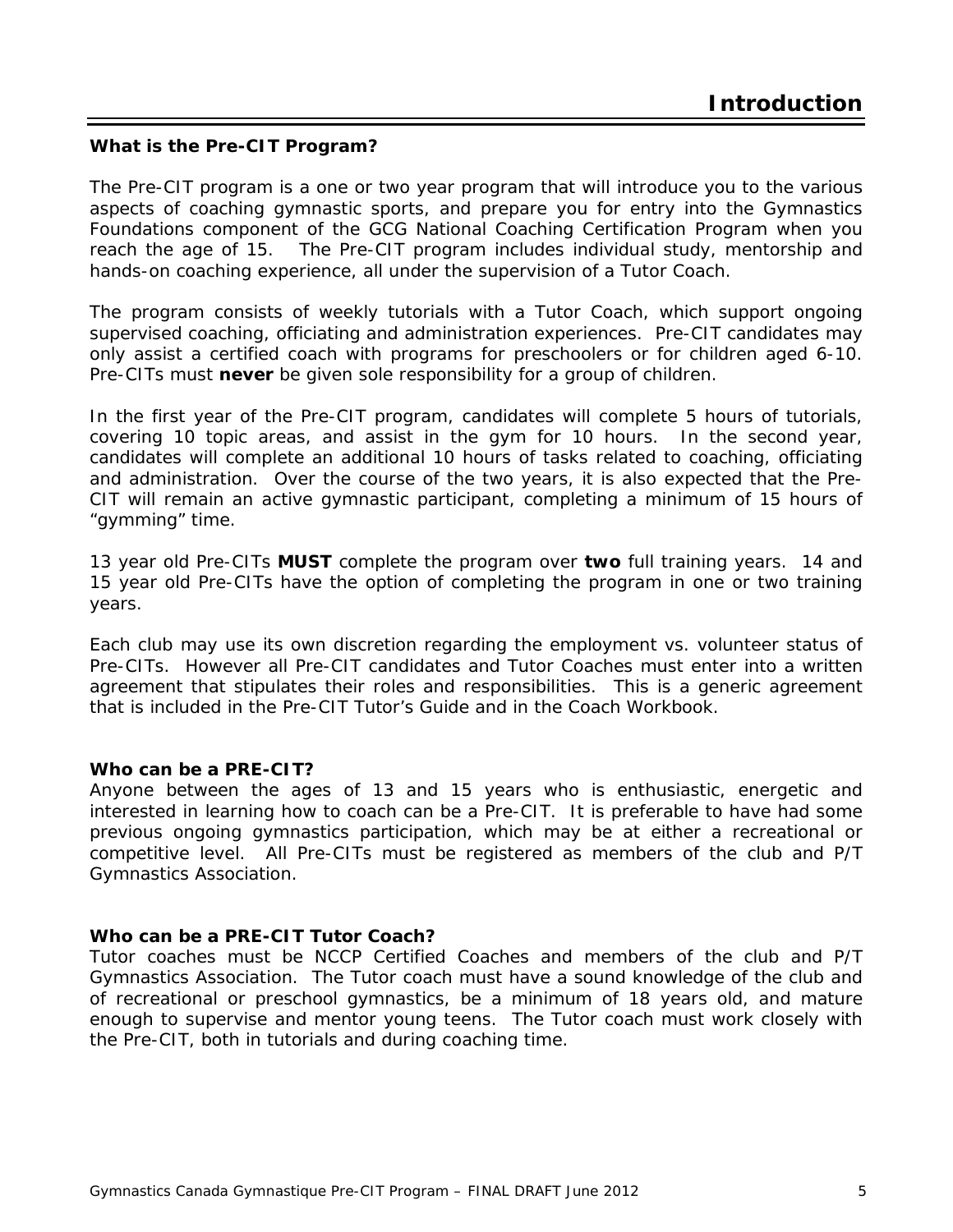# Introduction

### What is the Pre-CIT Program?

The Pre-CIT program is a one or two year program that will introduce you to the various aspects of coaching gymnastic sports, and prepare you for entry into the Gymnastics Foundations component of the GCG National Coaching Certification Program when you reach the age of 15. The Pre-CIT program includes individual study, mentorship and hands-on coaching experience, all under the supervision of a Tutor Coach.

The program consists of weekly tutorials with a Tutor Coach, which support ongoing supervised coaching, officiating and administration experiences. Pre-CIT candidates may only assist a certified coach with programs for preschoolers or for children aged 6-10. Pre-CITs must **never** be given sole responsibility for a group of children.

In the first year of the Pre-CIT program, candidates will complete 5 hours of tutorials, covering 10 topic areas, and assist in the gym for 10 hours. In the second year, candidates will complete an additional 10 hours of tasks related to coaching, officiating and administration. Over the course of the two years, it is also expected that the Pre-CIT will remain an active gymnastic participant, completing a minimum of 15 hours of "gymming" time.

13 year old Pre-CITs **MUST** complete the program over **two** full training years. 14 and 15 year old Pre-CITs have the option of completing the program in one or two training years.

Each club may use its own discretion regarding the employment vs. volunteer status of Pre-CITs. However all Pre-CIT candidates and Tutor Coaches must enter into a written agreement that stipulates their roles and responsibilities. This is a generic agreement that is included in the Pre-CIT Tutor's Guide and in the Coach Workbook.

### Who can be a PRE-CIT?

Anyone between the ages of 13 and 15 years who is enthusiastic, energetic and interested in learning how to coach can be a Pre-CIT. It is preferable to have had some previous ongoing gymnastics participation, which may be at either a recreational or competitive level. All Pre-CITs must be registered as members of the club and P/T Gymnastics Association.

### Who can be a PRE-CIT Tutor Coach?

Tutor coaches must be NCCP Certified Coaches and members of the club and P/T Gymnastics Association. The Tutor coach must have a sound knowledge of the club and of recreational or preschool gymnastics, be a minimum of 18 years old, and mature enough to supervise and mentor young teens. The Tutor coach must work closely with the Pre-CIT, both in tutorials and during coaching time.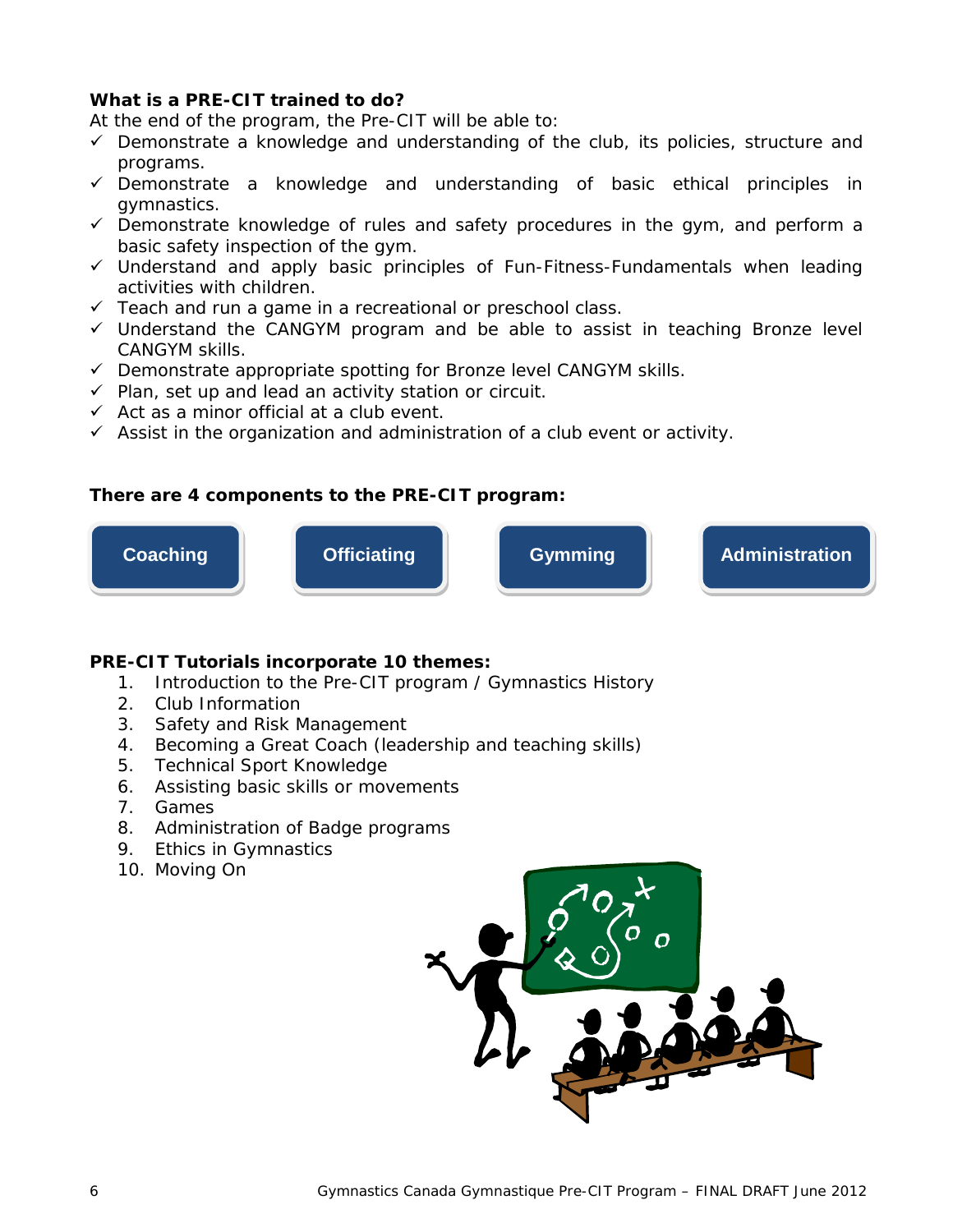**What is a PRE-CIT trained to do?**

At the end of the program, the Pre-CIT will be able to:

- ✓ Demonstrate a knowledge and understanding of the club, its policies, structure and programs.
- ✓ Demonstrate a knowledge and understanding of basic ethical principles in gymnastics.
- ✓ Demonstrate knowledge of rules and safety procedures in the gym, and perform a basic safety inspection of the gym.
- ✓ Understand and apply basic principles of Fun-Fitness-Fundamentals when leading activities with children.
- ✓ Teach and run a game in a recreational or preschool class.
- ✓ Understand the CANGYM program and be able to assist in teaching Bronze level CANGYM skills.
- ✓ Demonstrate appropriate spotting for Bronze level CANGYM skills.
- ✓ Plan, set up and lead an activity station or circuit.
- ✓ Act as a minor official at a club event.
- ✓ Assist in the organization and administration of a club event or activity.

**There are 4 components to the PRE-CIT program:**

- **Coaching**
- **Officiating**
- **Gymming**
- **Administration**

**PRE-CIT Tutorials incorporate 10 themes:**

1. Introduction to the Pre-CIT program / Gymnastics History
2. Club Information
3. Safety and Risk Management
4. Becoming a Great Coach (leadership and teaching skills)
5. Technical Sport Knowledge
6. Assisting basic skills or movements
7. Games
8. Administration of Badge programs
9. Ethics in Gymnastics
10. Moving On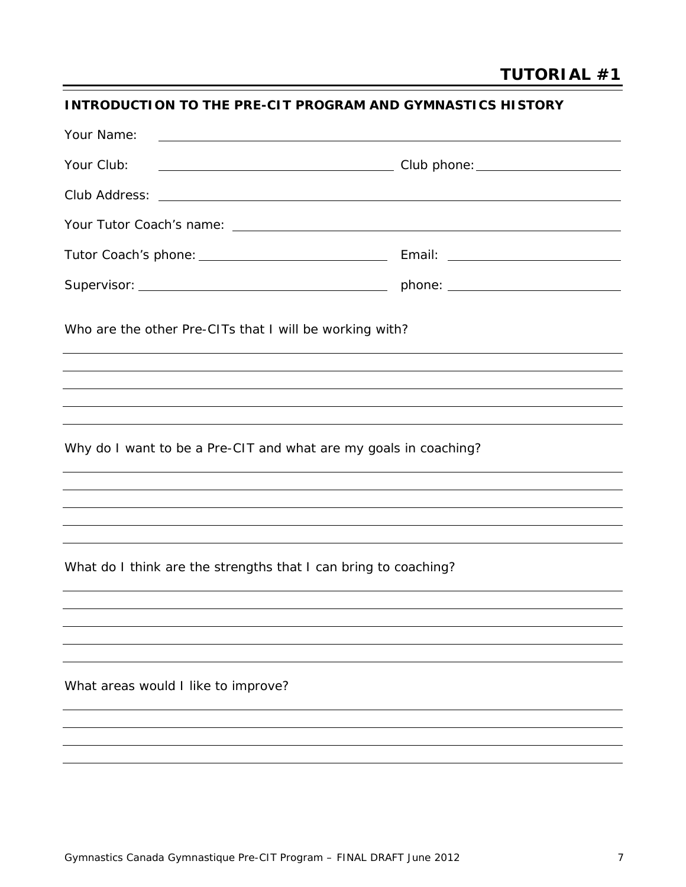# TUTORIAL #1

## INTRODUCTION TO THE PRE-CIT PROGRAM AND GYMNASTICS HISTORY

Your Name: ______________________________________________

Your Club: ____________________ Club phone: ____________________

Club Address: ______________________________________________

Your Tutor Coach's name: ______________________________________________

Tutor Coach's phone: ____________________ Email: ____________________

Supervisor: ____________________ phone: ____________________

Who are the other Pre-CITs that I will be working with?

______________________________________________

______________________________________________

______________________________________________

______________________________________________

______________________________________________

Why do I want to be a Pre-CIT and what are my goals in coaching?

______________________________________________

______________________________________________

______________________________________________

______________________________________________

______________________________________________

What do I think are the strengths that I can bring to coaching?

______________________________________________

______________________________________________

______________________________________________

______________________________________________

______________________________________________

What areas would I like to improve?

______________________________________________

______________________________________________

______________________________________________

______________________________________________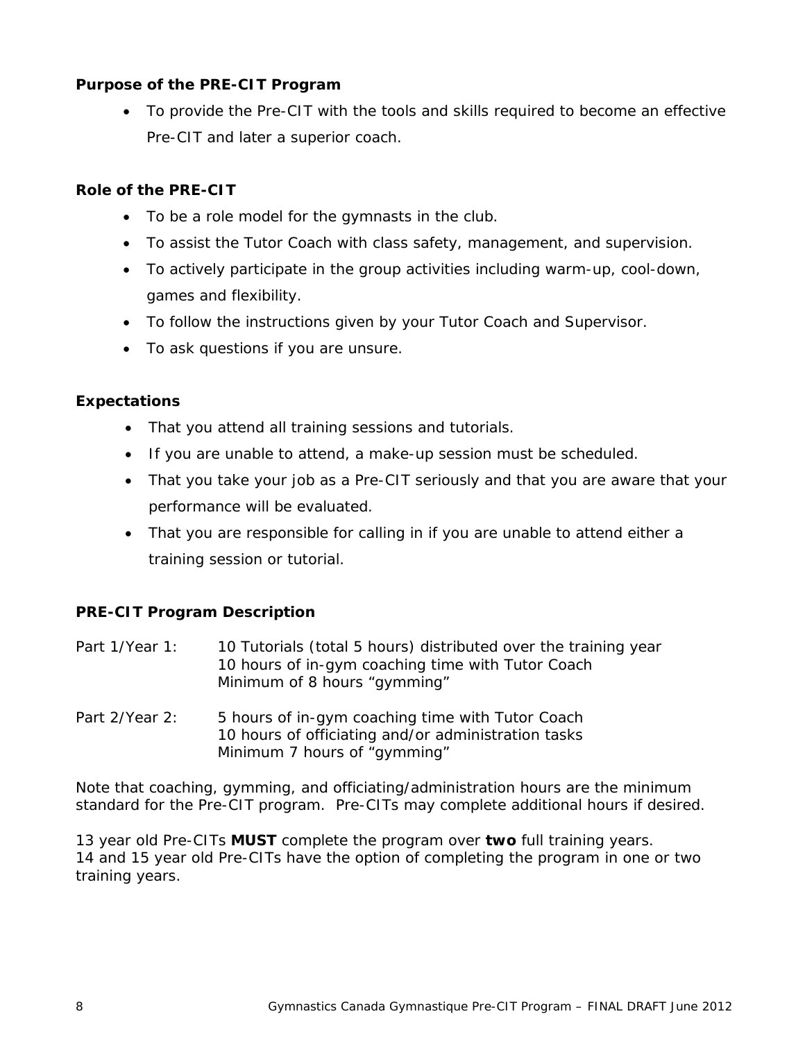**Purpose of the PRE-CIT Program**

- To provide the Pre-CIT with the tools and skills required to become an effective Pre-CIT and later a superior coach.

**Role of the PRE-CIT**

- To be a role model for the gymnasts in the club.
- To assist the Tutor Coach with class safety, management, and supervision.
- To actively participate in the group activities including warm-up, cool-down, games and flexibility.
- To follow the instructions given by your Tutor Coach and Supervisor.
- To ask questions if you are unsure.

**Expectations**

- That you attend all training sessions and tutorials.
- If you are unable to attend, a make-up session must be scheduled.
- That you take your job as a Pre-CIT seriously and that you are aware that your performance will be evaluated.
- That you are responsible for calling in if you are unable to attend either a training session or tutorial.

**PRE-CIT Program Description**

Part 1/Year 1:
10 Tutorials (total 5 hours) distributed over the training year
10 hours of in-gym coaching time with Tutor Coach
Minimum of 8 hours "gymming"

Part 2/Year 2:
5 hours of in-gym coaching time with Tutor Coach
10 hours of officiating and/or administration tasks
Minimum 7 hours of "gymming"

Note that coaching, gymming, and officiating/administration hours are the minimum standard for the Pre-CIT program. Pre-CITs may complete additional hours if desired.

13 year old Pre-CITs **MUST** complete the program over **two** full training years.
14 and 15 year old Pre-CITs have the option of completing the program in one or two training years.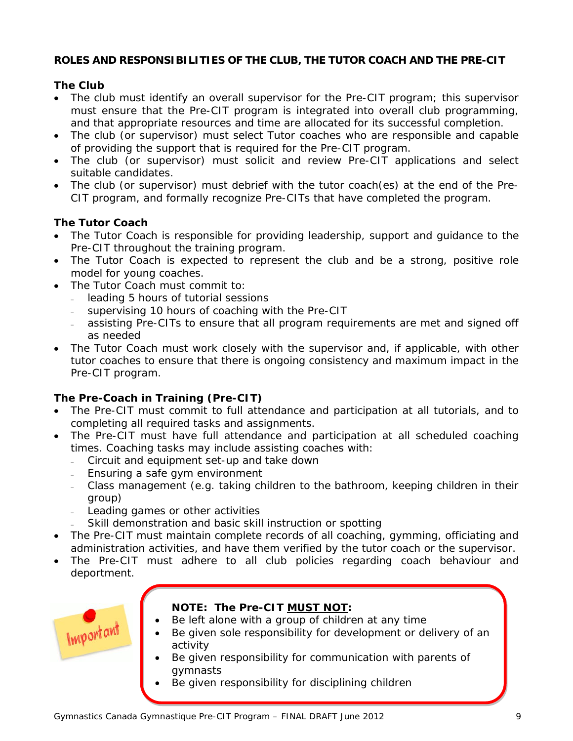## ROLES AND RESPONSIBILITIES OF THE CLUB, THE TUTOR COACH AND THE PRE-CIT

### The Club

- The club must identify an overall supervisor for the Pre-CIT program; this supervisor must ensure that the Pre-CIT program is integrated into overall club programming, and that appropriate resources and time are allocated for its successful completion.
- The club (or supervisor) must select Tutor coaches who are responsible and capable of providing the support that is required for the Pre-CIT program.
- The club (or supervisor) must solicit and review Pre-CIT applications and select suitable candidates.
- The club (or supervisor) must debrief with the tutor coach(es) at the end of the Pre-CIT program, and formally recognize Pre-CITs that have completed the program.

### The Tutor Coach

- The Tutor Coach is responsible for providing leadership, support and guidance to the Pre-CIT throughout the training program.
- The Tutor Coach is expected to represent the club and be a strong, positive role model for young coaches.
- The Tutor Coach must commit to:
  - leading 5 hours of tutorial sessions
  - supervising 10 hours of coaching with the Pre-CIT
  - assisting Pre-CITs to ensure that all program requirements are met and signed off as needed
- The Tutor Coach must work closely with the supervisor and, if applicable, with other tutor coaches to ensure that there is ongoing consistency and maximum impact in the Pre-CIT program.

### The Pre-Coach in Training (Pre-CIT)

- The Pre-CIT must commit to full attendance and participation at all tutorials, and to completing all required tasks and assignments.
- The Pre-CIT must have full attendance and participation at all scheduled coaching times. Coaching tasks may include assisting coaches with:
  - Circuit and equipment set-up and take down
  - Ensuring a safe gym environment
  - Class management (e.g. taking children to the bathroom, keeping children in their group)
  - Leading games or other activities
  - Skill demonstration and basic skill instruction or spotting
- The Pre-CIT must maintain complete records of all coaching, gymming, officiating and administration activities, and have them verified by the tutor coach or the supervisor.
- The Pre-CIT must adhere to all club policies regarding coach behaviour and deportment.

Important

**NOTE: The Pre-CIT <u>MUST NOT</u>:**

- Be left alone with a group of children at any time
- Be given sole responsibility for development or delivery of an activity
- Be given responsibility for communication with parents of gymnasts
- Be given responsibility for disciplining children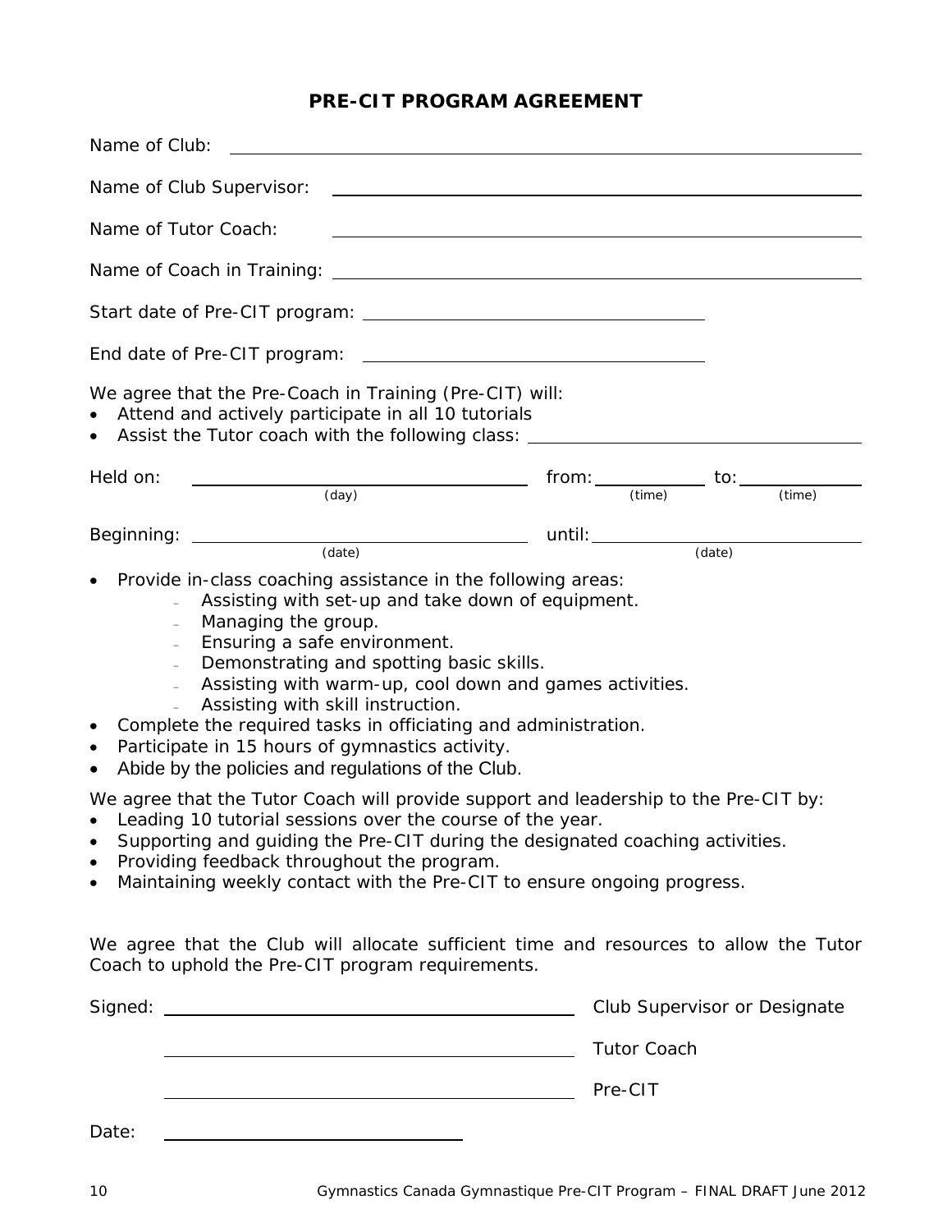# PRE-CIT PROGRAM AGREEMENT

Name of Club: ______________________________________________

Name of Club Supervisor: ______________________________________________

Name of Tutor Coach: ______________________________________________

Name of Coach in Training: ______________________________________________

Start date of Pre-CIT program: ____________________________

End date of Pre-CIT program: ____________________________

We agree that the Pre-Coach in Training (Pre-CIT) will:

- Attend and actively participate in all 10 tutorials
- Assist the Tutor coach with the following class: ____________________________

Held on: ____________________ (day) from: __________ (time) to: __________ (time)

Beginning: ____________________ (date) until: ____________________ (date)

- Provide in-class coaching assistance in the following areas:
  - Assisting with set-up and take down of equipment.
  - Managing the group.
  - Ensuring a safe environment.
  - Demonstrating and spotting basic skills.
  - Assisting with warm-up, cool down and games activities.
  - Assisting with skill instruction.
- Complete the required tasks in officiating and administration.
- Participate in 15 hours of gymnastics activity.
- Abide by the policies and regulations of the Club.

We agree that the Tutor Coach will provide support and leadership to the Pre-CIT by:

- Leading 10 tutorial sessions over the course of the year.
- Supporting and guiding the Pre-CIT during the designated coaching activities.
- Providing feedback throughout the program.
- Maintaining weekly contact with the Pre-CIT to ensure ongoing progress.

We agree that the Club will allocate sufficient time and resources to allow the Tutor Coach to uphold the Pre-CIT program requirements.

Signed: ______________________________ Club Supervisor or Designate

______________________________ Tutor Coach

______________________________ Pre-CIT

Date: ____________________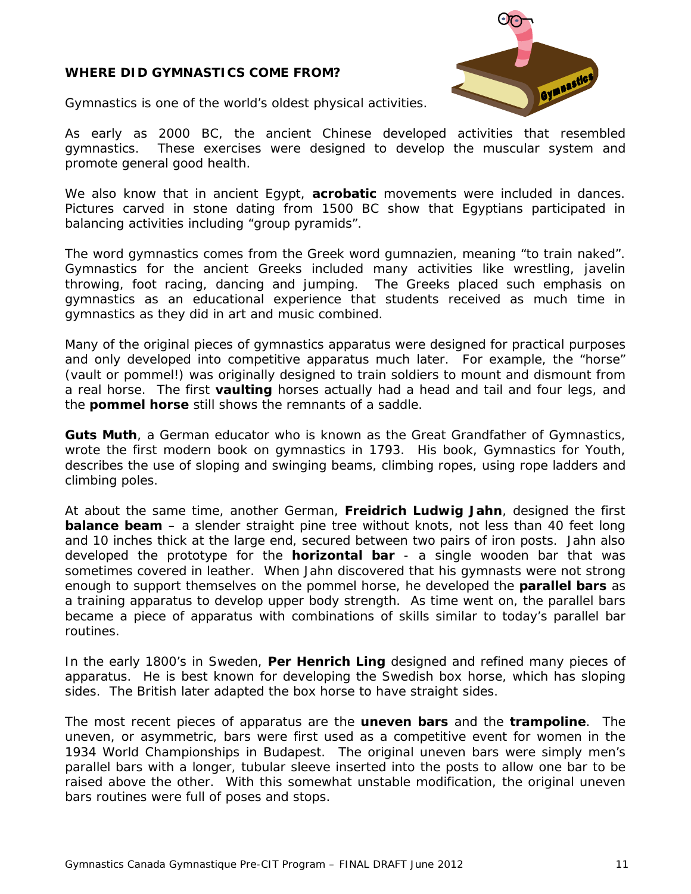### WHERE DID GYMNASTICS COME FROM?

Gymnastics is one of the world's oldest physical activities.

As early as 2000 BC, the ancient Chinese developed activities that resembled gymnastics. These exercises were designed to develop the muscular system and promote general good health.

We also know that in ancient Egypt, **acrobatic** movements were included in dances. Pictures carved in stone dating from 1500 BC show that Egyptians participated in balancing activities including "group pyramids".

The word gymnastics comes from the Greek word gumnazien, meaning "to train naked". Gymnastics for the ancient Greeks included many activities like wrestling, javelin throwing, foot racing, dancing and jumping. The Greeks placed such emphasis on gymnastics as an educational experience that students received as much time in gymnastics as they did in art and music combined.

Many of the original pieces of gymnastics apparatus were designed for practical purposes and only developed into competitive apparatus much later. For example, the "horse" (vault or pommel!) was originally designed to train soldiers to mount and dismount from a real horse. The first **vaulting** horses actually had a head and tail and four legs, and the **pommel horse** still shows the remnants of a saddle.

**Guts Muth**, a German educator who is known as the Great Grandfather of Gymnastics, wrote the first modern book on gymnastics in 1793. His book, Gymnastics for Youth, describes the use of sloping and swinging beams, climbing ropes, using rope ladders and climbing poles.

At about the same time, another German, **Freidrich Ludwig Jahn**, designed the first **balance beam** – a slender straight pine tree without knots, not less than 40 feet long and 10 inches thick at the large end, secured between two pairs of iron posts. Jahn also developed the prototype for the **horizontal bar** - a single wooden bar that was sometimes covered in leather. When Jahn discovered that his gymnasts were not strong enough to support themselves on the pommel horse, he developed the **parallel bars** as a training apparatus to develop upper body strength. As time went on, the parallel bars became a piece of apparatus with combinations of skills similar to today's parallel bar routines.

In the early 1800's in Sweden, **Per Henrich Ling** designed and refined many pieces of apparatus. He is best known for developing the Swedish box horse, which has sloping sides. The British later adapted the box horse to have straight sides.

The most recent pieces of apparatus are the **uneven bars** and the **trampoline**. The uneven, or asymmetric, bars were first used as a competitive event for women in the 1934 World Championships in Budapest. The original uneven bars were simply men's parallel bars with a longer, tubular sleeve inserted into the posts to allow one bar to be raised above the other. With this somewhat unstable modification, the original uneven bars routines were full of poses and stops.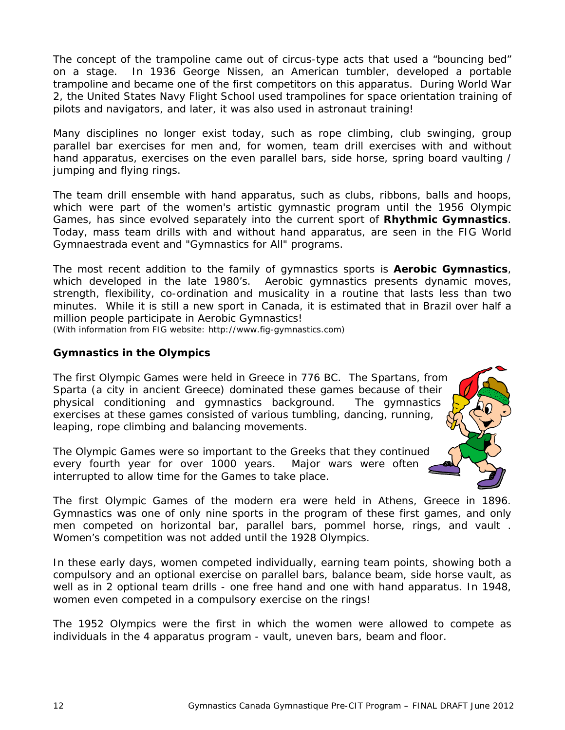The concept of the trampoline came out of circus-type acts that used a "bouncing bed" on a stage. In 1936 George Nissen, an American tumbler, developed a portable trampoline and became one of the first competitors on this apparatus. During World War 2, the United States Navy Flight School used trampolines for space orientation training of pilots and navigators, and later, it was also used in astronaut training!

Many disciplines no longer exist today, such as rope climbing, club swinging, group parallel bar exercises for men and, for women, team drill exercises with and without hand apparatus, exercises on the even parallel bars, side horse, spring board vaulting / jumping and flying rings.

The team drill ensemble with hand apparatus, such as clubs, ribbons, balls and hoops, which were part of the women's artistic gymnastic program until the 1956 Olympic Games, has since evolved separately into the current sport of **Rhythmic Gymnastics**. Today, mass team drills with and without hand apparatus, are seen in the FIG World Gymnaestrada event and "Gymnastics for All" programs.

The most recent addition to the family of gymnastics sports is **Aerobic Gymnastics**, which developed in the late 1980's. Aerobic gymnastics presents dynamic moves, strength, flexibility, co-ordination and musicality in a routine that lasts less than two minutes. While it is still a new sport in Canada, it is estimated that in Brazil over half a million people participate in Aerobic Gymnastics!
(With information from FIG website: http://www.fig-gymnastics.com)

### Gymnastics in the Olympics

The first Olympic Games were held in Greece in 776 BC. The Spartans, from Sparta (a city in ancient Greece) dominated these games because of their physical conditioning and gymnastics background. The gymnastics exercises at these games consisted of various tumbling, dancing, running, leaping, rope climbing and balancing movements.

The Olympic Games were so important to the Greeks that they continued every fourth year for over 1000 years. Major wars were often interrupted to allow time for the Games to take place.

The first Olympic Games of the modern era were held in Athens, Greece in 1896. Gymnastics was one of only nine sports in the program of these first games, and only men competed on horizontal bar, parallel bars, pommel horse, rings, and vault . Women's competition was not added until the 1928 Olympics.

In these early days, women competed individually, earning team points, showing both a compulsory and an optional exercise on parallel bars, balance beam, side horse vault, as well as in 2 optional team drills - one free hand and one with hand apparatus. In 1948, women even competed in a compulsory exercise on the rings!

The 1952 Olympics were the first in which the women were allowed to compete as individuals in the 4 apparatus program - vault, uneven bars, beam and floor.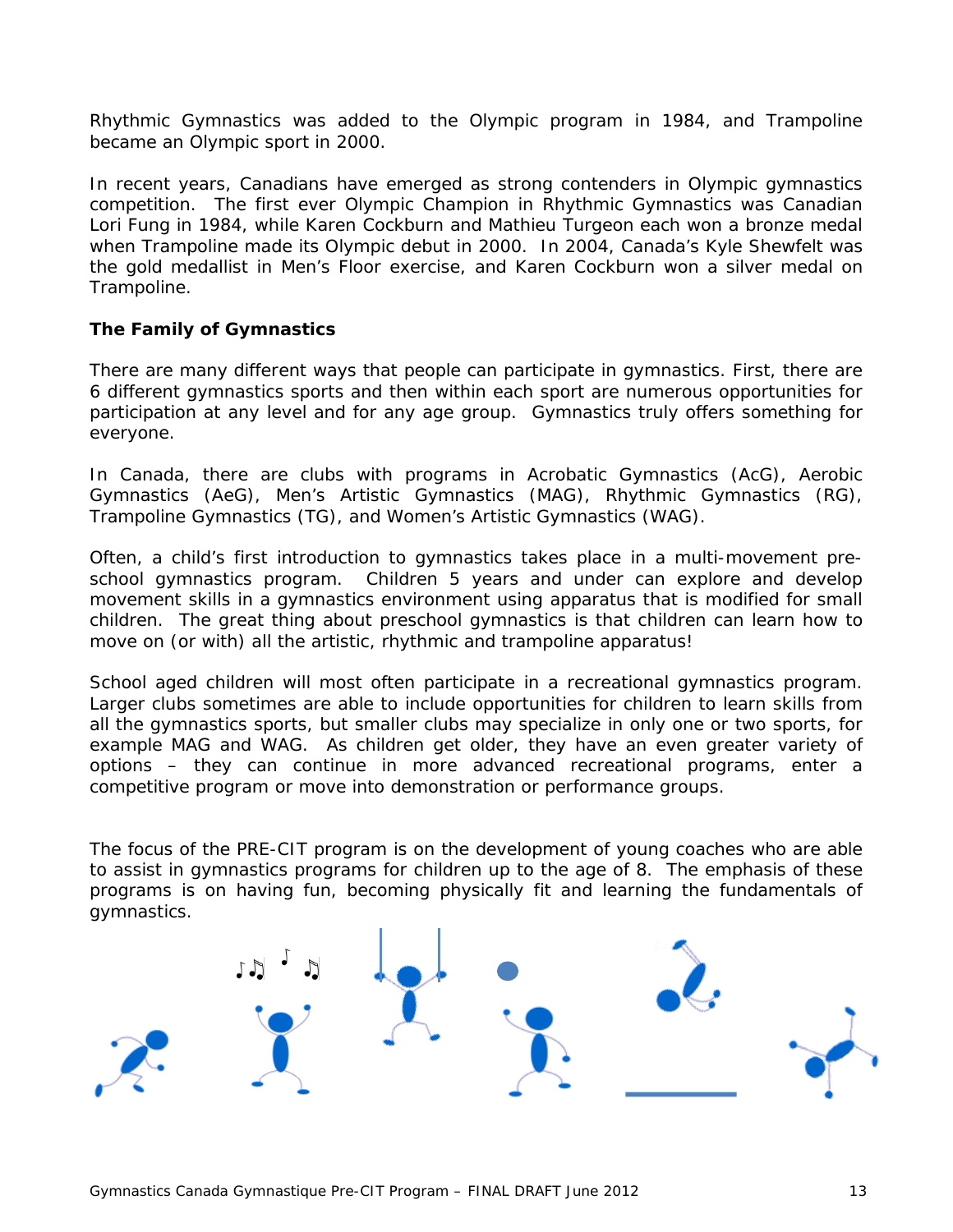Rhythmic Gymnastics was added to the Olympic program in 1984, and Trampoline became an Olympic sport in 2000.

In recent years, Canadians have emerged as strong contenders in Olympic gymnastics competition. The first ever Olympic Champion in Rhythmic Gymnastics was Canadian Lori Fung in 1984, while Karen Cockburn and Mathieu Turgeon each won a bronze medal when Trampoline made its Olympic debut in 2000. In 2004, Canada's Kyle Shewfelt was the gold medallist in Men's Floor exercise, and Karen Cockburn won a silver medal on Trampoline.

**The Family of Gymnastics**

There are many different ways that people can participate in gymnastics. First, there are 6 different gymnastics sports and then within each sport are numerous opportunities for participation at any level and for any age group. Gymnastics truly offers something for everyone.

In Canada, there are clubs with programs in Acrobatic Gymnastics (AcG), Aerobic Gymnastics (AeG), Men's Artistic Gymnastics (MAG), Rhythmic Gymnastics (RG), Trampoline Gymnastics (TG), and Women's Artistic Gymnastics (WAG).

Often, a child's first introduction to gymnastics takes place in a multi-movement pre-school gymnastics program. Children 5 years and under can explore and develop movement skills in a gymnastics environment using apparatus that is modified for small children. The great thing about preschool gymnastics is that children can learn how to move on (or with) all the artistic, rhythmic and trampoline apparatus!

School aged children will most often participate in a recreational gymnastics program. Larger clubs sometimes are able to include opportunities for children to learn skills from all the gymnastics sports, but smaller clubs may specialize in only one or two sports, for example MAG and WAG. As children get older, they have an even greater variety of options – they can continue in more advanced recreational programs, enter a competitive program or move into demonstration or performance groups.

The focus of the PRE-CIT program is on the development of young coaches who are able to assist in gymnastics programs for children up to the age of 8. The emphasis of these programs is on having fun, becoming physically fit and learning the fundamentals of gymnastics.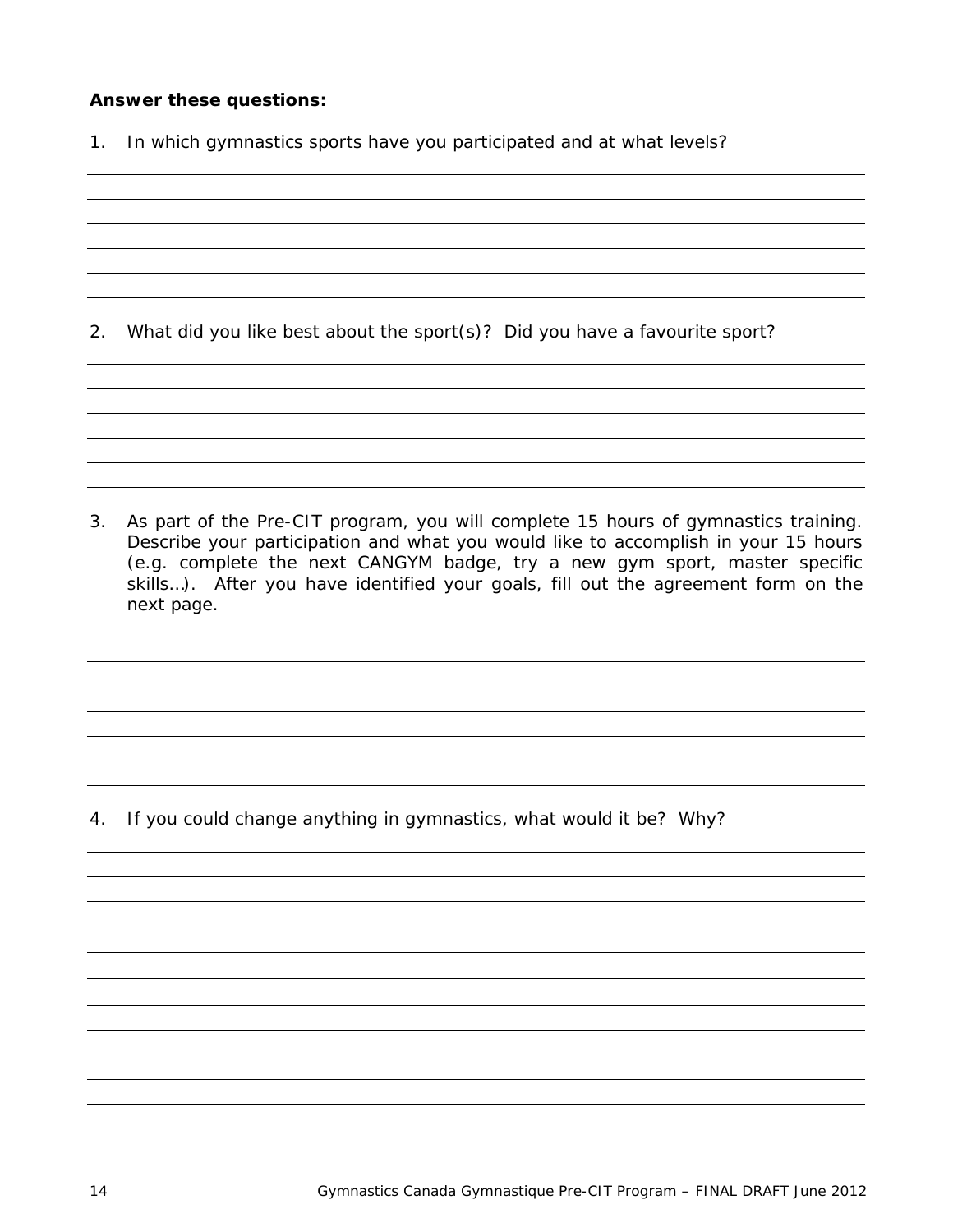**Answer these questions:**

1. In which gymnastics sports have you participated and at what levels?

2. What did you like best about the sport(s)? Did you have a favourite sport?

3. As part of the Pre-CIT program, you will complete 15 hours of gymnastics training. Describe your participation and what you would like to accomplish in your 15 hours (e.g. complete the next CANGYM badge, try a new gym sport, master specific skills…). After you have identified your goals, fill out the agreement form on the next page.

4. If you could change anything in gymnastics, what would it be? Why?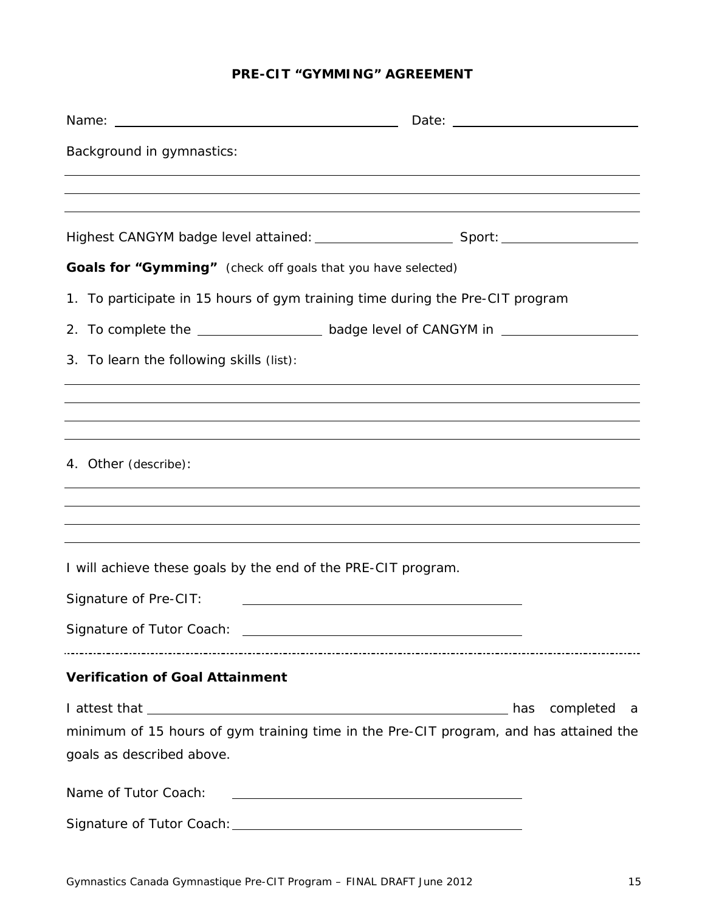# PRE-CIT "GYMMING" AGREEMENT

Name: ______________________________ Date: ____________________

Background in gymnastics:

______________________________________________________________________

______________________________________________________________________

______________________________________________________________________

Highest CANGYM badge level attained: ________________ Sport: ________________

**Goals for "Gymming"** (check off goals that you have selected)

1. To participate in 15 hours of gym training time during the Pre-CIT program
2. To complete the ______________ badge level of CANGYM in ________________
3. To learn the following skills (list):

______________________________________________________________________

______________________________________________________________________

______________________________________________________________________

______________________________________________________________________

4. Other (describe):

______________________________________________________________________

______________________________________________________________________

______________________________________________________________________

______________________________________________________________________

I will achieve these goals by the end of the PRE-CIT program.

Signature of Pre-CIT: ______________________________

Signature of Tutor Coach: ______________________________

---

**Verification of Goal Attainment**

I attest that ________________________________________ has completed a minimum of 15 hours of gym training time in the Pre-CIT program, and has attained the goals as described above.

Name of Tutor Coach: ______________________________

Signature of Tutor Coach: ______________________________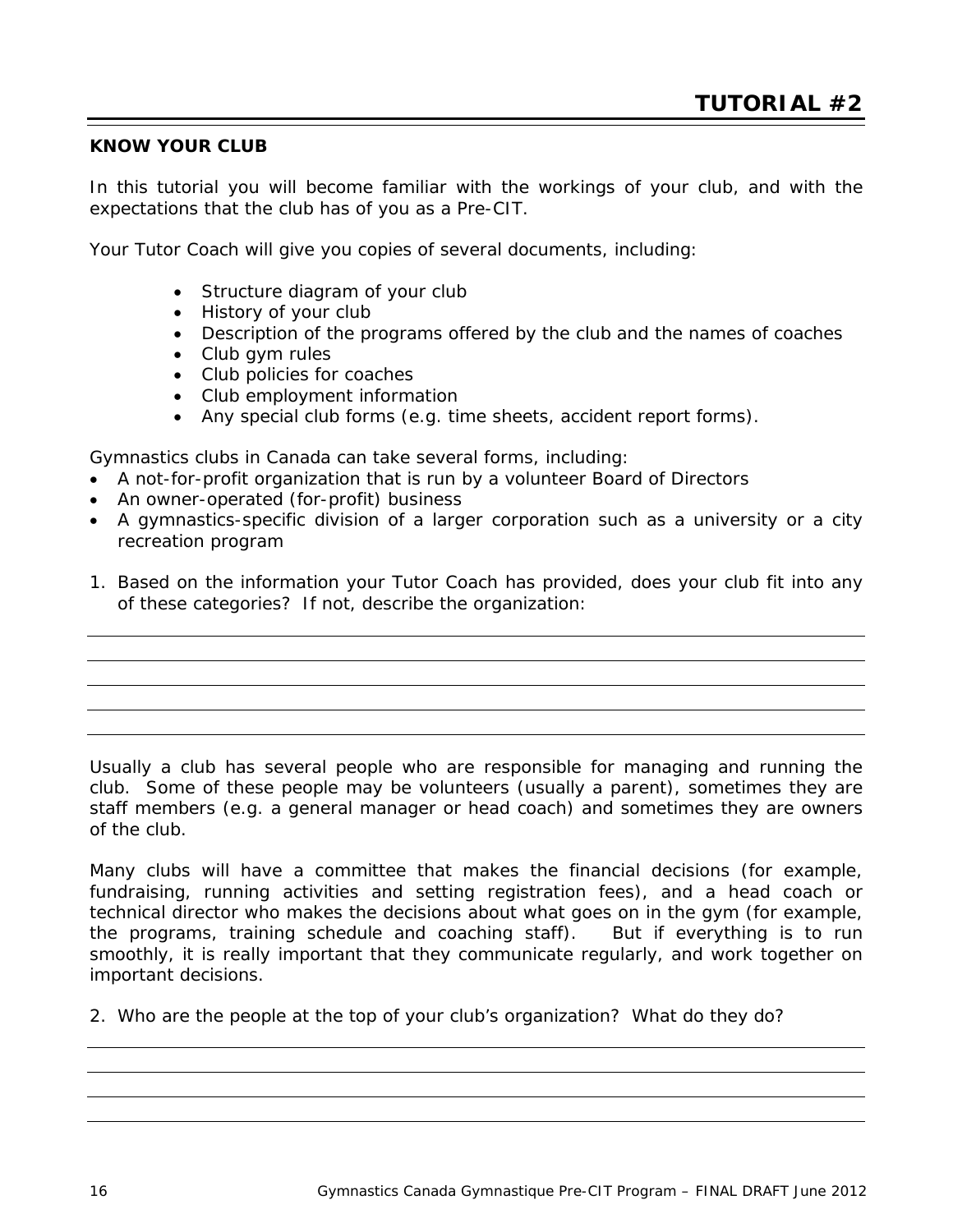# TUTORIAL #2

**KNOW YOUR CLUB**

In this tutorial you will become familiar with the workings of your club, and with the expectations that the club has of you as a Pre-CIT.

Your Tutor Coach will give you copies of several documents, including:

- Structure diagram of your club
- History of your club
- Description of the programs offered by the club and the names of coaches
- Club gym rules
- Club policies for coaches
- Club employment information
- Any special club forms (e.g. time sheets, accident report forms).

Gymnastics clubs in Canada can take several forms, including:

- A not-for-profit organization that is run by a volunteer Board of Directors
- An owner-operated (for-profit) business
- A gymnastics-specific division of a larger corporation such as a university or a city recreation program

1. Based on the information your Tutor Coach has provided, does your club fit into any of these categories? If not, describe the organization:

Usually a club has several people who are responsible for managing and running the club. Some of these people may be volunteers (usually a parent), sometimes they are staff members (e.g. a general manager or head coach) and sometimes they are owners of the club.

Many clubs will have a committee that makes the financial decisions (for example, fundraising, running activities and setting registration fees), and a head coach or technical director who makes the decisions about what goes on in the gym (for example, the programs, training schedule and coaching staff). But if everything is to run smoothly, it is really important that they communicate regularly, and work together on important decisions.

2. Who are the people at the top of your club's organization? What do they do?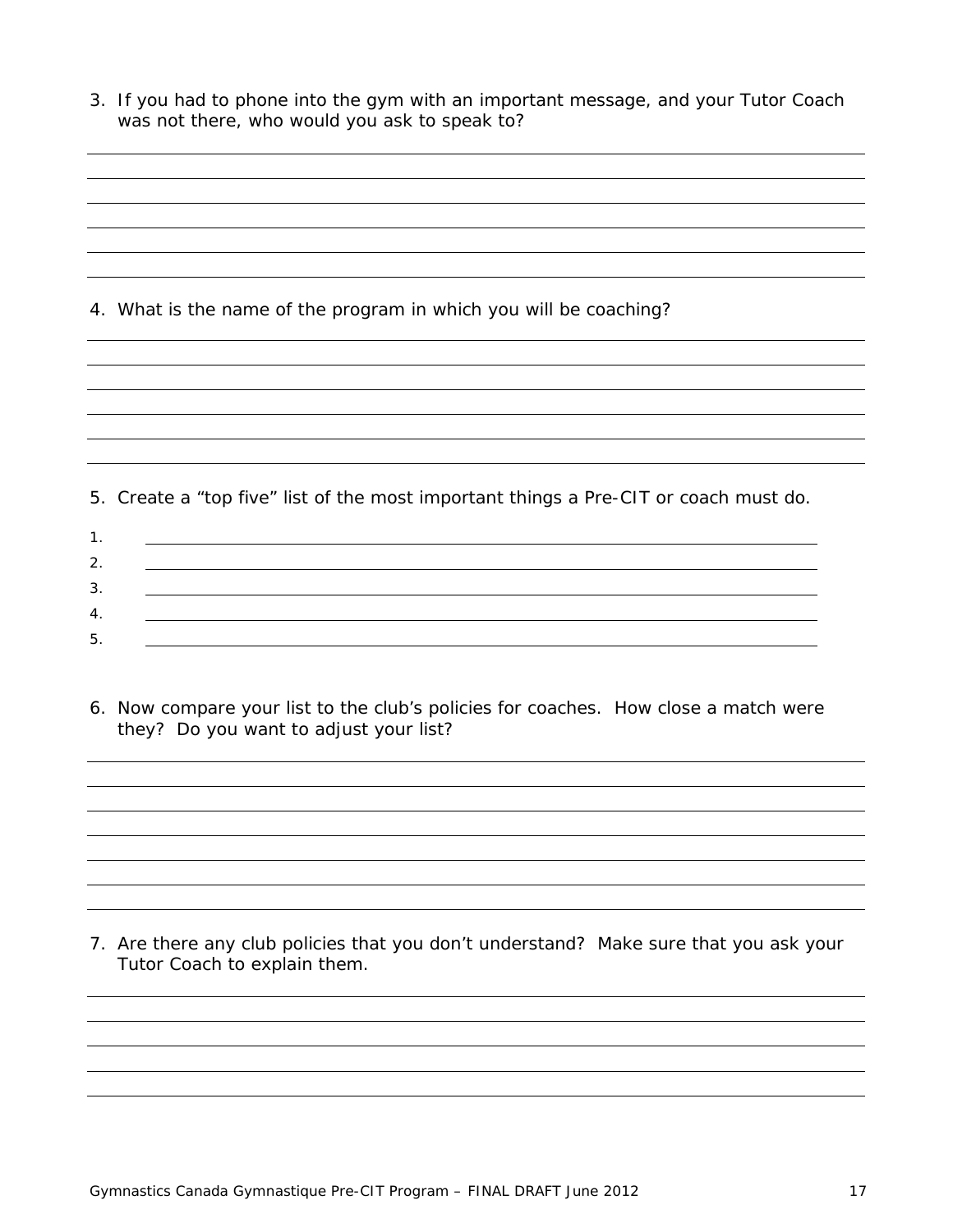3. If you had to phone into the gym with an important message, and your Tutor Coach was not there, who would you ask to speak to?

4. What is the name of the program in which you will be coaching?

5. Create a "top five" list of the most important things a Pre-CIT or coach must do.

1. 
2. 
3. 
4. 
5. 

6. Now compare your list to the club's policies for coaches. How close a match were they? Do you want to adjust your list?

7. Are there any club policies that you don't understand? Make sure that you ask your Tutor Coach to explain them.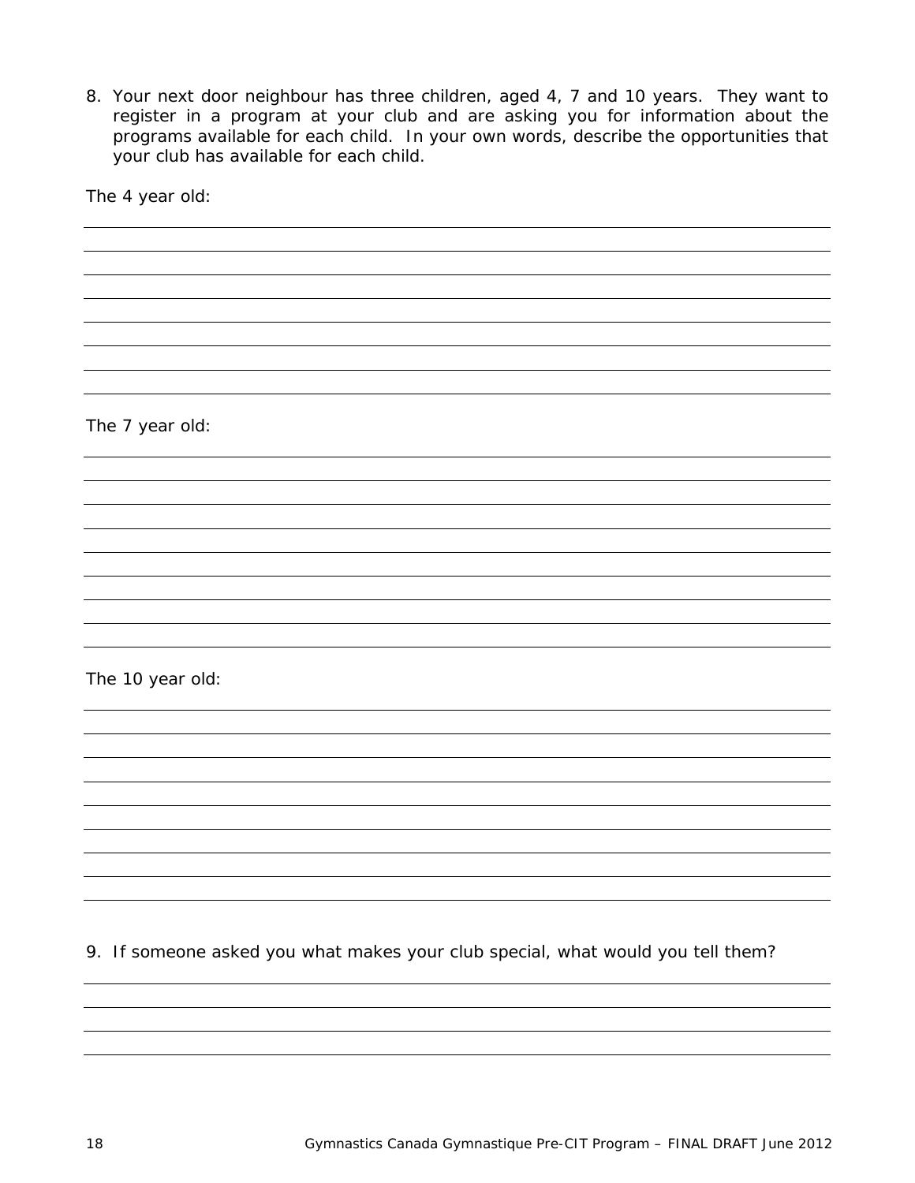8. Your next door neighbour has three children, aged 4, 7 and 10 years. They want to register in a program at your club and are asking you for information about the programs available for each child. In your own words, describe the opportunities that your club has available for each child.

The 4 year old:

_______________________________________________________________________________

_______________________________________________________________________________

_______________________________________________________________________________

_______________________________________________________________________________

_______________________________________________________________________________

_______________________________________________________________________________

_______________________________________________________________________________

_______________________________________________________________________________

The 7 year old:

_______________________________________________________________________________

_______________________________________________________________________________

_______________________________________________________________________________

_______________________________________________________________________________

_______________________________________________________________________________

_______________________________________________________________________________

_______________________________________________________________________________

_______________________________________________________________________________

_______________________________________________________________________________

The 10 year old:

_______________________________________________________________________________

_______________________________________________________________________________

_______________________________________________________________________________

_______________________________________________________________________________

_______________________________________________________________________________

_______________________________________________________________________________

_______________________________________________________________________________

_______________________________________________________________________________

_______________________________________________________________________________

9. If someone asked you what makes your club special, what would you tell them?

_______________________________________________________________________________

_______________________________________________________________________________

_______________________________________________________________________________

_______________________________________________________________________________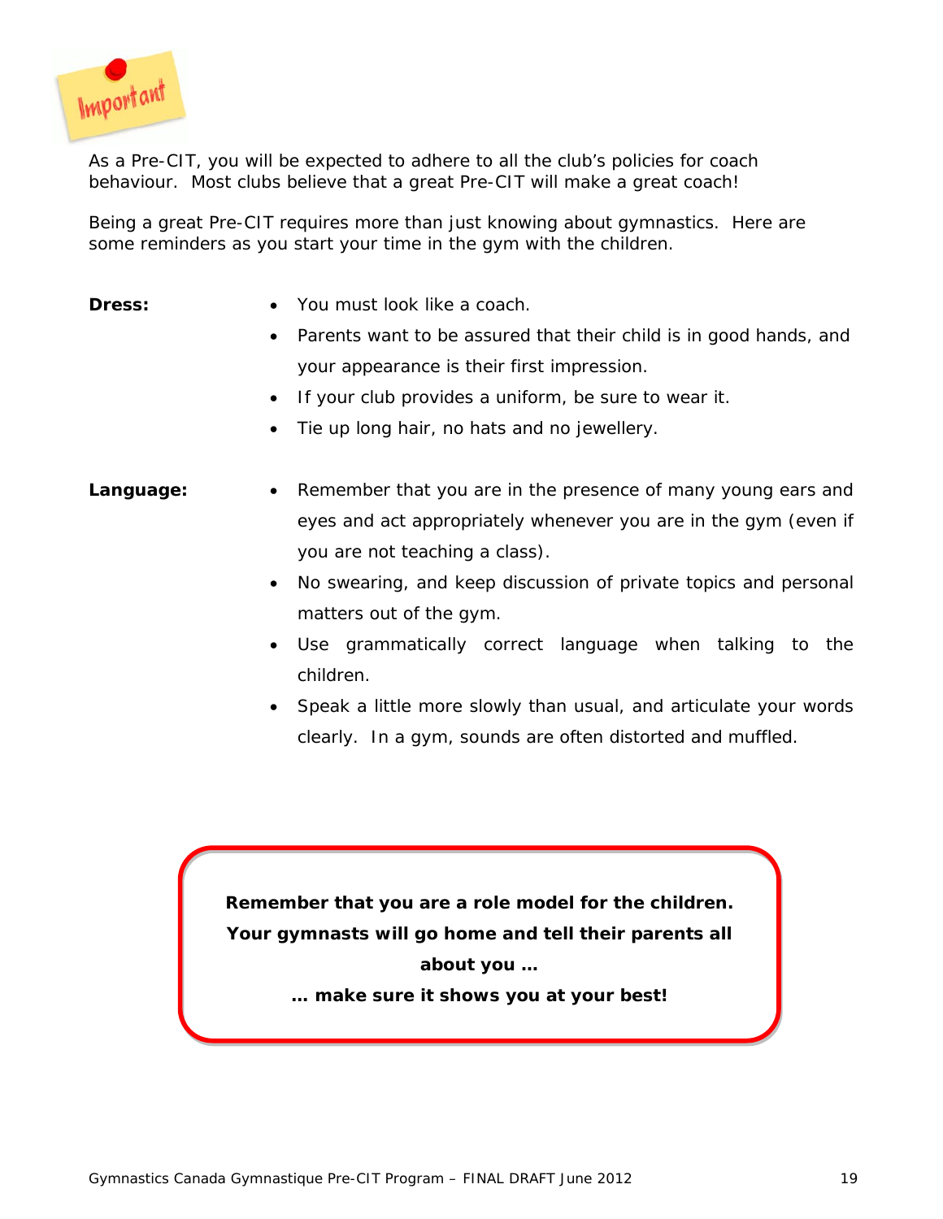**Important**

As a Pre-CIT, you will be expected to adhere to all the club's policies for coach behaviour. Most clubs believe that a great Pre-CIT will make a great coach!

Being a great Pre-CIT requires more than just knowing about gymnastics. Here are some reminders as you start your time in the gym with the children.

**Dress:**

- You must look like a coach.
- Parents want to be assured that their child is in good hands, and your appearance is their first impression.
- If your club provides a uniform, be sure to wear it.
- Tie up long hair, no hats and no jewellery.

**Language:**

- Remember that you are in the presence of many young ears and eyes and act appropriately whenever you are in the gym (even if you are not teaching a class).
- No swearing, and keep discussion of private topics and personal matters out of the gym.
- Use grammatically correct language when talking to the children.
- Speak a little more slowly than usual, and articulate your words clearly. In a gym, sounds are often distorted and muffled.

**Remember that you are a role model for the children. Your gymnasts will go home and tell their parents all about you …**

**… make sure it shows you at your best!**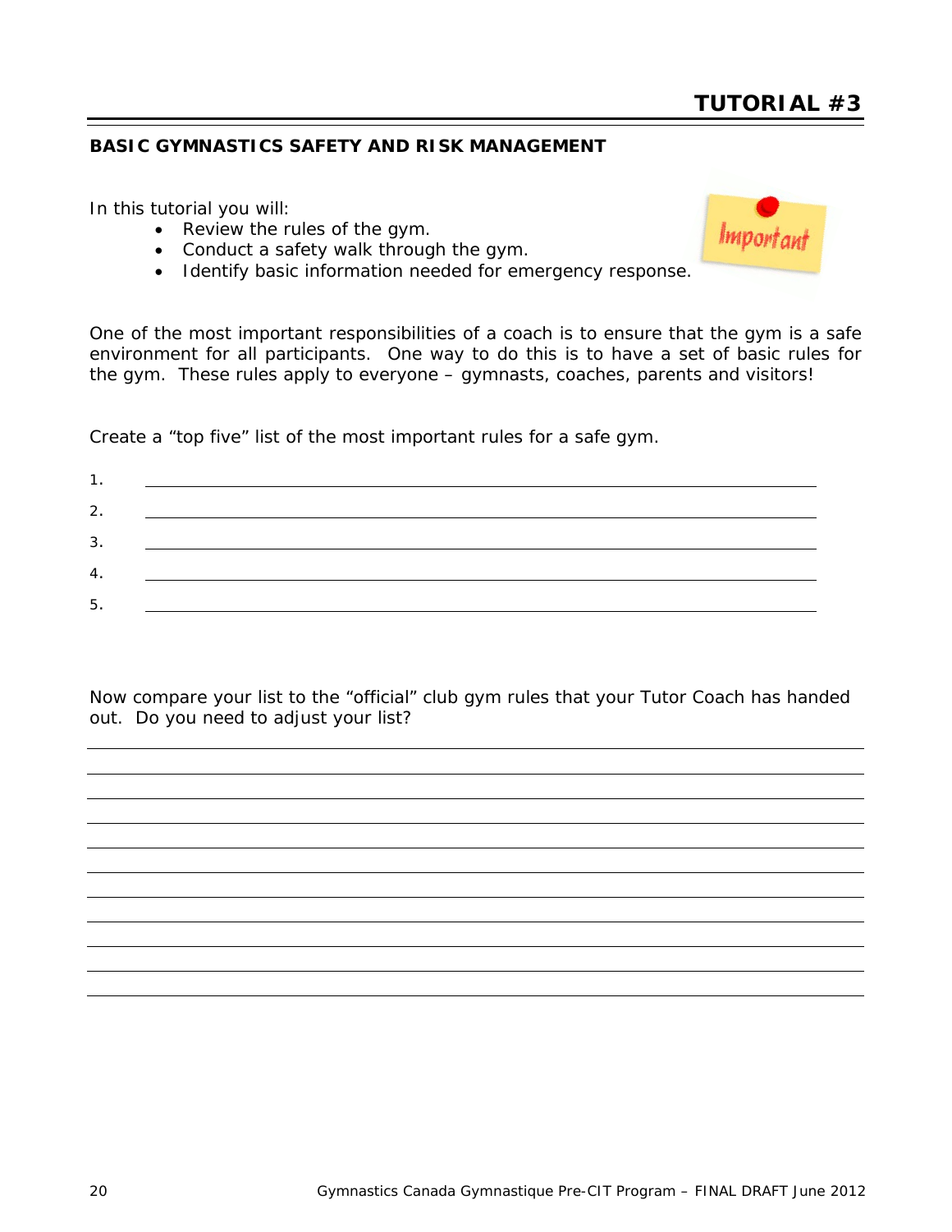# TUTORIAL #3

## BASIC GYMNASTICS SAFETY AND RISK MANAGEMENT

In this tutorial you will:

- Review the rules of the gym.
- Conduct a safety walk through the gym.
- Identify basic information needed for emergency response.

One of the most important responsibilities of a coach is to ensure that the gym is a safe environment for all participants. One way to do this is to have a set of basic rules for the gym. These rules apply to everyone – gymnasts, coaches, parents and visitors!

Create a "top five" list of the most important rules for a safe gym.

1. ______________________________
2. ______________________________
3. ______________________________
4. ______________________________
5. ______________________________

Now compare your list to the "official" club gym rules that your Tutor Coach has handed out. Do you need to adjust your list?

______________________________

______________________________

______________________________

______________________________

______________________________

______________________________

______________________________

______________________________

______________________________

______________________________

______________________________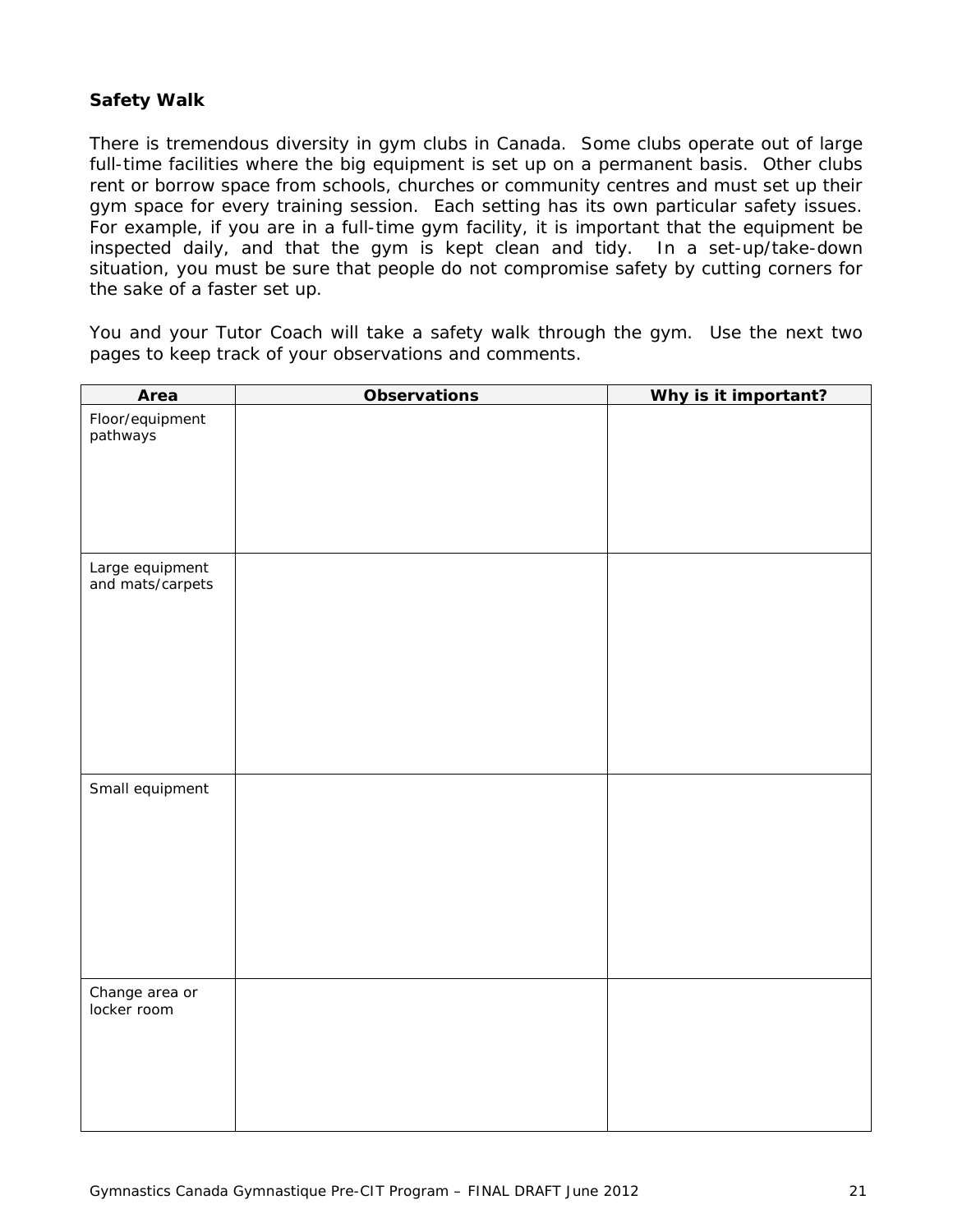**Safety Walk**

There is tremendous diversity in gym clubs in Canada. Some clubs operate out of large full-time facilities where the big equipment is set up on a permanent basis. Other clubs rent or borrow space from schools, churches or community centres and must set up their gym space for every training session. Each setting has its own particular safety issues. For example, if you are in a full-time gym facility, it is important that the equipment be inspected daily, and that the gym is kept clean and tidy. In a set-up/take-down situation, you must be sure that people do not compromise safety by cutting corners for the sake of a faster set up.

You and your Tutor Coach will take a safety walk through the gym. Use the next two pages to keep track of your observations and comments.

| Area | Observations | Why is it important? |
|---|---|---|
| Floor/equipment pathways | | |
| Large equipment and mats/carpets | | |
| Small equipment | | |
| Change area or locker room | | |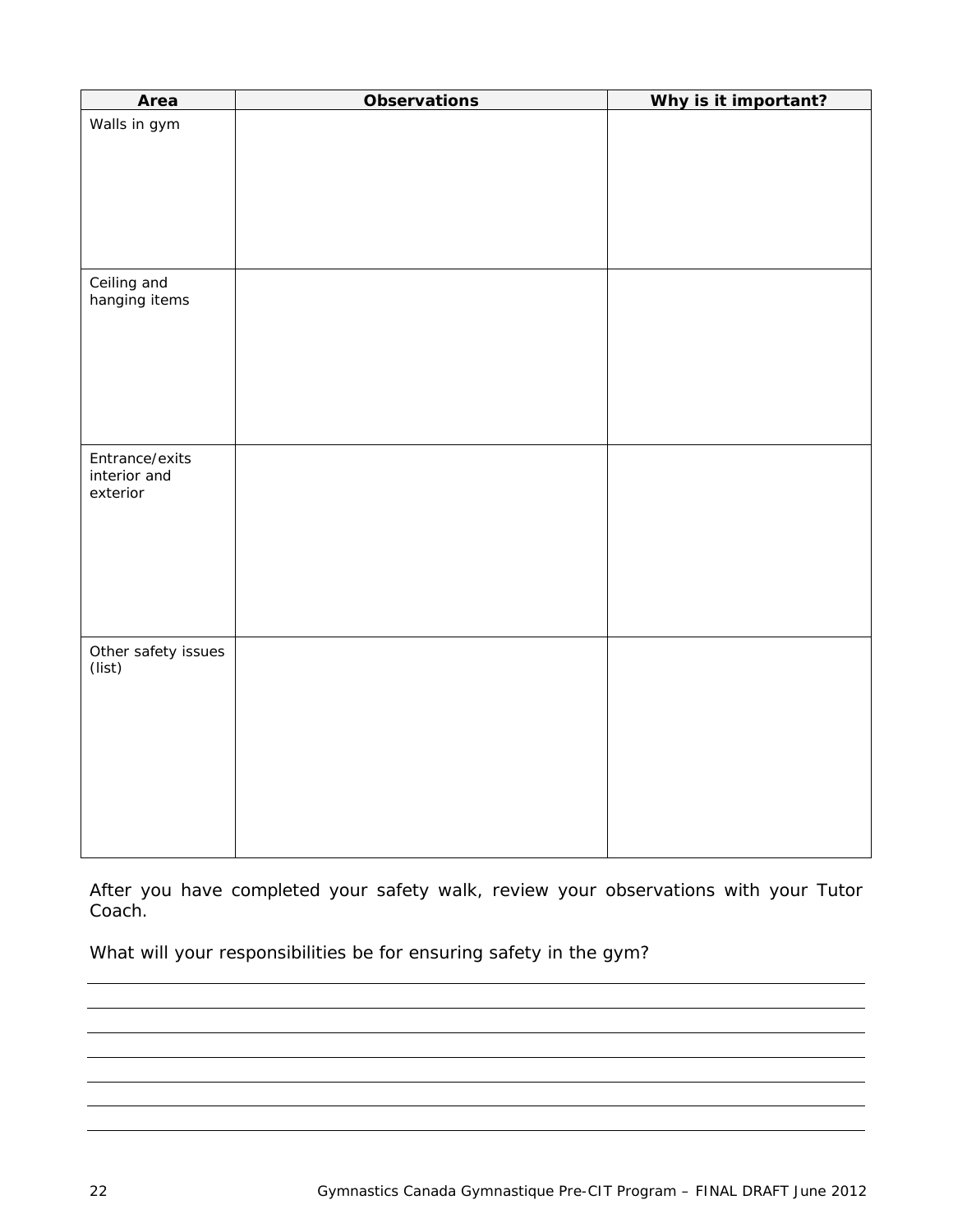| Area | Observations | Why is it important? |
| --- | --- | --- |
| Walls in gym | | |
| Ceiling and hanging items | | |
| Entrance/exits interior and exterior | | |
| Other safety issues (list) | | |

After you have completed your safety walk, review your observations with your Tutor Coach.

What will your responsibilities be for ensuring safety in the gym?

______________________________________________________________________

______________________________________________________________________

______________________________________________________________________

______________________________________________________________________

______________________________________________________________________

______________________________________________________________________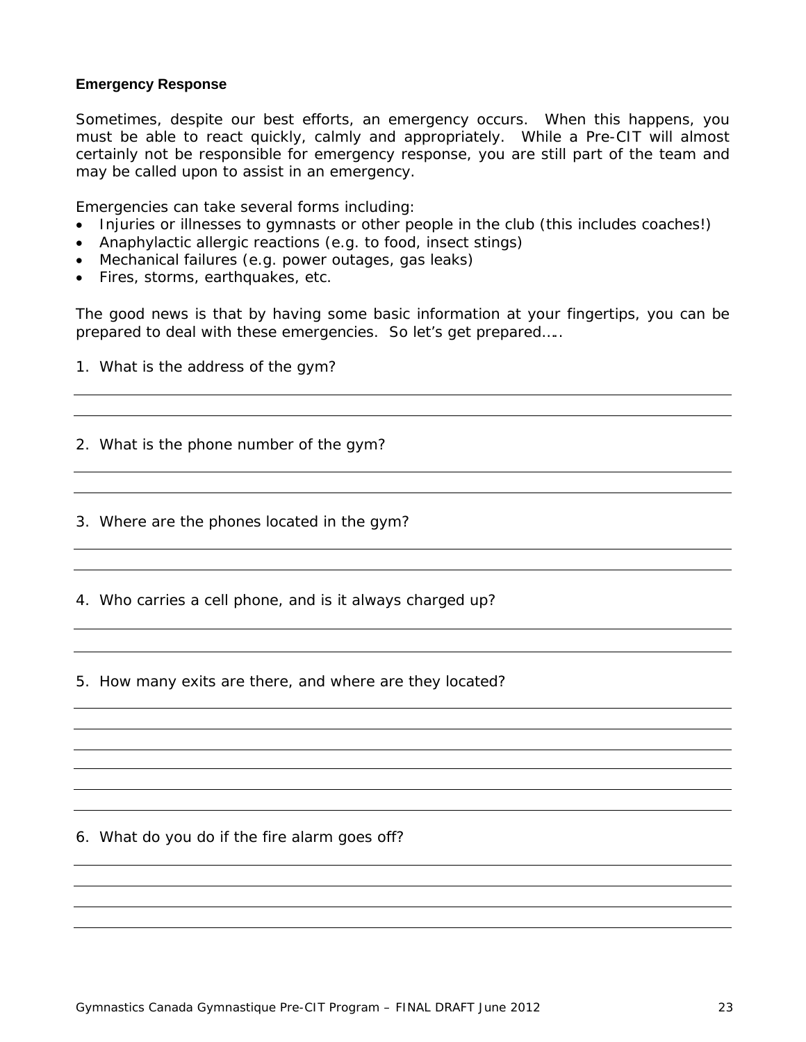## Emergency Response

Sometimes, despite our best efforts, an emergency occurs. When this happens, you must be able to react quickly, calmly and appropriately. While a Pre-CIT will almost certainly not be responsible for emergency response, you are still part of the team and may be called upon to assist in an emergency.

Emergencies can take several forms including:

- Injuries or illnesses to gymnasts or other people in the club (this includes coaches!)
- Anaphylactic allergic reactions (e.g. to food, insect stings)
- Mechanical failures (e.g. power outages, gas leaks)
- Fires, storms, earthquakes, etc.

The good news is that by having some basic information at your fingertips, you can be prepared to deal with these emergencies. So let's get prepared…..

1. What is the address of the gym?

______________________________________________________________________

______________________________________________________________________

2. What is the phone number of the gym?

______________________________________________________________________

______________________________________________________________________

3. Where are the phones located in the gym?

______________________________________________________________________

______________________________________________________________________

4. Who carries a cell phone, and is it always charged up?

______________________________________________________________________

______________________________________________________________________

5. How many exits are there, and where are they located?

______________________________________________________________________

______________________________________________________________________

______________________________________________________________________

______________________________________________________________________

______________________________________________________________________

______________________________________________________________________

6. What do you do if the fire alarm goes off?

______________________________________________________________________

______________________________________________________________________

______________________________________________________________________

______________________________________________________________________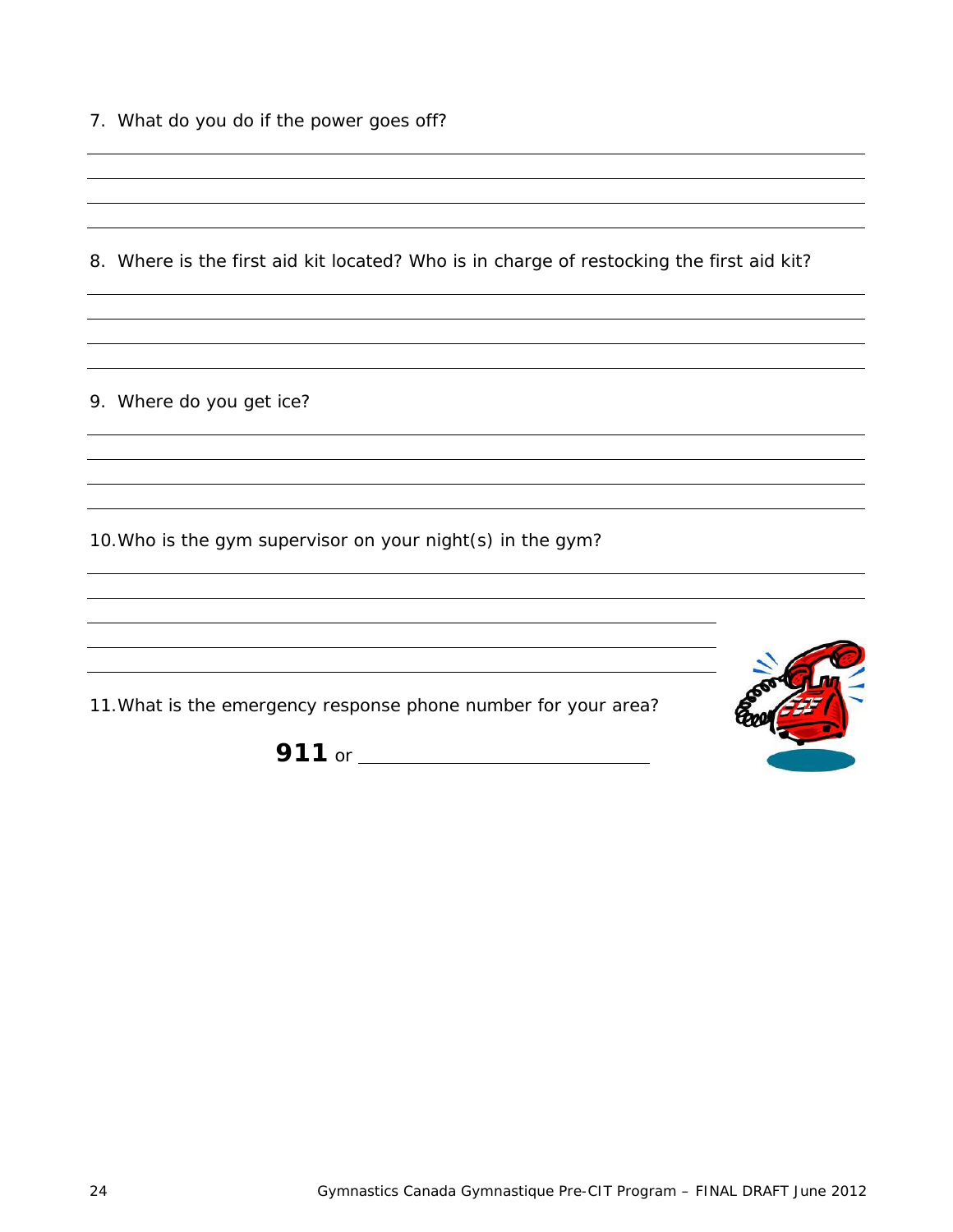7. What do you do if the power goes off?

8. Where is the first aid kit located? Who is in charge of restocking the first aid kit?

9. Where do you get ice?

10. Who is the gym supervisor on your night(s) in the gym?

11. What is the emergency response phone number for your area?

**911** or ____________________________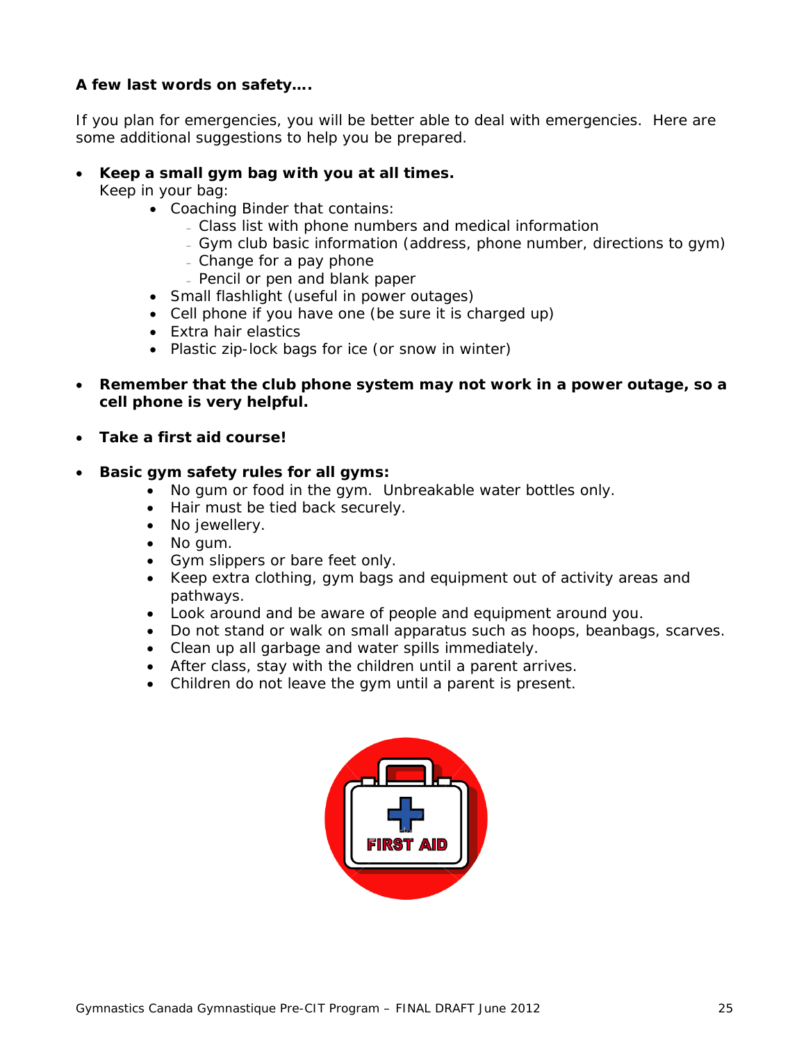**A few last words on safety….**

If you plan for emergencies, you will be better able to deal with emergencies. Here are some additional suggestions to help you be prepared.

- **Keep a small gym bag with you at all times.**
  Keep in your bag:
    - Coaching Binder that contains:
        - Class list with phone numbers and medical information
        - Gym club basic information (address, phone number, directions to gym)
        - Change for a pay phone
        - Pencil or pen and blank paper
    - Small flashlight (useful in power outages)
    - Cell phone if you have one (be sure it is charged up)
    - Extra hair elastics
    - Plastic zip-lock bags for ice (or snow in winter)

- **Remember that the club phone system may not work in a power outage, so a cell phone is very helpful.**

- **Take a first aid course!**

- **Basic gym safety rules for all gyms:**
    - No gum or food in the gym. Unbreakable water bottles only.
    - Hair must be tied back securely.
    - No jewellery.
    - No gum.
    - Gym slippers or bare feet only.
    - Keep extra clothing, gym bags and equipment out of activity areas and pathways.
    - Look around and be aware of people and equipment around you.
    - Do not stand or walk on small apparatus such as hoops, beanbags, scarves.
    - Clean up all garbage and water spills immediately.
    - After class, stay with the children until a parent arrives.
    - Children do not leave the gym until a parent is present.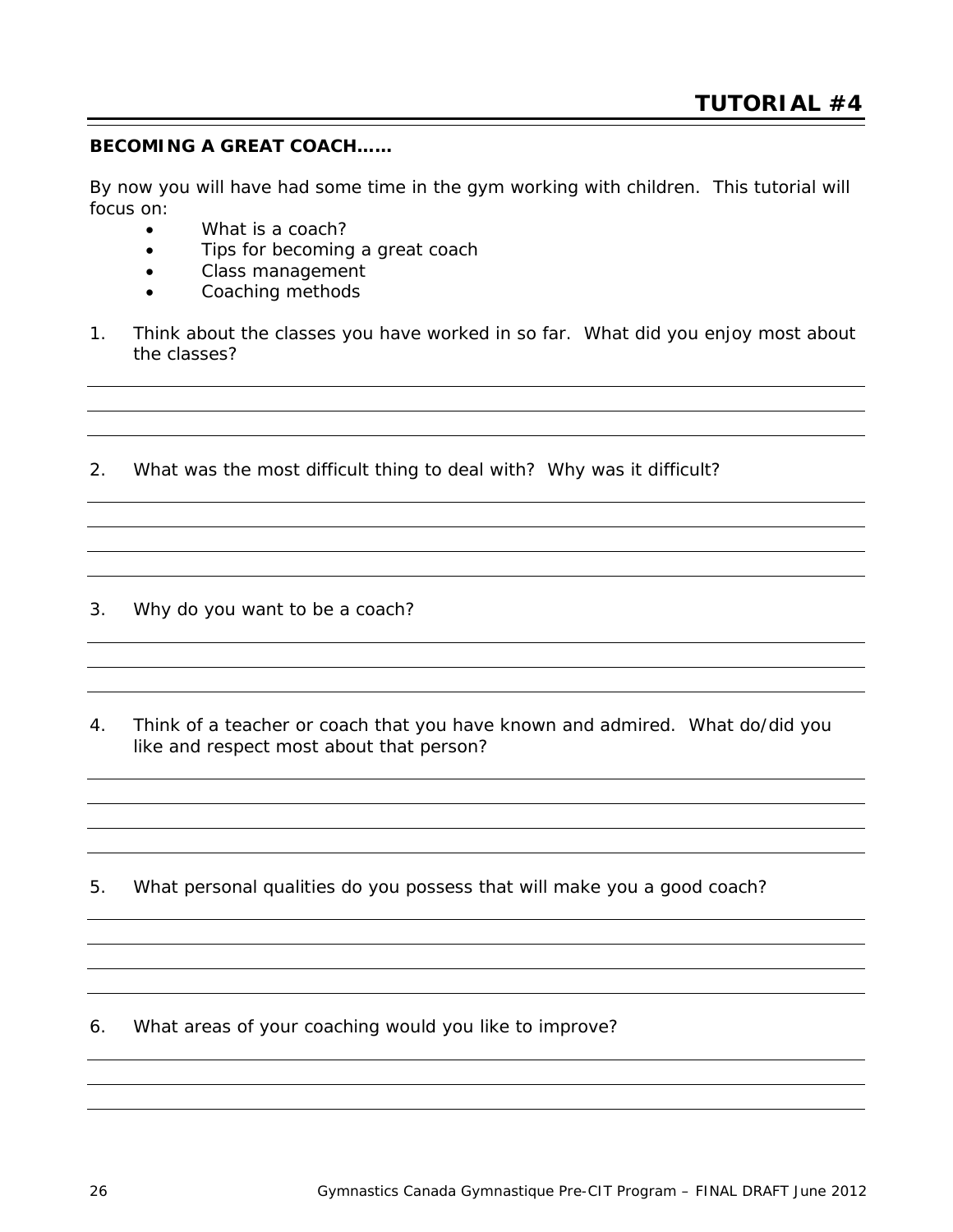# TUTORIAL #4

**BECOMING A GREAT COACH……**

By now you will have had some time in the gym working with children. This tutorial will focus on:

- What is a coach?
- Tips for becoming a great coach
- Class management
- Coaching methods

1. Think about the classes you have worked in so far. What did you enjoy most about the classes?

2. What was the most difficult thing to deal with? Why was it difficult?

3. Why do you want to be a coach?

4. Think of a teacher or coach that you have known and admired. What do/did you like and respect most about that person?

5. What personal qualities do you possess that will make you a good coach?

6. What areas of your coaching would you like to improve?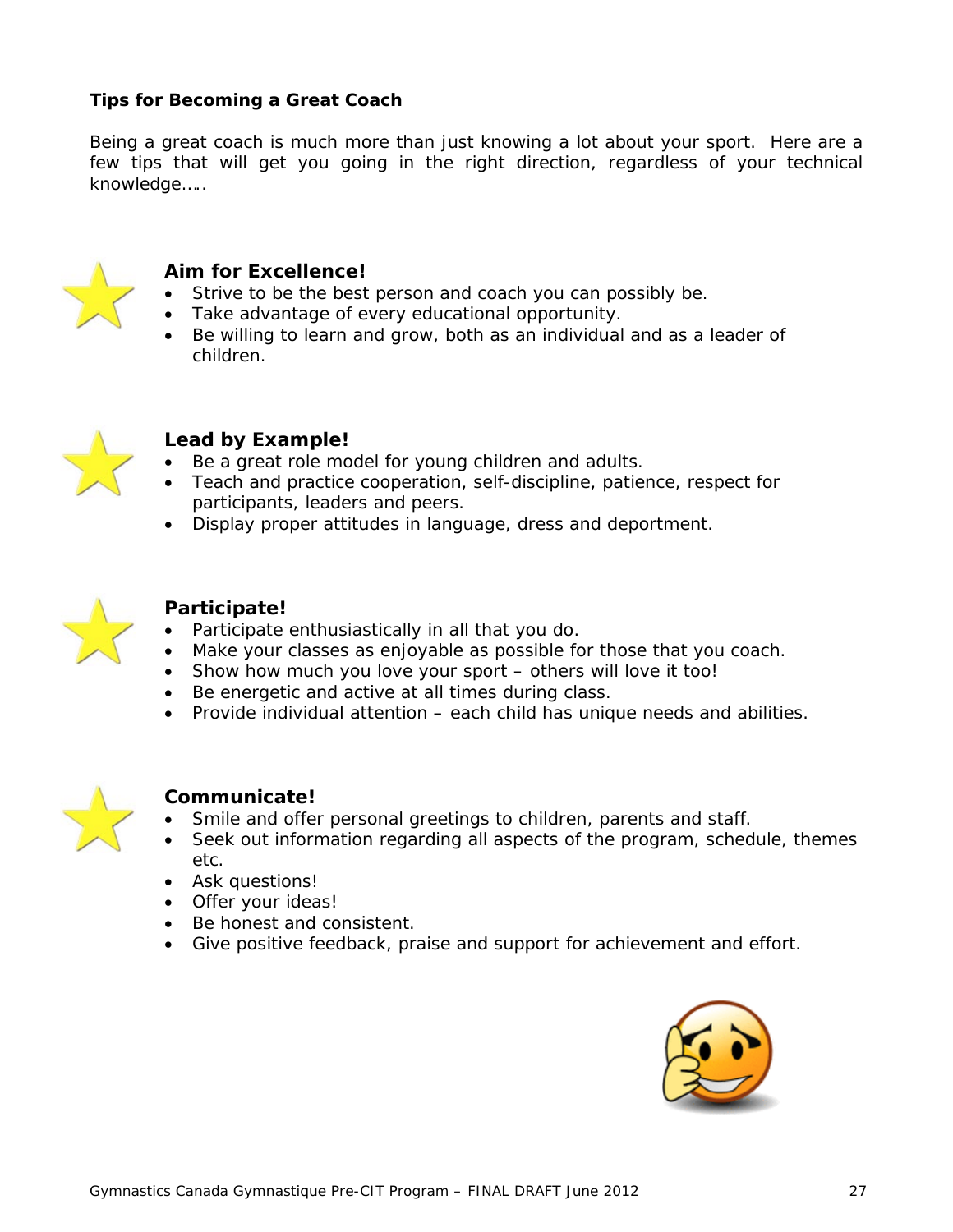**Tips for Becoming a Great Coach**

Being a great coach is much more than just knowing a lot about your sport. Here are a few tips that will get you going in the right direction, regardless of your technical knowledge…..

### Aim for Excellence!

- Strive to be the best person and coach you can possibly be.
- Take advantage of every educational opportunity.
- Be willing to learn and grow, both as an individual and as a leader of children.

### Lead by Example!

- Be a great role model for young children and adults.
- Teach and practice cooperation, self-discipline, patience, respect for participants, leaders and peers.
- Display proper attitudes in language, dress and deportment.

### Participate!

- Participate enthusiastically in all that you do.
- Make your classes as enjoyable as possible for those that you coach.
- Show how much you love your sport – others will love it too!
- Be energetic and active at all times during class.
- Provide individual attention – each child has unique needs and abilities.

### Communicate!

- Smile and offer personal greetings to children, parents and staff.
- Seek out information regarding all aspects of the program, schedule, themes etc.
- Ask questions!
- Offer your ideas!
- Be honest and consistent.
- Give positive feedback, praise and support for achievement and effort.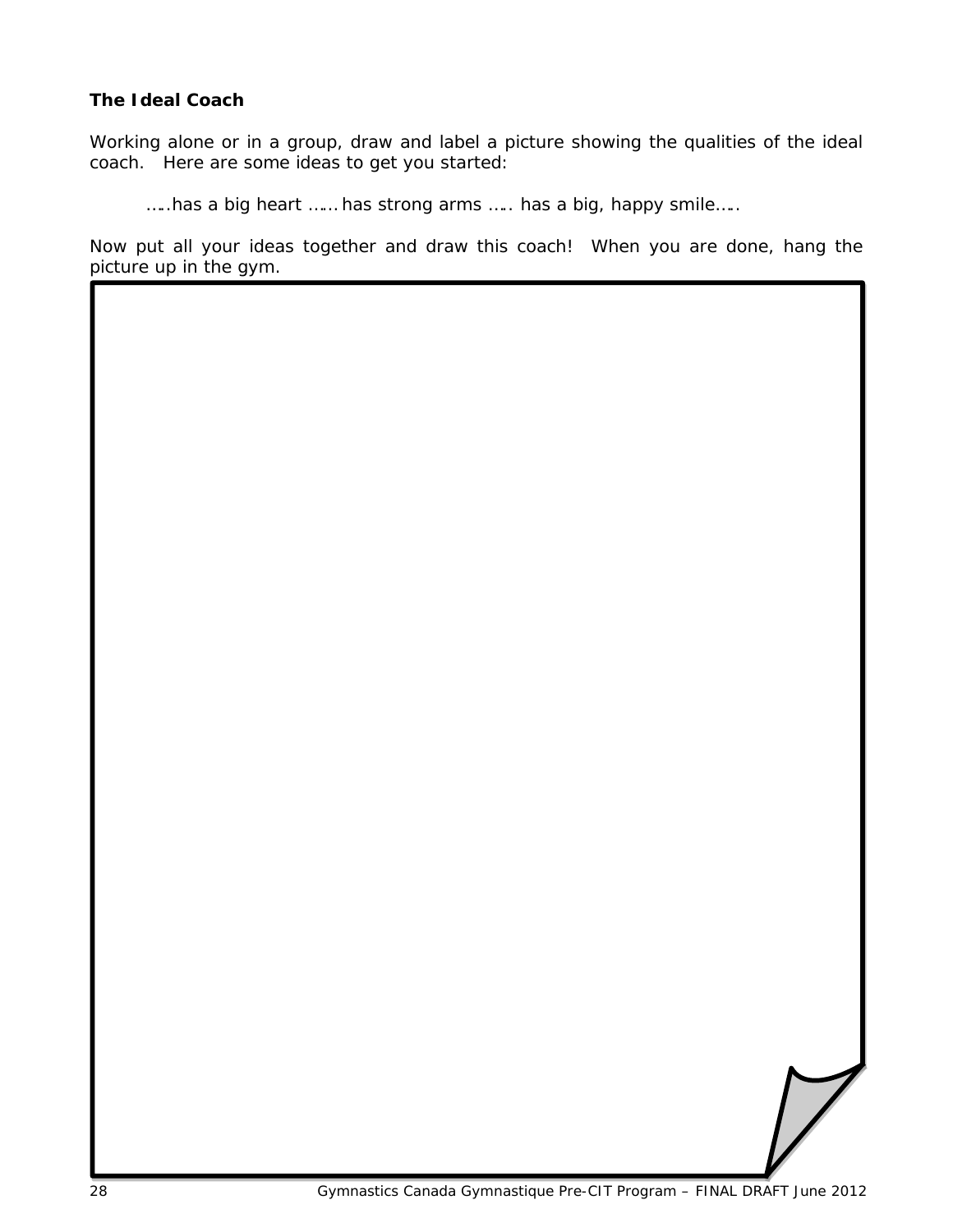**The Ideal Coach**

Working alone or in a group, draw and label a picture showing the qualities of the ideal coach. Here are some ideas to get you started:

…..has a big heart …… has strong arms ….. has a big, happy smile…..

Now put all your ideas together and draw this coach! When you are done, hang the picture up in the gym.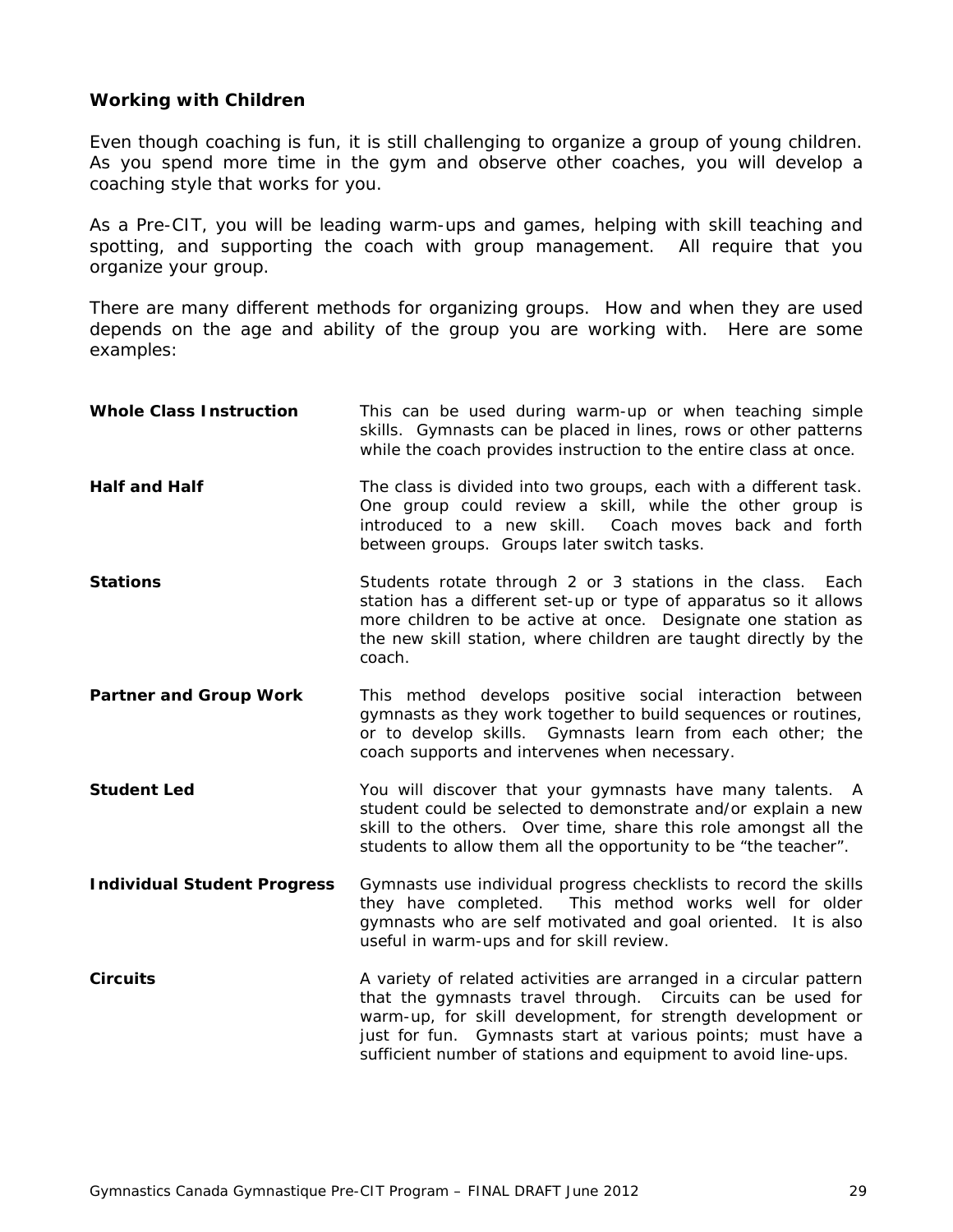## Working with Children

Even though coaching is fun, it is still challenging to organize a group of young children. As you spend more time in the gym and observe other coaches, you will develop a coaching style that works for you.

As a Pre-CIT, you will be leading warm-ups and games, helping with skill teaching and spotting, and supporting the coach with group management. All require that you organize your group.

There are many different methods for organizing groups. How and when they are used depends on the age and ability of the group you are working with. Here are some examples:

| | |
|---|---|
| **Whole Class Instruction** | This can be used during warm-up or when teaching simple skills. Gymnasts can be placed in lines, rows or other patterns while the coach provides instruction to the entire class at once. |
| **Half and Half** | The class is divided into two groups, each with a different task. One group could review a skill, while the other group is introduced to a new skill. Coach moves back and forth between groups. Groups later switch tasks. |
| **Stations** | Students rotate through 2 or 3 stations in the class. Each station has a different set-up or type of apparatus so it allows more children to be active at once. Designate one station as the new skill station, where children are taught directly by the coach. |
| **Partner and Group Work** | This method develops positive social interaction between gymnasts as they work together to build sequences or routines, or to develop skills. Gymnasts learn from each other; the coach supports and intervenes when necessary. |
| **Student Led** | You will discover that your gymnasts have many talents. A student could be selected to demonstrate and/or explain a new skill to the others. Over time, share this role amongst all the students to allow them all the opportunity to be "the teacher". |
| **Individual Student Progress** | Gymnasts use individual progress checklists to record the skills they have completed. This method works well for older gymnasts who are self motivated and goal oriented. It is also useful in warm-ups and for skill review. |
| **Circuits** | A variety of related activities are arranged in a circular pattern that the gymnasts travel through. Circuits can be used for warm-up, for skill development, for strength development or just for fun. Gymnasts start at various points; must have a sufficient number of stations and equipment to avoid line-ups. |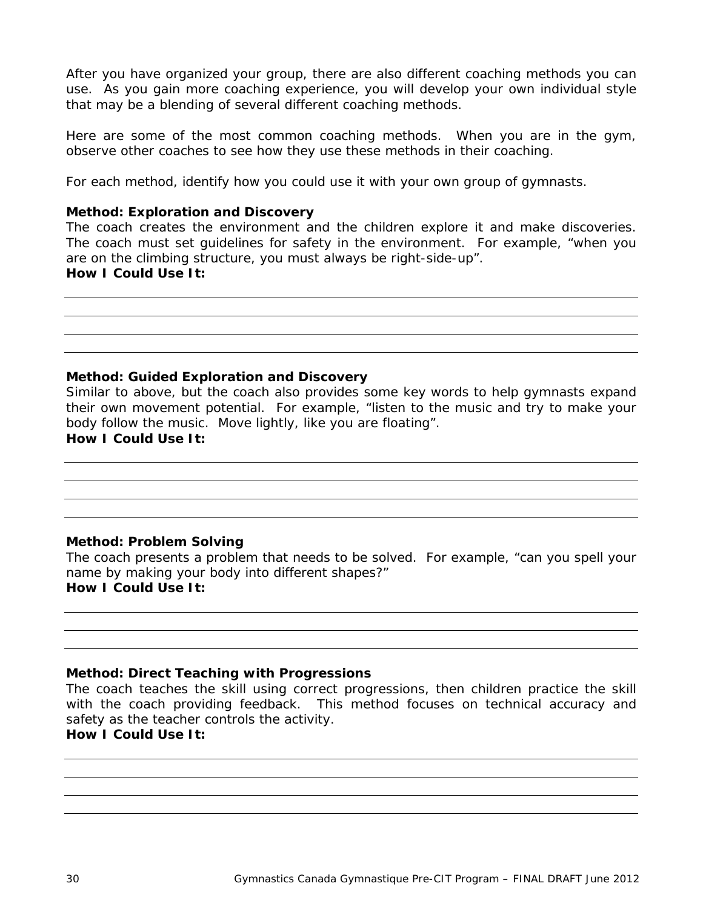After you have organized your group, there are also different coaching methods you can use. As you gain more coaching experience, you will develop your own individual style that may be a blending of several different coaching methods.

Here are some of the most common coaching methods. When you are in the gym, observe other coaches to see how they use these methods in their coaching.

For each method, identify how you could use it with your own group of gymnasts.

**Method: Exploration and Discovery**
The coach creates the environment and the children explore it and make discoveries. The coach must set guidelines for safety in the environment. For example, "when you are on the climbing structure, you must always be right-side-up".
**How I Could Use It:**

______________________________________________________________________________

______________________________________________________________________________

______________________________________________________________________________

______________________________________________________________________________

**Method: Guided Exploration and Discovery**
Similar to above, but the coach also provides some key words to help gymnasts expand their own movement potential. For example, "listen to the music and try to make your body follow the music. Move lightly, like you are floating".
**How I Could Use It:**

______________________________________________________________________________

______________________________________________________________________________

______________________________________________________________________________

______________________________________________________________________________

**Method: Problem Solving**
The coach presents a problem that needs to be solved. For example, "can you spell your name by making your body into different shapes?"
**How I Could Use It:**

______________________________________________________________________________

______________________________________________________________________________

______________________________________________________________________________

**Method: Direct Teaching with Progressions**
The coach teaches the skill using correct progressions, then children practice the skill with the coach providing feedback. This method focuses on technical accuracy and safety as the teacher controls the activity.
**How I Could Use It:**

______________________________________________________________________________

______________________________________________________________________________

______________________________________________________________________________

______________________________________________________________________________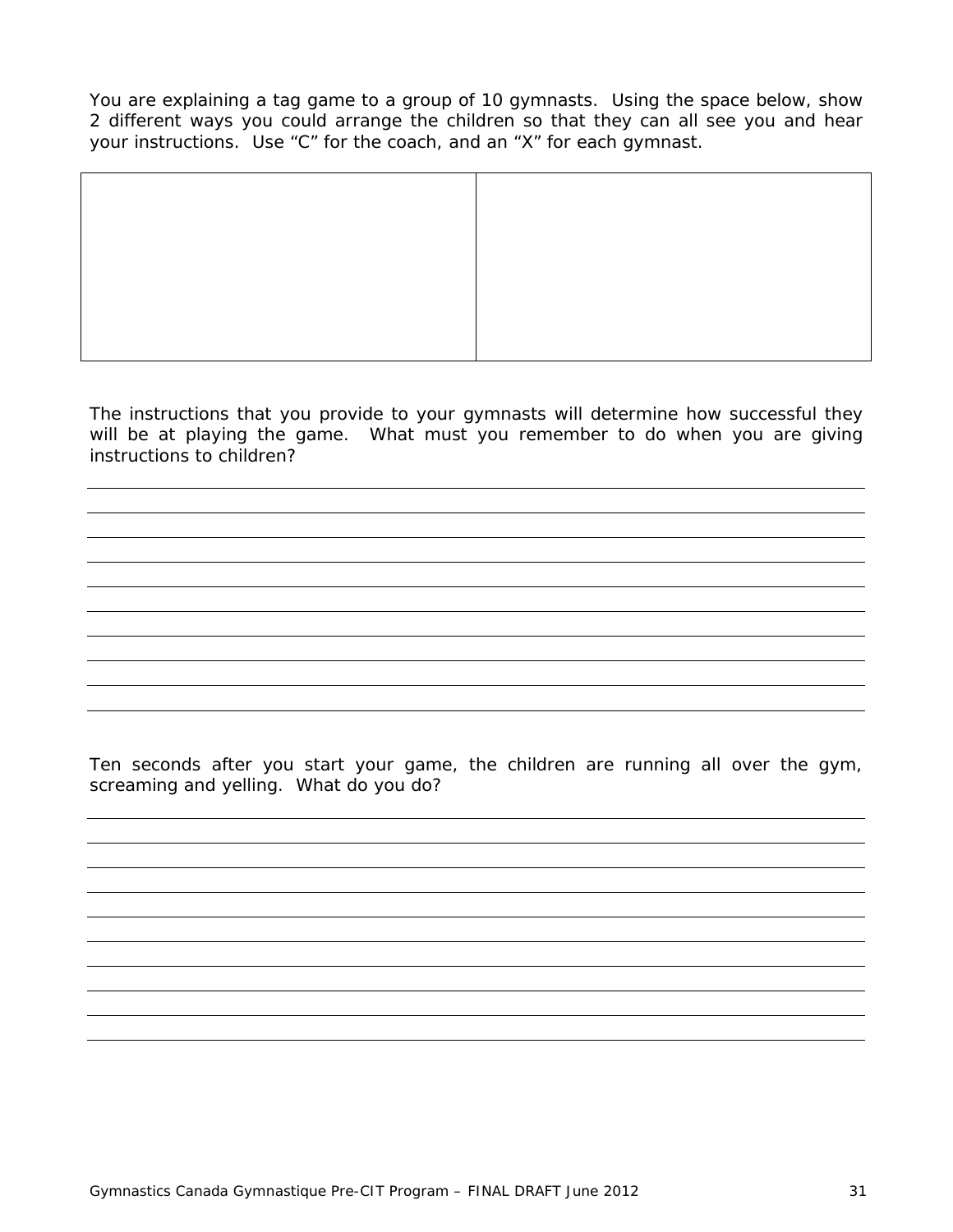You are explaining a tag game to a group of 10 gymnasts. Using the space below, show 2 different ways you could arrange the children so that they can all see you and hear your instructions. Use “C” for the coach, and an “X” for each gymnast.

| | |
|---|---|
| | |

The instructions that you provide to your gymnasts will determine how successful they will be at playing the game. What must you remember to do when you are giving instructions to children?

______________________________________________________________________

______________________________________________________________________

______________________________________________________________________

______________________________________________________________________

______________________________________________________________________

______________________________________________________________________

______________________________________________________________________

______________________________________________________________________

______________________________________________________________________

Ten seconds after you start your game, the children are running all over the gym, screaming and yelling. What do you do?

______________________________________________________________________

______________________________________________________________________

______________________________________________________________________

______________________________________________________________________

______________________________________________________________________

______________________________________________________________________

______________________________________________________________________

______________________________________________________________________

______________________________________________________________________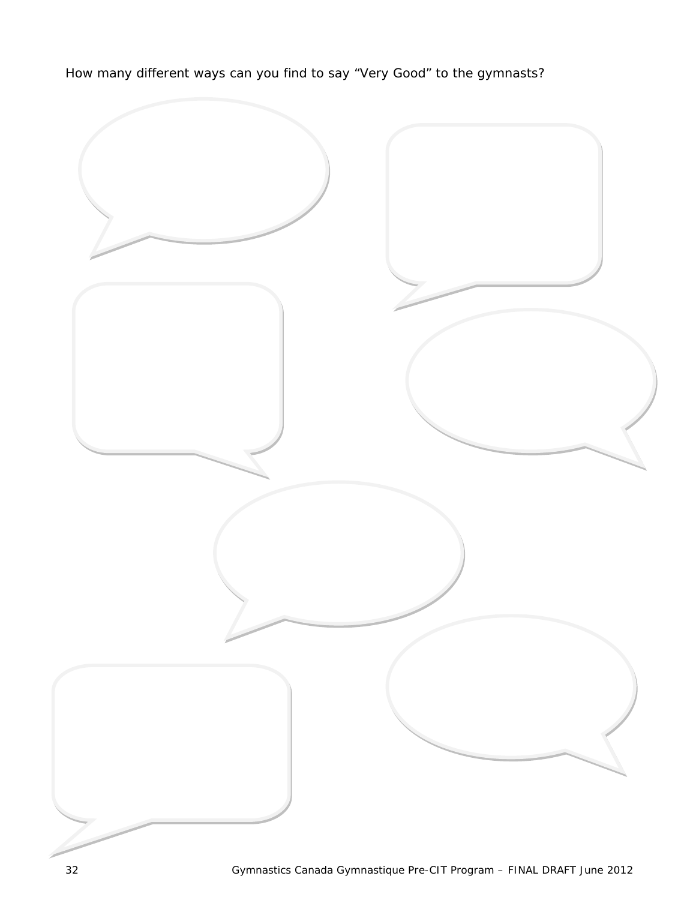How many different ways can you find to say “Very Good” to the gymnasts?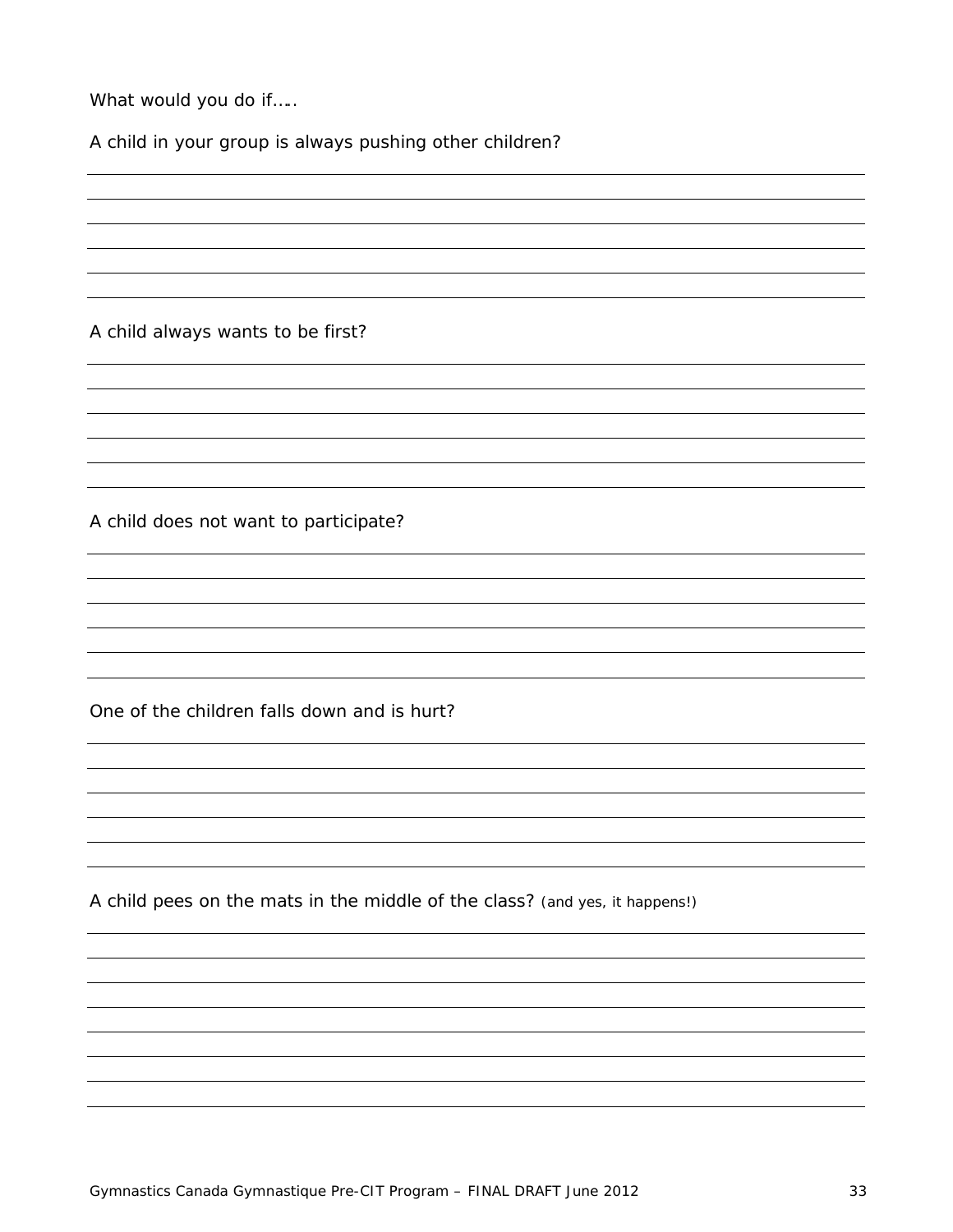What would you do if…..

A child in your group is always pushing other children?

A child always wants to be first?

A child does not want to participate?

One of the children falls down and is hurt?

A child pees on the mats in the middle of the class? (and yes, it happens!)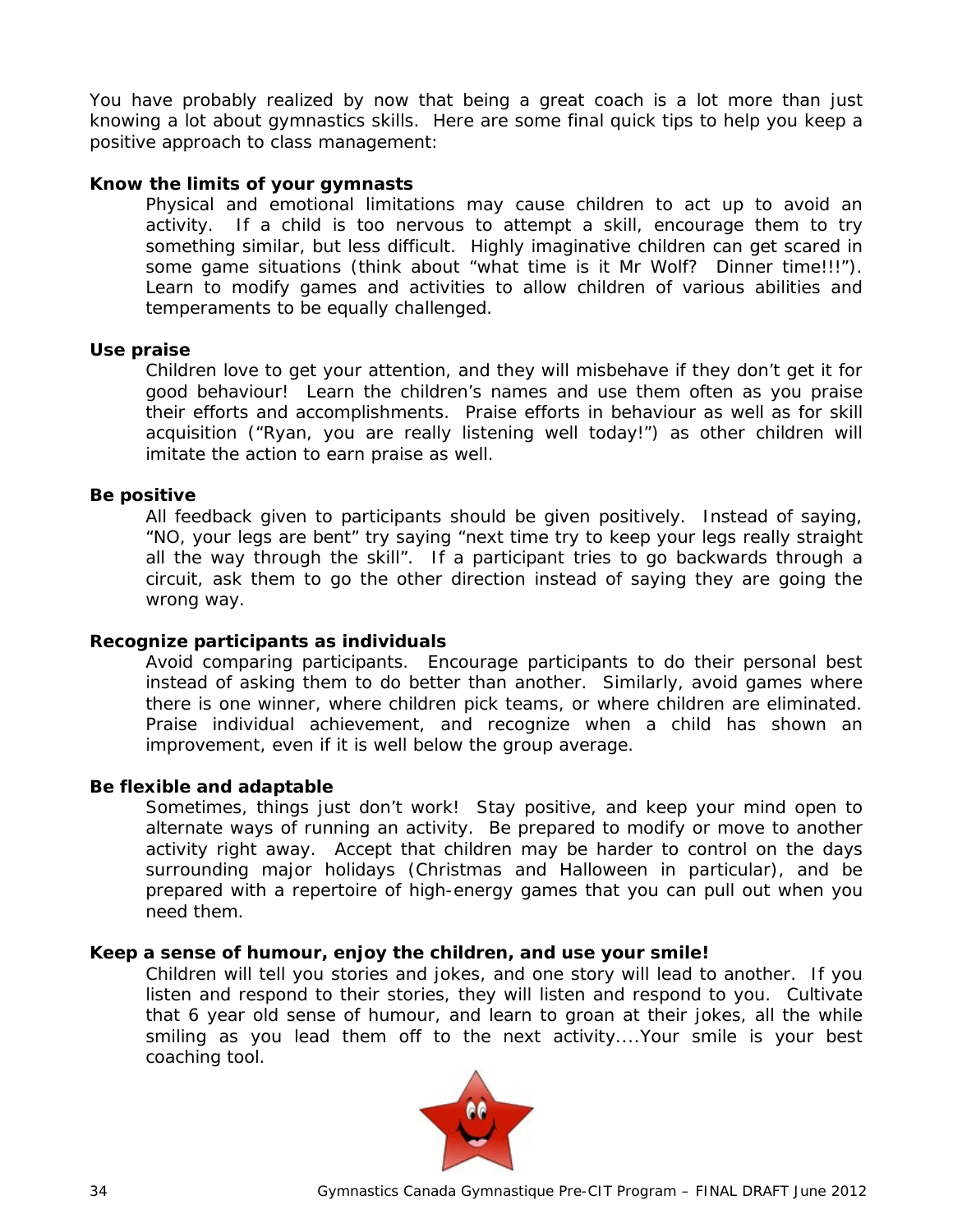You have probably realized by now that being a great coach is a lot more than just knowing a lot about gymnastics skills. Here are some final quick tips to help you keep a positive approach to class management:

**Know the limits of your gymnasts**

Physical and emotional limitations may cause children to act up to avoid an activity. If a child is too nervous to attempt a skill, encourage them to try something similar, but less difficult. Highly imaginative children can get scared in some game situations (think about "what time is it Mr Wolf? Dinner time!!!"). Learn to modify games and activities to allow children of various abilities and temperaments to be equally challenged.

**Use praise**

Children love to get your attention, and they will misbehave if they don't get it for good behaviour! Learn the children's names and use them often as you praise their efforts and accomplishments. Praise efforts in behaviour as well as for skill acquisition ("Ryan, you are really listening well today!") as other children will imitate the action to earn praise as well.

**Be positive**

All feedback given to participants should be given positively. Instead of saying, "NO, your legs are bent" try saying "next time try to keep your legs really straight all the way through the skill". If a participant tries to go backwards through a circuit, ask them to go the other direction instead of saying they are going the wrong way.

**Recognize participants as individuals**

Avoid comparing participants. Encourage participants to do their personal best instead of asking them to do better than another. Similarly, avoid games where there is one winner, where children pick teams, or where children are eliminated. Praise individual achievement, and recognize when a child has shown an improvement, even if it is well below the group average.

**Be flexible and adaptable**

Sometimes, things just don't work! Stay positive, and keep your mind open to alternate ways of running an activity. Be prepared to modify or move to another activity right away. Accept that children may be harder to control on the days surrounding major holidays (Christmas and Halloween in particular), and be prepared with a repertoire of high-energy games that you can pull out when you need them.

**Keep a sense of humour, enjoy the children, and use your smile!**

Children will tell you stories and jokes, and one story will lead to another. If you listen and respond to their stories, they will listen and respond to you. Cultivate that 6 year old sense of humour, and learn to groan at their jokes, all the while smiling as you lead them off to the next activity....Your smile is your best coaching tool.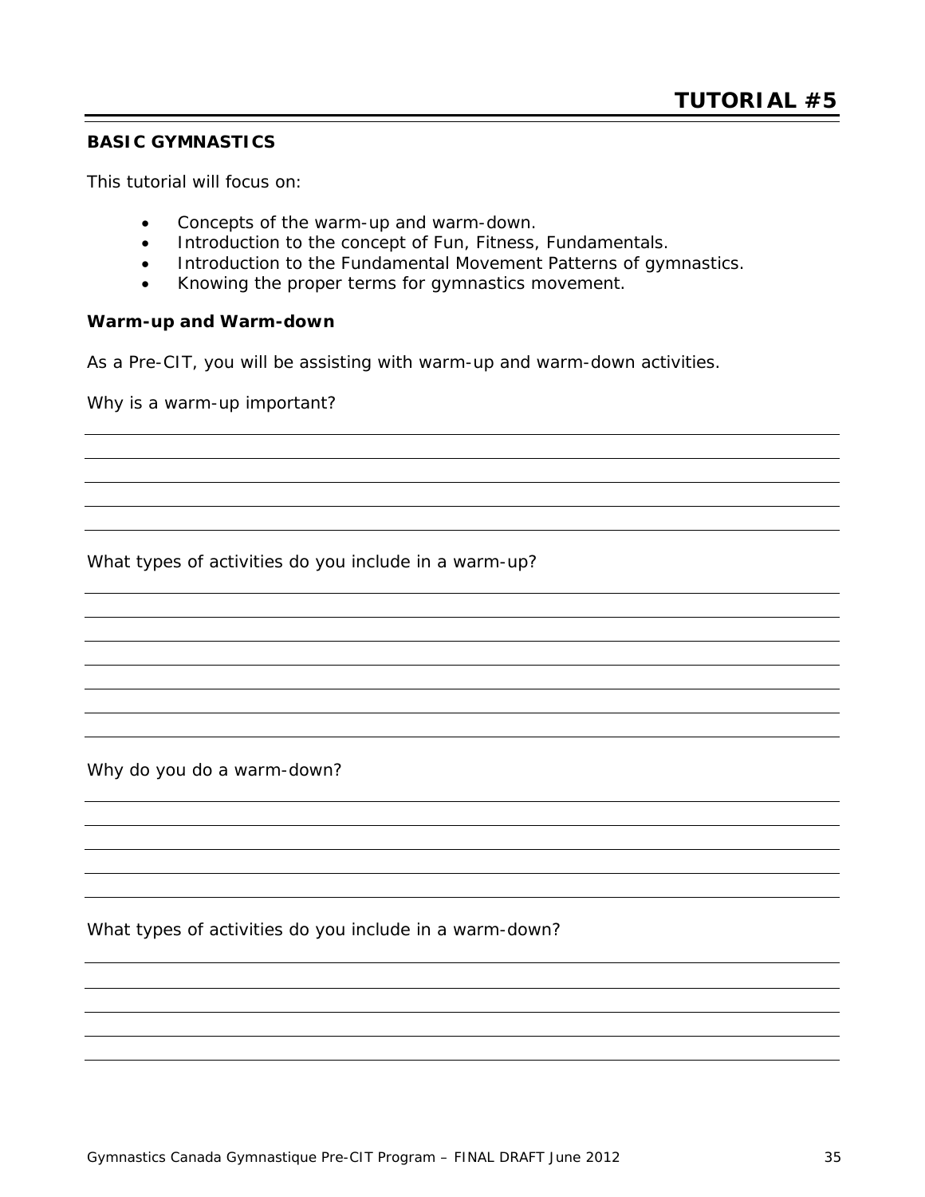# TUTORIAL #5

**BASIC GYMNASTICS**

This tutorial will focus on:

- Concepts of the warm-up and warm-down.
- Introduction to the concept of Fun, Fitness, Fundamentals.
- Introduction to the Fundamental Movement Patterns of gymnastics.
- Knowing the proper terms for gymnastics movement.

**Warm-up and Warm-down**

As a Pre-CIT, you will be assisting with warm-up and warm-down activities.

Why is a warm-up important?

What types of activities do you include in a warm-up?

Why do you do a warm-down?

What types of activities do you include in a warm-down?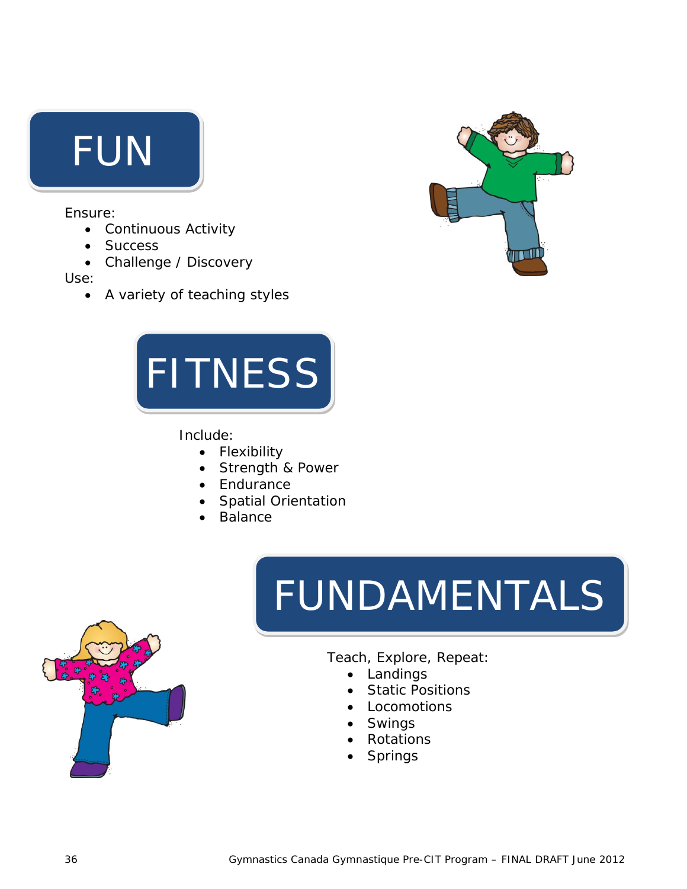## FUN

Ensure:

- Continuous Activity
- Success
- Challenge / Discovery

Use:

- A variety of teaching styles

## FITNESS

Include:

- Flexibility
- Strength & Power
- Endurance
- Spatial Orientation
- Balance

## FUNDAMENTALS

Teach, Explore, Repeat:

- Landings
- Static Positions
- Locomotions
- Swings
- Rotations
- Springs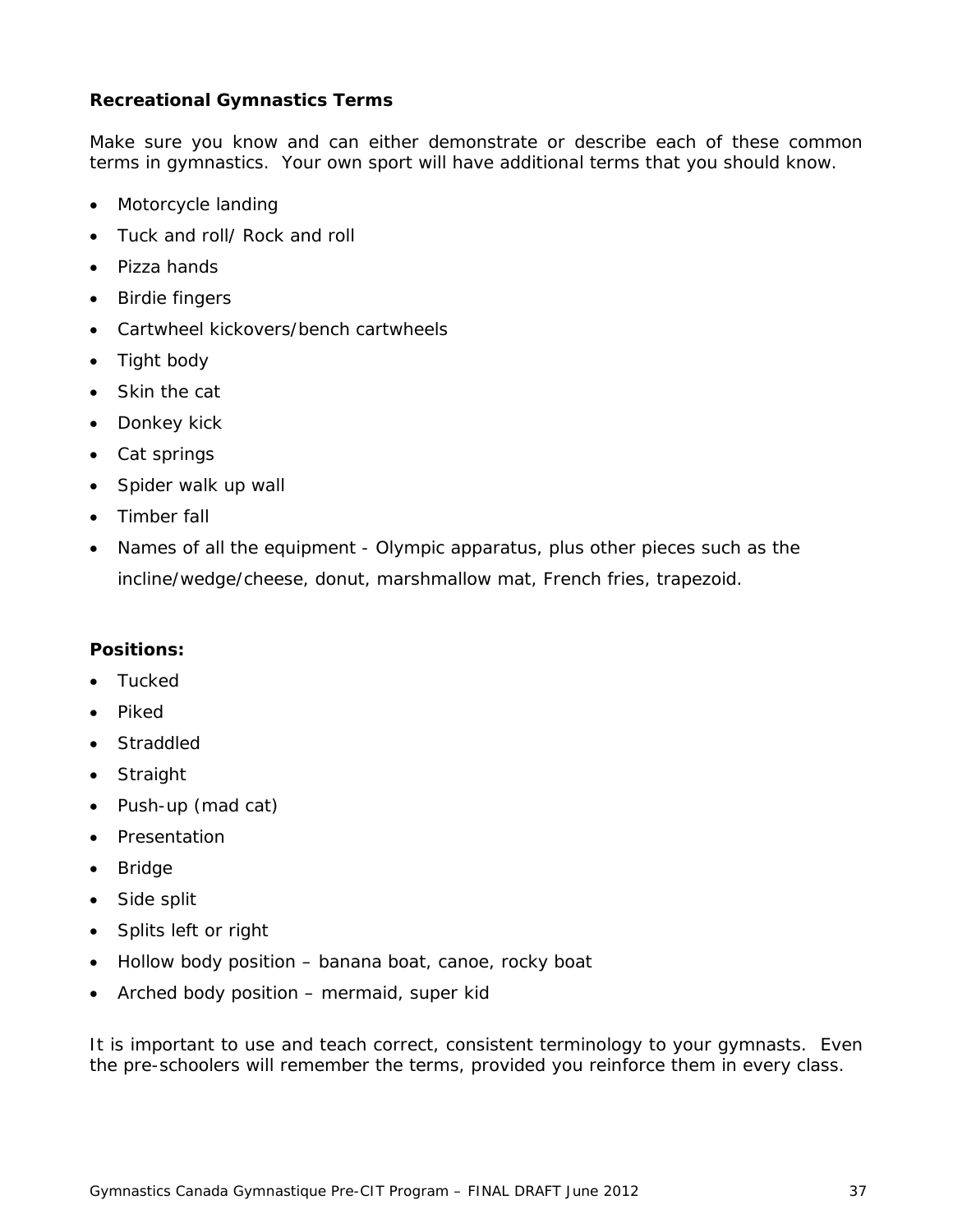**Recreational Gymnastics Terms**

Make sure you know and can either demonstrate or describe each of these common terms in gymnastics. Your own sport will have additional terms that you should know.

- Motorcycle landing
- Tuck and roll/ Rock and roll
- Pizza hands
- Birdie fingers
- Cartwheel kickovers/bench cartwheels
- Tight body
- Skin the cat
- Donkey kick
- Cat springs
- Spider walk up wall
- Timber fall
- Names of all the equipment - Olympic apparatus, plus other pieces such as the incline/wedge/cheese, donut, marshmallow mat, French fries, trapezoid.

**Positions:**

- Tucked
- Piked
- Straddled
- Straight
- Push-up (mad cat)
- Presentation
- Bridge
- Side split
- Splits left or right
- Hollow body position – banana boat, canoe, rocky boat
- Arched body position – mermaid, super kid

It is important to use and teach correct, consistent terminology to your gymnasts. Even the pre-schoolers will remember the terms, provided you reinforce them in every class.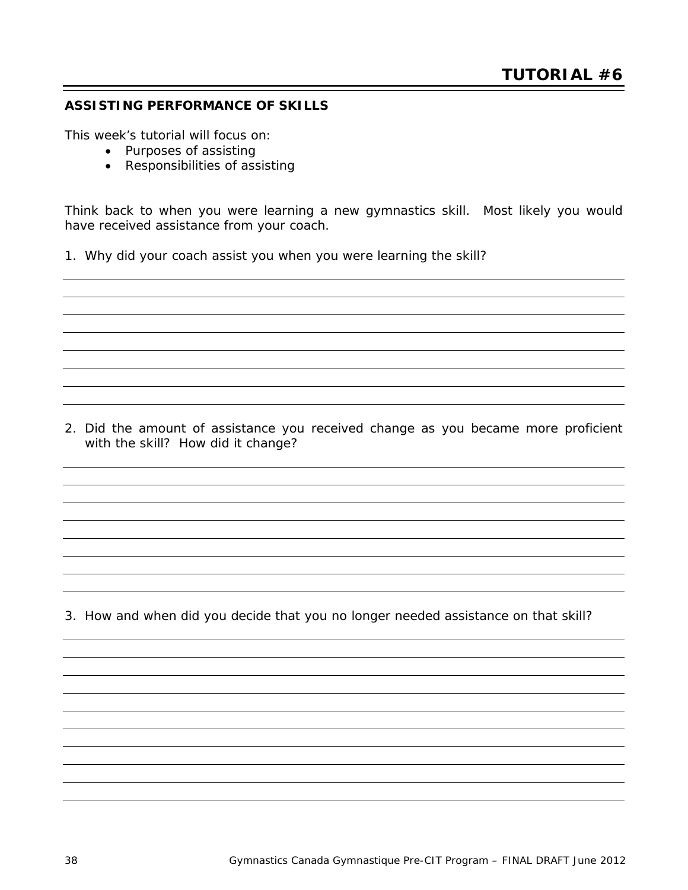# TUTORIAL #6

## ASSISTING PERFORMANCE OF SKILLS

This week's tutorial will focus on:

- Purposes of assisting
- Responsibilities of assisting

Think back to when you were learning a new gymnastics skill. Most likely you would have received assistance from your coach.

1. Why did your coach assist you when you were learning the skill?

2. Did the amount of assistance you received change as you became more proficient with the skill? How did it change?

3. How and when did you decide that you no longer needed assistance on that skill?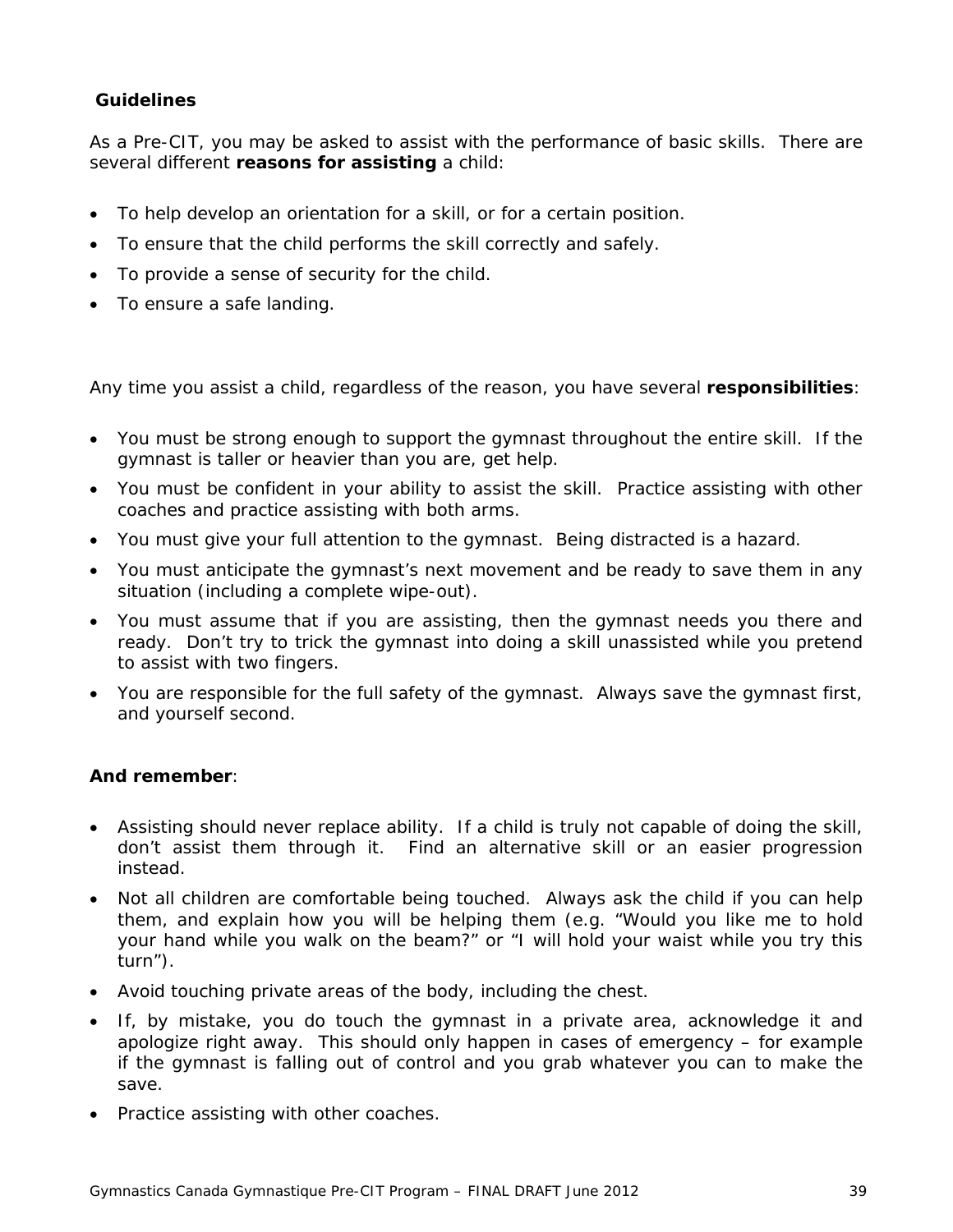### Guidelines

As a Pre-CIT, you may be asked to assist with the performance of basic skills. There are several different **reasons for assisting** a child:

- To help develop an orientation for a skill, or for a certain position.
- To ensure that the child performs the skill correctly and safely.
- To provide a sense of security for the child.
- To ensure a safe landing.

Any time you assist a child, regardless of the reason, you have several **responsibilities**:

- You must be strong enough to support the gymnast throughout the entire skill. If the gymnast is taller or heavier than you are, get help.
- You must be confident in your ability to assist the skill. Practice assisting with other coaches and practice assisting with both arms.
- You must give your full attention to the gymnast. Being distracted is a hazard.
- You must anticipate the gymnast's next movement and be ready to save them in any situation (including a complete wipe-out).
- You must assume that if you are assisting, then the gymnast needs you there and ready. Don't try to trick the gymnast into doing a skill unassisted while you pretend to assist with two fingers.
- You are responsible for the full safety of the gymnast. Always save the gymnast first, and yourself second.

**And remember**:

- Assisting should never replace ability. If a child is truly not capable of doing the skill, don't assist them through it. Find an alternative skill or an easier progression instead.
- Not all children are comfortable being touched. Always ask the child if you can help them, and explain how you will be helping them (e.g. "Would you like me to hold your hand while you walk on the beam?" or "I will hold your waist while you try this turn").
- Avoid touching private areas of the body, including the chest.
- If, by mistake, you do touch the gymnast in a private area, acknowledge it and apologize right away. This should only happen in cases of emergency – for example if the gymnast is falling out of control and you grab whatever you can to make the save.
- Practice assisting with other coaches.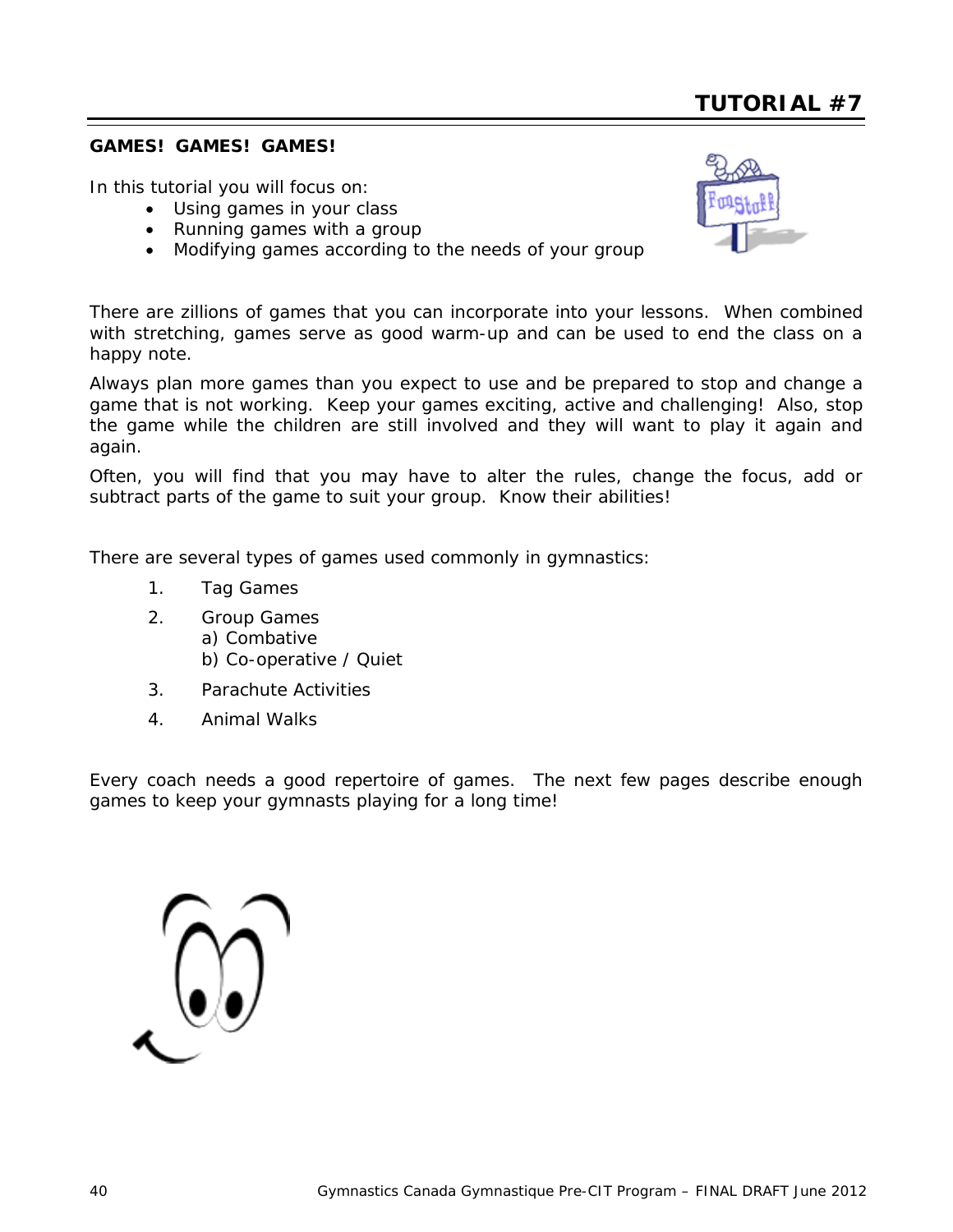# TUTORIAL #7

**GAMES! GAMES! GAMES!**

In this tutorial you will focus on:

- Using games in your class
- Running games with a group
- Modifying games according to the needs of your group

There are zillions of games that you can incorporate into your lessons. When combined with stretching, games serve as good warm-up and can be used to end the class on a happy note.

Always plan more games than you expect to use and be prepared to stop and change a game that is not working. Keep your games exciting, active and challenging! Also, stop the game while the children are still involved and they will want to play it again and again.

Often, you will find that you may have to alter the rules, change the focus, add or subtract parts of the game to suit your group. Know their abilities!

There are several types of games used commonly in gymnastics:

1. Tag Games
2. Group Games
   a) Combative
   b) Co-operative / Quiet
3. Parachute Activities
4. Animal Walks

Every coach needs a good repertoire of games. The next few pages describe enough games to keep your gymnasts playing for a long time!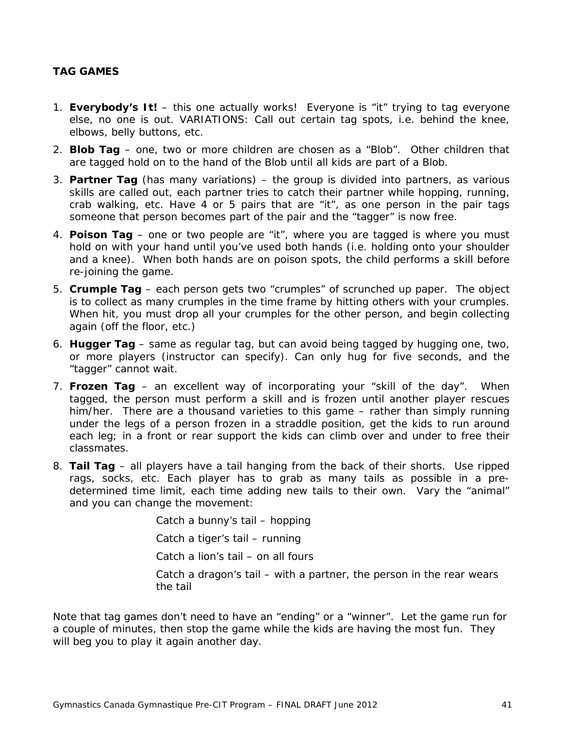**TAG GAMES**

1. **Everybody's It!** – this one actually works! Everyone is "it" trying to tag everyone else, no one is out. VARIATIONS: Call out certain tag spots, i.e. behind the knee, elbows, belly buttons, etc.
2. **Blob Tag** – one, two or more children are chosen as a "Blob". Other children that are tagged hold on to the hand of the Blob until all kids are part of a Blob.
3. **Partner Tag** (has many variations) – the group is divided into partners, as various skills are called out, each partner tries to catch their partner while hopping, running, crab walking, etc. Have 4 or 5 pairs that are "it", as one person in the pair tags someone that person becomes part of the pair and the "tagger" is now free.
4. **Poison Tag** – one or two people are "it", where you are tagged is where you must hold on with your hand until you've used both hands (i.e. holding onto your shoulder and a knee). When both hands are on poison spots, the child performs a skill before re-joining the game.
5. **Crumple Tag** – each person gets two "crumples" of scrunched up paper. The object is to collect as many crumples in the time frame by hitting others with your crumples. When hit, you must drop all your crumples for the other person, and begin collecting again (off the floor, etc.)
6. **Hugger Tag** – same as regular tag, but can avoid being tagged by hugging one, two, or more players (instructor can specify). Can only hug for five seconds, and the "tagger" cannot wait.
7. **Frozen Tag** – an excellent way of incorporating your "skill of the day". When tagged, the person must perform a skill and is frozen until another player rescues him/her. There are a thousand varieties to this game – rather than simply running under the legs of a person frozen in a straddle position, get the kids to run around each leg; in a front or rear support the kids can climb over and under to free their classmates.
8. **Tail Tag** – all players have a tail hanging from the back of their shorts. Use ripped rags, socks, etc. Each player has to grab as many tails as possible in a pre-determined time limit, each time adding new tails to their own. Vary the "animal" and you can change the movement:

   Catch a bunny's tail – hopping

   Catch a tiger's tail – running

   Catch a lion's tail – on all fours

   Catch a dragon's tail – with a partner, the person in the rear wears the tail

Note that tag games don't need to have an "ending" or a "winner". Let the game run for a couple of minutes, then stop the game while the kids are having the most fun. They will beg you to play it again another day.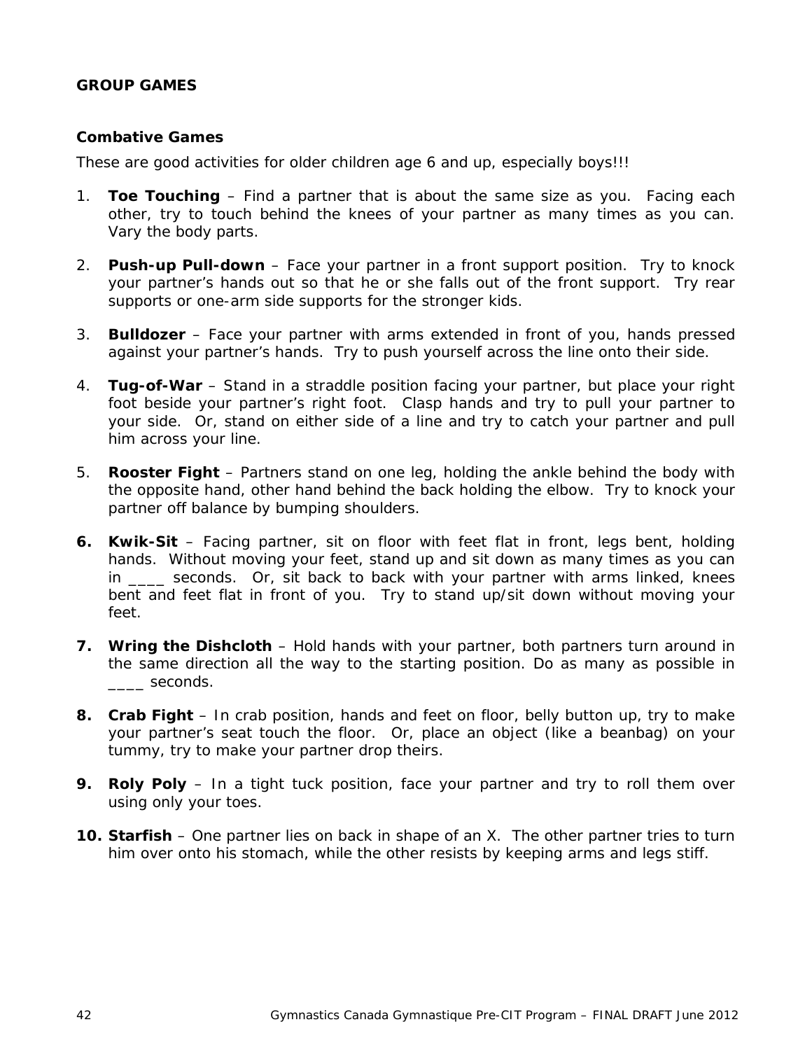## GROUP GAMES

### Combative Games

These are good activities for older children age 6 and up, especially boys!!!

1. **Toe Touching** – Find a partner that is about the same size as you. Facing each other, try to touch behind the knees of your partner as many times as you can. Vary the body parts.

2. **Push-up Pull-down** – Face your partner in a front support position. Try to knock your partner's hands out so that he or she falls out of the front support. Try rear supports or one-arm side supports for the stronger kids.

3. **Bulldozer** – Face your partner with arms extended in front of you, hands pressed against your partner's hands. Try to push yourself across the line onto their side.

4. **Tug-of-War** – Stand in a straddle position facing your partner, but place your right foot beside your partner's right foot. Clasp hands and try to pull your partner to your side. Or, stand on either side of a line and try to catch your partner and pull him across your line.

5. **Rooster Fight** – Partners stand on one leg, holding the ankle behind the body with the opposite hand, other hand behind the back holding the elbow. Try to knock your partner off balance by bumping shoulders.

6. **Kwik-Sit** – Facing partner, sit on floor with feet flat in front, legs bent, holding hands. Without moving your feet, stand up and sit down as many times as you can in ____ seconds. Or, sit back to back with your partner with arms linked, knees bent and feet flat in front of you. Try to stand up/sit down without moving your feet.

7. **Wring the Dishcloth** – Hold hands with your partner, both partners turn around in the same direction all the way to the starting position. Do as many as possible in ____ seconds.

8. **Crab Fight** – In crab position, hands and feet on floor, belly button up, try to make your partner's seat touch the floor. Or, place an object (like a beanbag) on your tummy, try to make your partner drop theirs.

9. **Roly Poly** – In a tight tuck position, face your partner and try to roll them over using only your toes.

10. **Starfish** – One partner lies on back in shape of an X. The other partner tries to turn him over onto his stomach, while the other resists by keeping arms and legs stiff.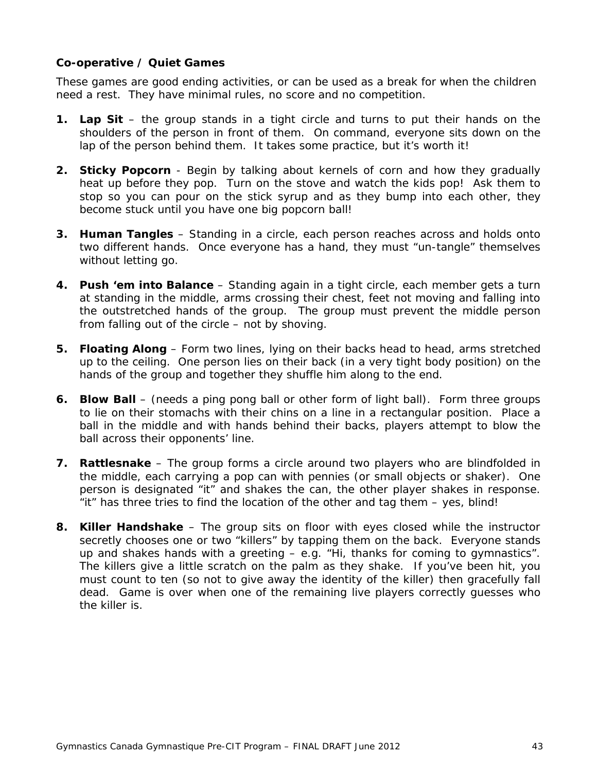### Co-operative / Quiet Games

These games are good ending activities, or can be used as a break for when the children need a rest. They have minimal rules, no score and no competition.

1. **Lap Sit** – the group stands in a tight circle and turns to put their hands on the shoulders of the person in front of them. On command, everyone sits down on the lap of the person behind them. It takes some practice, but it's worth it!

2. **Sticky Popcorn** - Begin by talking about kernels of corn and how they gradually heat up before they pop. Turn on the stove and watch the kids pop! Ask them to stop so you can pour on the stick syrup and as they bump into each other, they become stuck until you have one big popcorn ball!

3. **Human Tangles** – Standing in a circle, each person reaches across and holds onto two different hands. Once everyone has a hand, they must "un-tangle" themselves without letting go.

4. **Push 'em into Balance** – Standing again in a tight circle, each member gets a turn at standing in the middle, arms crossing their chest, feet not moving and falling into the outstretched hands of the group. The group must prevent the middle person from falling out of the circle – not by shoving.

5. **Floating Along** – Form two lines, lying on their backs head to head, arms stretched up to the ceiling. One person lies on their back (in a very tight body position) on the hands of the group and together they shuffle him along to the end.

6. **Blow Ball** – (needs a ping pong ball or other form of light ball). Form three groups to lie on their stomachs with their chins on a line in a rectangular position. Place a ball in the middle and with hands behind their backs, players attempt to blow the ball across their opponents' line.

7. **Rattlesnake** – The group forms a circle around two players who are blindfolded in the middle, each carrying a pop can with pennies (or small objects or shaker). One person is designated "it" and shakes the can, the other player shakes in response. "it" has three tries to find the location of the other and tag them – yes, blind!

8. **Killer Handshake** – The group sits on floor with eyes closed while the instructor secretly chooses one or two "killers" by tapping them on the back. Everyone stands up and shakes hands with a greeting – e.g. "Hi, thanks for coming to gymnastics". The killers give a little scratch on the palm as they shake. If you've been hit, you must count to ten (so not to give away the identity of the killer) then gracefully fall dead. Game is over when one of the remaining live players correctly guesses who the killer is.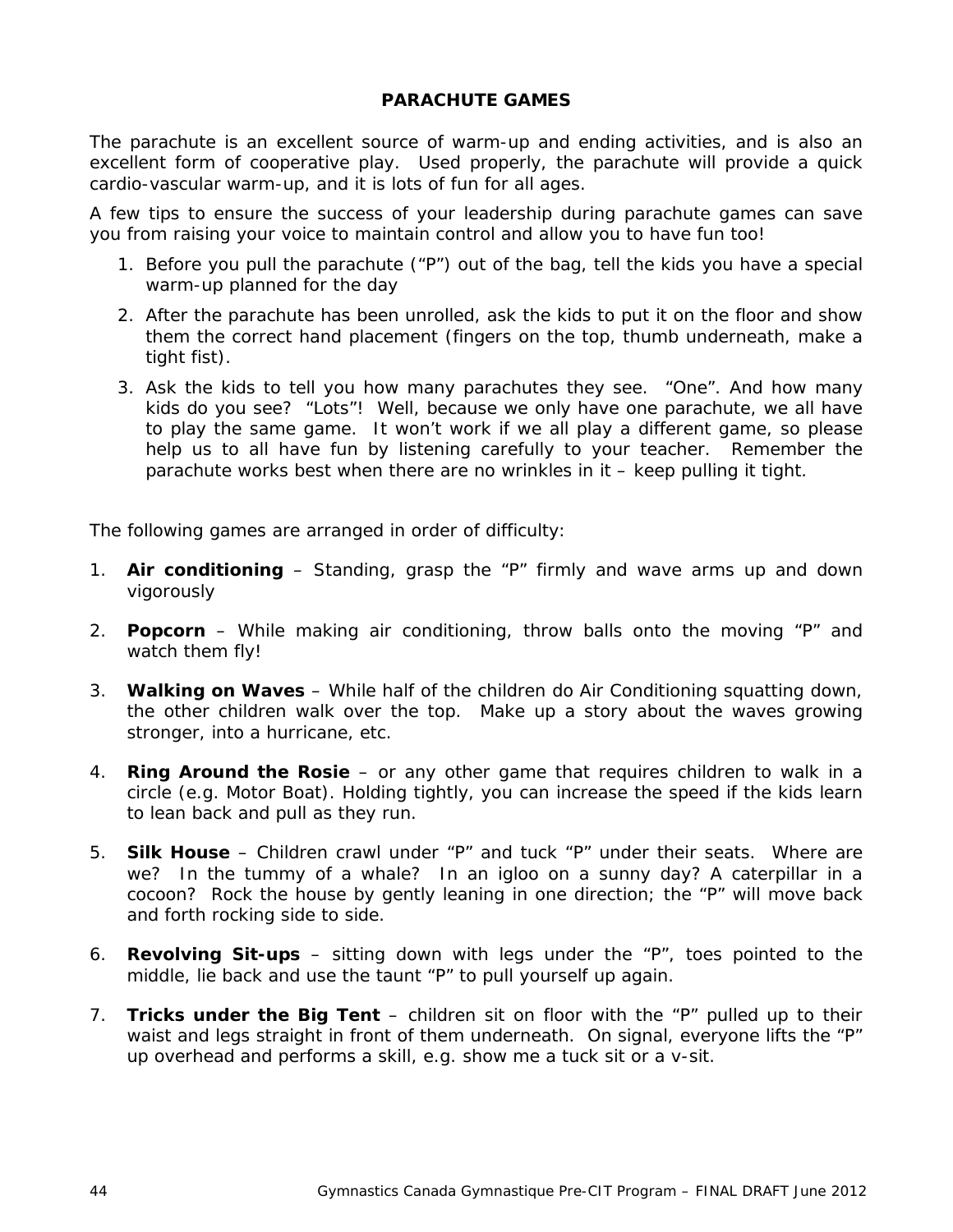## PARACHUTE GAMES

The parachute is an excellent source of warm-up and ending activities, and is also an excellent form of cooperative play. Used properly, the parachute will provide a quick cardio-vascular warm-up, and it is lots of fun for all ages.

A few tips to ensure the success of your leadership during parachute games can save you from raising your voice to maintain control and allow you to have fun too!

1. Before you pull the parachute ("P") out of the bag, tell the kids you have a special warm-up planned for the day
2. After the parachute has been unrolled, ask the kids to put it on the floor and show them the correct hand placement (fingers on the top, thumb underneath, make a tight fist).
3. Ask the kids to tell you how many parachutes they see. "One". And how many kids do you see? "Lots"! Well, because we only have one parachute, we all have to play the same game. It won't work if we all play a different game, so please help us to all have fun by listening carefully to your teacher. Remember the parachute works best when there are no wrinkles in it – keep pulling it tight.

The following games are arranged in order of difficulty:

1. **Air conditioning** – Standing, grasp the "P" firmly and wave arms up and down vigorously
2. **Popcorn** – While making air conditioning, throw balls onto the moving "P" and watch them fly!
3. **Walking on Waves** – While half of the children do Air Conditioning squatting down, the other children walk over the top. Make up a story about the waves growing stronger, into a hurricane, etc.
4. **Ring Around the Rosie** – or any other game that requires children to walk in a circle (e.g. Motor Boat). Holding tightly, you can increase the speed if the kids learn to lean back and pull as they run.
5. **Silk House** – Children crawl under "P" and tuck "P" under their seats. Where are we? In the tummy of a whale? In an igloo on a sunny day? A caterpillar in a cocoon? Rock the house by gently leaning in one direction; the "P" will move back and forth rocking side to side.
6. **Revolving Sit-ups** – sitting down with legs under the "P", toes pointed to the middle, lie back and use the taunt "P" to pull yourself up again.
7. **Tricks under the Big Tent** – children sit on floor with the "P" pulled up to their waist and legs straight in front of them underneath. On signal, everyone lifts the "P" up overhead and performs a skill, e.g. show me a tuck sit or a v-sit.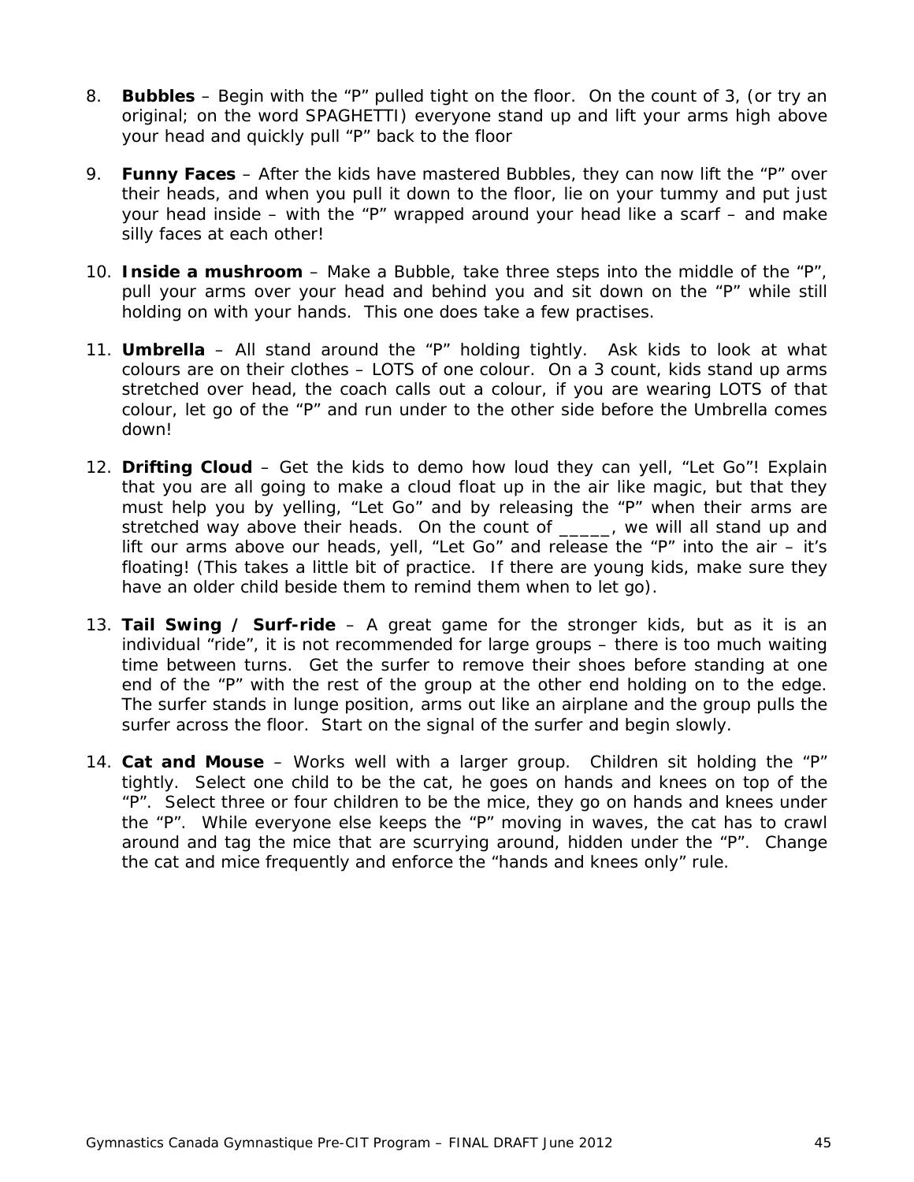8. **Bubbles** – Begin with the "P" pulled tight on the floor. On the count of 3, (or try an original; on the word SPAGHETTI) everyone stand up and lift your arms high above your head and quickly pull "P" back to the floor

9. **Funny Faces** – After the kids have mastered Bubbles, they can now lift the "P" over their heads, and when you pull it down to the floor, lie on your tummy and put just your head inside – with the "P" wrapped around your head like a scarf – and make silly faces at each other!

10. **Inside a mushroom** – Make a Bubble, take three steps into the middle of the "P", pull your arms over your head and behind you and sit down on the "P" while still holding on with your hands. This one does take a few practises.

11. **Umbrella** – All stand around the "P" holding tightly. Ask kids to look at what colours are on their clothes – LOTS of one colour. On a 3 count, kids stand up arms stretched over head, the coach calls out a colour, if you are wearing LOTS of that colour, let go of the "P" and run under to the other side before the Umbrella comes down!

12. **Drifting Cloud** – Get the kids to demo how loud they can yell, "Let Go"! Explain that you are all going to make a cloud float up in the air like magic, but that they must help you by yelling, "Let Go" and by releasing the "P" when their arms are stretched way above their heads. On the count of _____, we will all stand up and lift our arms above our heads, yell, "Let Go" and release the "P" into the air – it's floating! (This takes a little bit of practice. If there are young kids, make sure they have an older child beside them to remind them when to let go).

13. **Tail Swing / Surf-ride** – A great game for the stronger kids, but as it is an individual "ride", it is not recommended for large groups – there is too much waiting time between turns. Get the surfer to remove their shoes before standing at one end of the "P" with the rest of the group at the other end holding on to the edge. The surfer stands in lunge position, arms out like an airplane and the group pulls the surfer across the floor. Start on the signal of the surfer and begin slowly.

14. **Cat and Mouse** – Works well with a larger group. Children sit holding the "P" tightly. Select one child to be the cat, he goes on hands and knees on top of the "P". Select three or four children to be the mice, they go on hands and knees under the "P". While everyone else keeps the "P" moving in waves, the cat has to crawl around and tag the mice that are scurrying around, hidden under the "P". Change the cat and mice frequently and enforce the "hands and knees only" rule.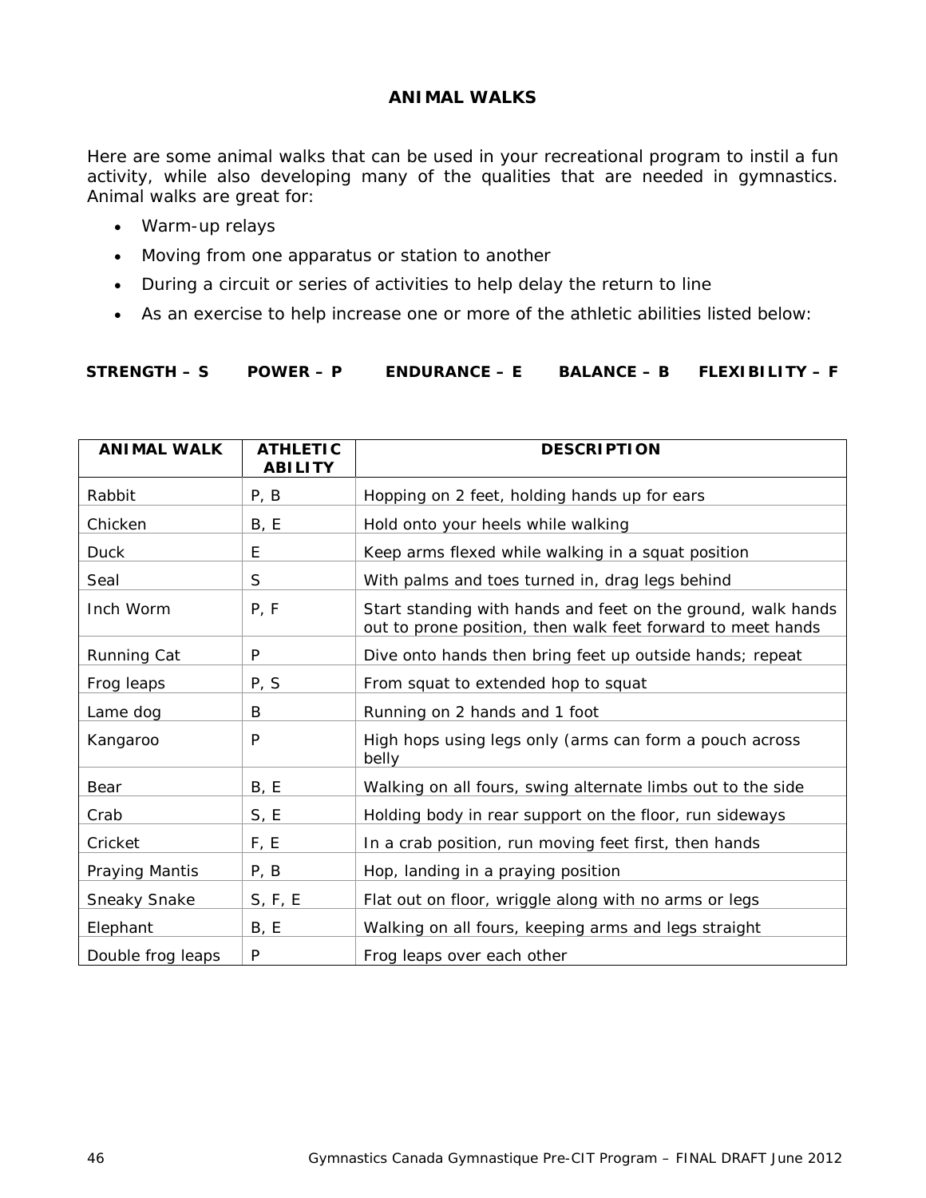# ANIMAL WALKS

Here are some animal walks that can be used in your recreational program to instil a fun activity, while also developing many of the qualities that are needed in gymnastics. Animal walks are great for:

- Warm-up relays
- Moving from one apparatus or station to another
- During a circuit or series of activities to help delay the return to line
- As an exercise to help increase one or more of the athletic abilities listed below:

**STRENGTH – S  POWER – P  ENDURANCE – E  BALANCE – B  FLEXIBILITY – F**

| ANIMAL WALK | ATHLETIC ABILITY | DESCRIPTION |
|---|---|---|
| Rabbit | P, B | Hopping on 2 feet, holding hands up for ears |
| Chicken | B, E | Hold onto your heels while walking |
| Duck | E | Keep arms flexed while walking in a squat position |
| Seal | S | With palms and toes turned in, drag legs behind |
| Inch Worm | P, F | Start standing with hands and feet on the ground, walk hands out to prone position, then walk feet forward to meet hands |
| Running Cat | P | Dive onto hands then bring feet up outside hands; repeat |
| Frog leaps | P, S | From squat to extended hop to squat |
| Lame dog | B | Running on 2 hands and 1 foot |
| Kangaroo | P | High hops using legs only (arms can form a pouch across belly |
| Bear | B, E | Walking on all fours, swing alternate limbs out to the side |
| Crab | S, E | Holding body in rear support on the floor, run sideways |
| Cricket | F, E | In a crab position, run moving feet first, then hands |
| Praying Mantis | P, B | Hop, landing in a praying position |
| Sneaky Snake | S, F, E | Flat out on floor, wriggle along with no arms or legs |
| Elephant | B, E | Walking on all fours, keeping arms and legs straight |
| Double frog leaps | P | Frog leaps over each other |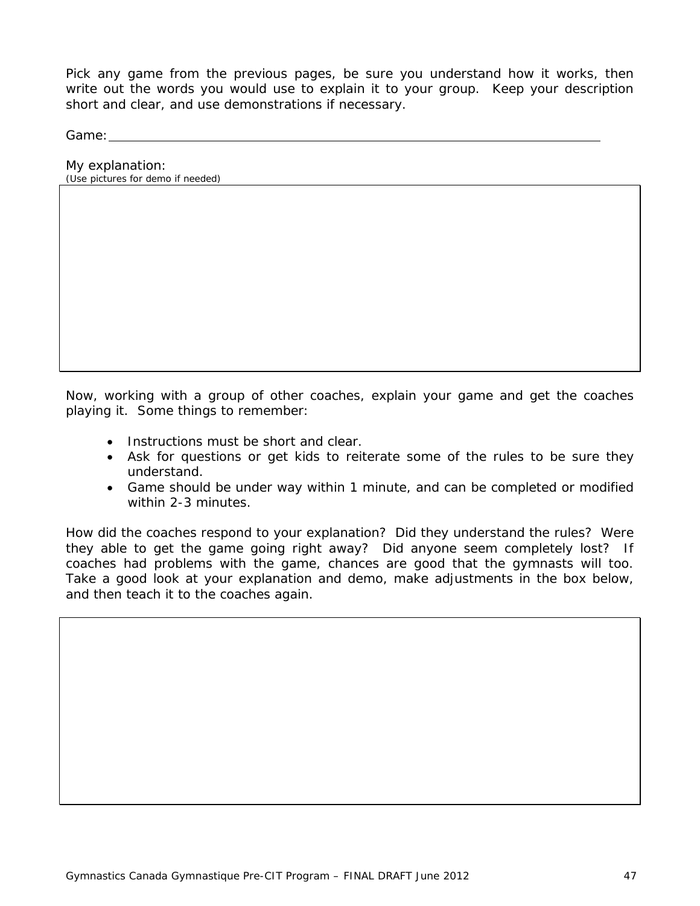Pick any game from the previous pages, be sure you understand how it works, then write out the words you would use to explain it to your group. Keep your description short and clear, and use demonstrations if necessary.

Game: ______________________________________________________________

My explanation:
*(Use pictures for demo if needed)*

Now, working with a group of other coaches, explain your game and get the coaches playing it. Some things to remember:

- Instructions must be short and clear.
- Ask for questions or get kids to reiterate some of the rules to be sure they understand.
- Game should be under way within 1 minute, and can be completed or modified within 2-3 minutes.

How did the coaches respond to your explanation? Did they understand the rules? Were they able to get the game going right away? Did anyone seem completely lost? If coaches had problems with the game, chances are good that the gymnasts will too. Take a good look at your explanation and demo, make adjustments in the box below, and then teach it to the coaches again.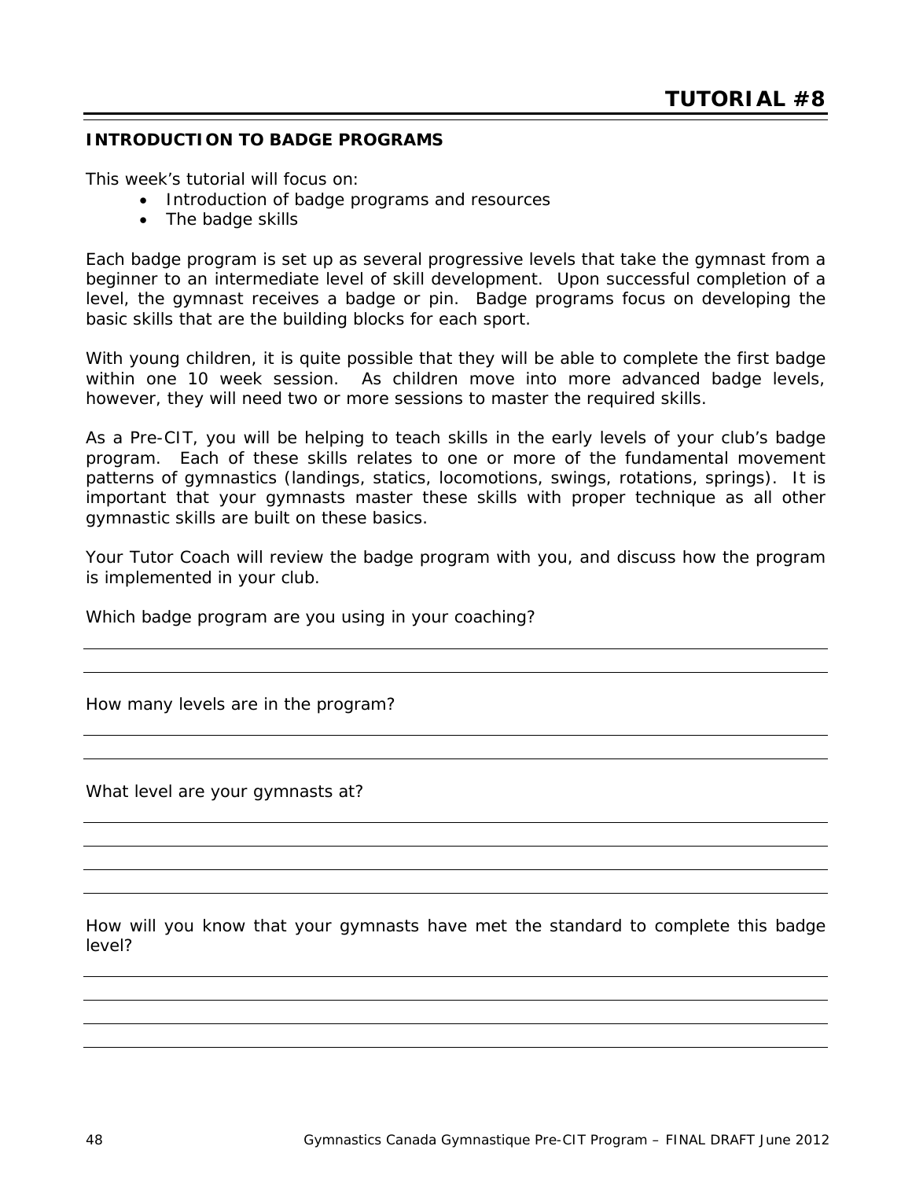# TUTORIAL #8

## INTRODUCTION TO BADGE PROGRAMS

This week's tutorial will focus on:

- Introduction of badge programs and resources
- The badge skills

Each badge program is set up as several progressive levels that take the gymnast from a beginner to an intermediate level of skill development. Upon successful completion of a level, the gymnast receives a badge or pin. Badge programs focus on developing the basic skills that are the building blocks for each sport.

With young children, it is quite possible that they will be able to complete the first badge within one 10 week session. As children move into more advanced badge levels, however, they will need two or more sessions to master the required skills.

As a Pre-CIT, you will be helping to teach skills in the early levels of your club's badge program. Each of these skills relates to one or more of the fundamental movement patterns of gymnastics (landings, statics, locomotions, swings, rotations, springs). It is important that your gymnasts master these skills with proper technique as all other gymnastic skills are built on these basics.

Your Tutor Coach will review the badge program with you, and discuss how the program is implemented in your club.

Which badge program are you using in your coaching?

---

---

How many levels are in the program?

---

---

What level are your gymnasts at?

---

---

---

---

How will you know that your gymnasts have met the standard to complete this badge level?

---

---

---

---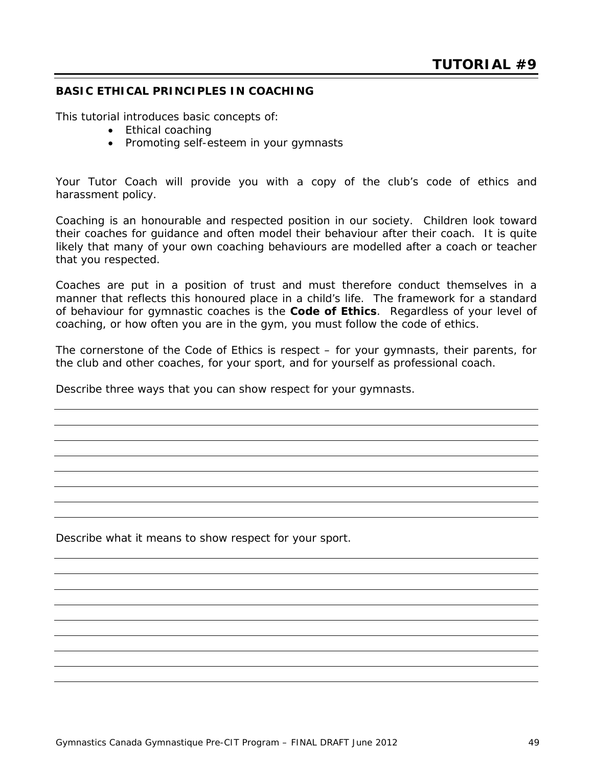# TUTORIAL #9

## BASIC ETHICAL PRINCIPLES IN COACHING

This tutorial introduces basic concepts of:

- Ethical coaching
- Promoting self-esteem in your gymnasts

Your Tutor Coach will provide you with a copy of the club's code of ethics and harassment policy.

Coaching is an honourable and respected position in our society. Children look toward their coaches for guidance and often model their behaviour after their coach. It is quite likely that many of your own coaching behaviours are modelled after a coach or teacher that you respected.

Coaches are put in a position of trust and must therefore conduct themselves in a manner that reflects this honoured place in a child's life. The framework for a standard of behaviour for gymnastic coaches is the **Code of Ethics**. Regardless of your level of coaching, or how often you are in the gym, you must follow the code of ethics.

The cornerstone of the Code of Ethics is respect – for your gymnasts, their parents, for the club and other coaches, for your sport, and for yourself as professional coach.

Describe three ways that you can show respect for your gymnasts.

\_\_\_\_\_\_\_\_\_\_\_\_\_\_\_\_\_\_\_\_\_\_\_\_\_\_\_\_\_\_\_\_\_\_\_\_\_\_\_\_\_\_\_\_\_\_\_\_\_\_\_\_\_\_\_\_\_\_\_\_\_\_\_\_\_\_\_\_\_\_\_\_

\_\_\_\_\_\_\_\_\_\_\_\_\_\_\_\_\_\_\_\_\_\_\_\_\_\_\_\_\_\_\_\_\_\_\_\_\_\_\_\_\_\_\_\_\_\_\_\_\_\_\_\_\_\_\_\_\_\_\_\_\_\_\_\_\_\_\_\_\_\_\_\_

\_\_\_\_\_\_\_\_\_\_\_\_\_\_\_\_\_\_\_\_\_\_\_\_\_\_\_\_\_\_\_\_\_\_\_\_\_\_\_\_\_\_\_\_\_\_\_\_\_\_\_\_\_\_\_\_\_\_\_\_\_\_\_\_\_\_\_\_\_\_\_\_

\_\_\_\_\_\_\_\_\_\_\_\_\_\_\_\_\_\_\_\_\_\_\_\_\_\_\_\_\_\_\_\_\_\_\_\_\_\_\_\_\_\_\_\_\_\_\_\_\_\_\_\_\_\_\_\_\_\_\_\_\_\_\_\_\_\_\_\_\_\_\_\_

\_\_\_\_\_\_\_\_\_\_\_\_\_\_\_\_\_\_\_\_\_\_\_\_\_\_\_\_\_\_\_\_\_\_\_\_\_\_\_\_\_\_\_\_\_\_\_\_\_\_\_\_\_\_\_\_\_\_\_\_\_\_\_\_\_\_\_\_\_\_\_\_

\_\_\_\_\_\_\_\_\_\_\_\_\_\_\_\_\_\_\_\_\_\_\_\_\_\_\_\_\_\_\_\_\_\_\_\_\_\_\_\_\_\_\_\_\_\_\_\_\_\_\_\_\_\_\_\_\_\_\_\_\_\_\_\_\_\_\_\_\_\_\_\_

\_\_\_\_\_\_\_\_\_\_\_\_\_\_\_\_\_\_\_\_\_\_\_\_\_\_\_\_\_\_\_\_\_\_\_\_\_\_\_\_\_\_\_\_\_\_\_\_\_\_\_\_\_\_\_\_\_\_\_\_\_\_\_\_\_\_\_\_\_\_\_\_

\_\_\_\_\_\_\_\_\_\_\_\_\_\_\_\_\_\_\_\_\_\_\_\_\_\_\_\_\_\_\_\_\_\_\_\_\_\_\_\_\_\_\_\_\_\_\_\_\_\_\_\_\_\_\_\_\_\_\_\_\_\_\_\_\_\_\_\_\_\_\_\_

Describe what it means to show respect for your sport.

\_\_\_\_\_\_\_\_\_\_\_\_\_\_\_\_\_\_\_\_\_\_\_\_\_\_\_\_\_\_\_\_\_\_\_\_\_\_\_\_\_\_\_\_\_\_\_\_\_\_\_\_\_\_\_\_\_\_\_\_\_\_\_\_\_\_\_\_\_\_\_\_

\_\_\_\_\_\_\_\_\_\_\_\_\_\_\_\_\_\_\_\_\_\_\_\_\_\_\_\_\_\_\_\_\_\_\_\_\_\_\_\_\_\_\_\_\_\_\_\_\_\_\_\_\_\_\_\_\_\_\_\_\_\_\_\_\_\_\_\_\_\_\_\_

\_\_\_\_\_\_\_\_\_\_\_\_\_\_\_\_\_\_\_\_\_\_\_\_\_\_\_\_\_\_\_\_\_\_\_\_\_\_\_\_\_\_\_\_\_\_\_\_\_\_\_\_\_\_\_\_\_\_\_\_\_\_\_\_\_\_\_\_\_\_\_\_

\_\_\_\_\_\_\_\_\_\_\_\_\_\_\_\_\_\_\_\_\_\_\_\_\_\_\_\_\_\_\_\_\_\_\_\_\_\_\_\_\_\_\_\_\_\_\_\_\_\_\_\_\_\_\_\_\_\_\_\_\_\_\_\_\_\_\_\_\_\_\_\_

\_\_\_\_\_\_\_\_\_\_\_\_\_\_\_\_\_\_\_\_\_\_\_\_\_\_\_\_\_\_\_\_\_\_\_\_\_\_\_\_\_\_\_\_\_\_\_\_\_\_\_\_\_\_\_\_\_\_\_\_\_\_\_\_\_\_\_\_\_\_\_\_

\_\_\_\_\_\_\_\_\_\_\_\_\_\_\_\_\_\_\_\_\_\_\_\_\_\_\_\_\_\_\_\_\_\_\_\_\_\_\_\_\_\_\_\_\_\_\_\_\_\_\_\_\_\_\_\_\_\_\_\_\_\_\_\_\_\_\_\_\_\_\_\_

\_\_\_\_\_\_\_\_\_\_\_\_\_\_\_\_\_\_\_\_\_\_\_\_\_\_\_\_\_\_\_\_\_\_\_\_\_\_\_\_\_\_\_\_\_\_\_\_\_\_\_\_\_\_\_\_\_\_\_\_\_\_\_\_\_\_\_\_\_\_\_\_

\_\_\_\_\_\_\_\_\_\_\_\_\_\_\_\_\_\_\_\_\_\_\_\_\_\_\_\_\_\_\_\_\_\_\_\_\_\_\_\_\_\_\_\_\_\_\_\_\_\_\_\_\_\_\_\_\_\_\_\_\_\_\_\_\_\_\_\_\_\_\_\_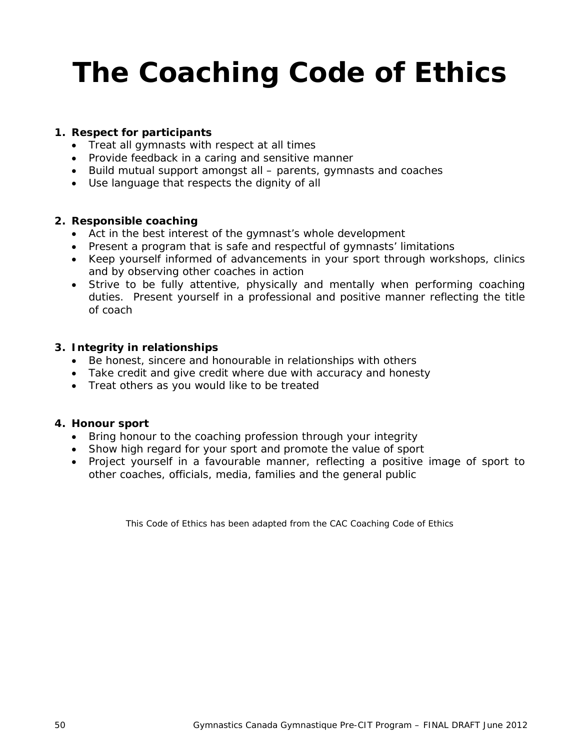# The Coaching Code of Ethics

1. **Respect for participants**
   - Treat all gymnasts with respect at all times
   - Provide feedback in a caring and sensitive manner
   - Build mutual support amongst all – parents, gymnasts and coaches
   - Use language that respects the dignity of all

2. **Responsible coaching**
   - Act in the best interest of the gymnast's whole development
   - Present a program that is safe and respectful of gymnasts' limitations
   - Keep yourself informed of advancements in your sport through workshops, clinics and by observing other coaches in action
   - Strive to be fully attentive, physically and mentally when performing coaching duties. Present yourself in a professional and positive manner reflecting the title of coach

3. **Integrity in relationships**
   - Be honest, sincere and honourable in relationships with others
   - Take credit and give credit where due with accuracy and honesty
   - Treat others as you would like to be treated

4. **Honour sport**
   - Bring honour to the coaching profession through your integrity
   - Show high regard for your sport and promote the value of sport
   - Project yourself in a favourable manner, reflecting a positive image of sport to other coaches, officials, media, families and the general public

This Code of Ethics has been adapted from the CAC Coaching Code of Ethics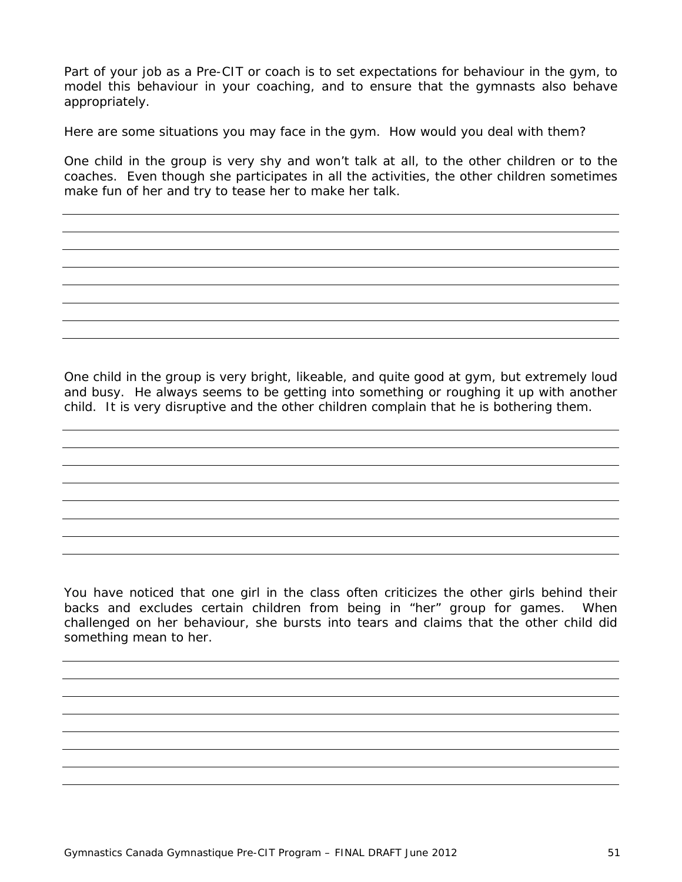Part of your job as a Pre-CIT or coach is to set expectations for behaviour in the gym, to model this behaviour in your coaching, and to ensure that the gymnasts also behave appropriately.

Here are some situations you may face in the gym. How would you deal with them?

One child in the group is very shy and won't talk at all, to the other children or to the coaches. Even though she participates in all the activities, the other children sometimes make fun of her and try to tease her to make her talk.

One child in the group is very bright, likeable, and quite good at gym, but extremely loud and busy. He always seems to be getting into something or roughing it up with another child. It is very disruptive and the other children complain that he is bothering them.

You have noticed that one girl in the class often criticizes the other girls behind their backs and excludes certain children from being in "her" group for games. When challenged on her behaviour, she bursts into tears and claims that the other child did something mean to her.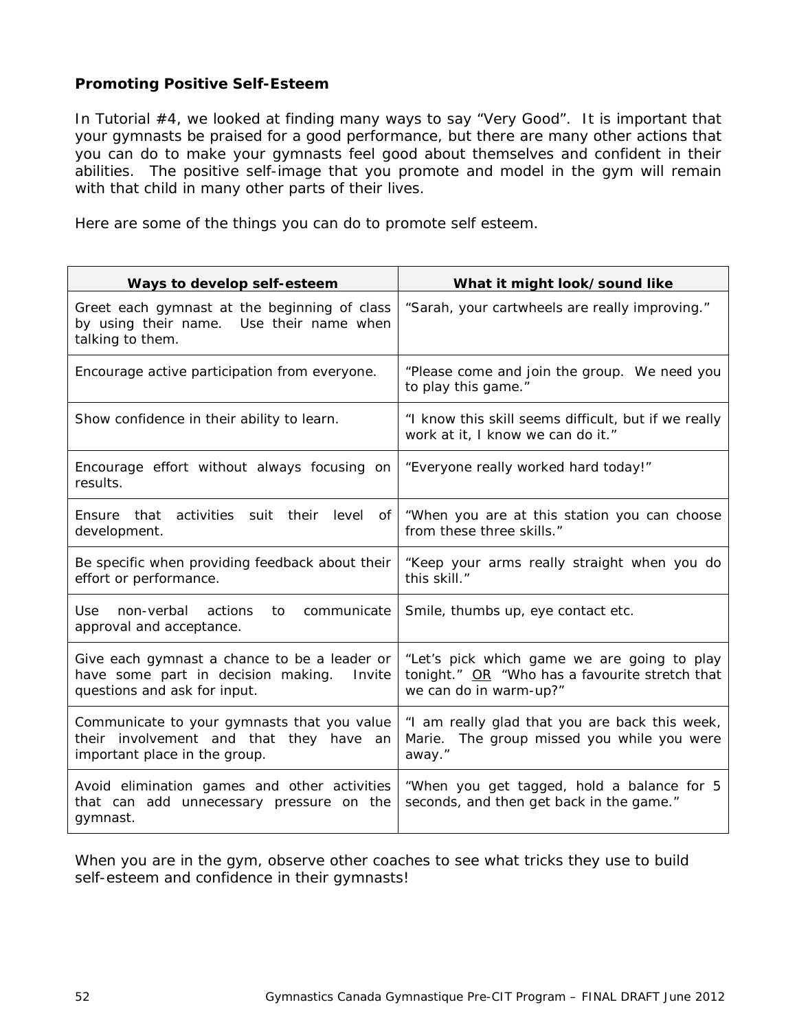**Promoting Positive Self-Esteem**

In Tutorial #4, we looked at finding many ways to say "Very Good". It is important that your gymnasts be praised for a good performance, but there are many other actions that you can do to make your gymnasts feel good about themselves and confident in their abilities. The positive self-image that you promote and model in the gym will remain with that child in many other parts of their lives.

Here are some of the things you can do to promote self esteem.

| Ways to develop self-esteem | What it might look/sound like |
|---|---|
| Greet each gymnast at the beginning of class by using their name. Use their name when talking to them. | "Sarah, your cartwheels are really improving." |
| Encourage active participation from everyone. | "Please come and join the group. We need you to play this game." |
| Show confidence in their ability to learn. | "I know this skill seems difficult, but if we really work at it, I know we can do it." |
| Encourage effort without always focusing on results. | "Everyone really worked hard today!" |
| Ensure that activities suit their level of development. | "When you are at this station you can choose from these three skills." |
| Be specific when providing feedback about their effort or performance. | "Keep your arms really straight when you do this skill." |
| Use non-verbal actions to communicate approval and acceptance. | Smile, thumbs up, eye contact etc. |
| Give each gymnast a chance to be a leader or have some part in decision making. Invite questions and ask for input. | "Let's pick which game we are going to play tonight." <u>OR</u> "Who has a favourite stretch that we can do in warm-up?" |
| Communicate to your gymnasts that you value their involvement and that they have an important place in the group. | "I am really glad that you are back this week, Marie. The group missed you while you were away." |
| Avoid elimination games and other activities that can add unnecessary pressure on the gymnast. | "When you get tagged, hold a balance for 5 seconds, and then get back in the game." |

When you are in the gym, observe other coaches to see what tricks they use to build self-esteem and confidence in their gymnasts!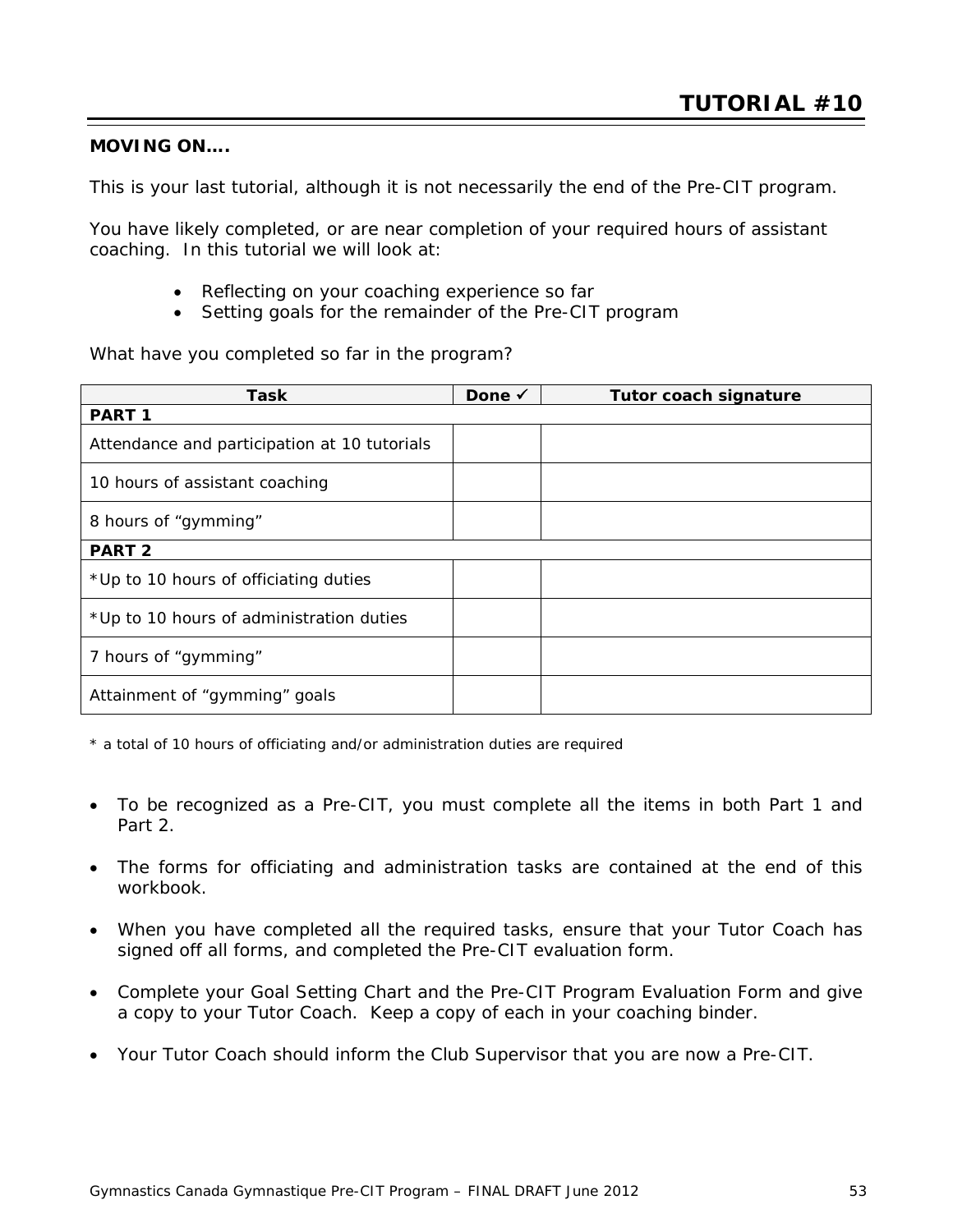# TUTORIAL #10

**MOVING ON….**

This is your last tutorial, although it is not necessarily the end of the Pre-CIT program.

You have likely completed, or are near completion of your required hours of assistant coaching. In this tutorial we will look at:

- Reflecting on your coaching experience so far
- Setting goals for the remainder of the Pre-CIT program

What have you completed so far in the program?

| Task | Done ✓ | Tutor coach signature |
|---|---|---|
| **PART 1** | | |
| Attendance and participation at 10 tutorials | | |
| 10 hours of assistant coaching | | |
| 8 hours of "gymming" | | |
| **PART 2** | | |
| *Up to 10 hours of officiating duties | | |
| *Up to 10 hours of administration duties | | |
| 7 hours of "gymming" | | |
| Attainment of "gymming" goals | | |

* a total of 10 hours of officiating and/or administration duties are required

- To be recognized as a Pre-CIT, you must complete all the items in both Part 1 and Part 2.
- The forms for officiating and administration tasks are contained at the end of this workbook.
- When you have completed all the required tasks, ensure that your Tutor Coach has signed off all forms, and completed the Pre-CIT evaluation form.
- Complete your Goal Setting Chart and the Pre-CIT Program Evaluation Form and give a copy to your Tutor Coach. Keep a copy of each in your coaching binder.
- Your Tutor Coach should inform the Club Supervisor that you are now a Pre-CIT.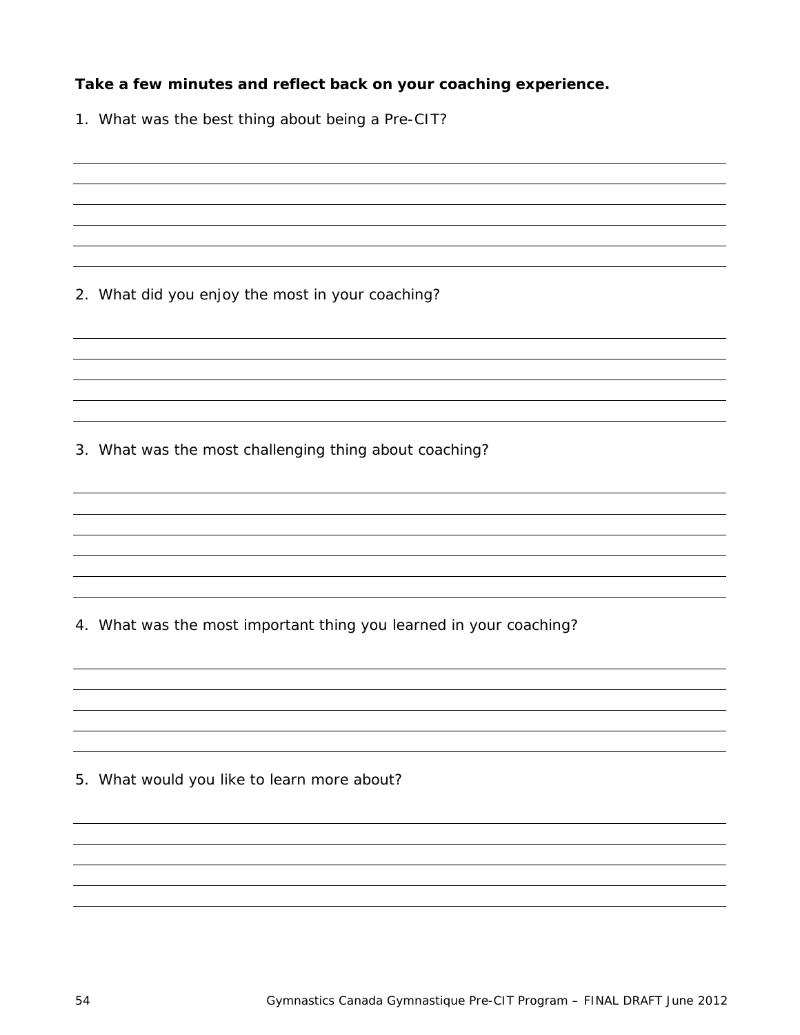**Take a few minutes and reflect back on your coaching experience.**

1. What was the best thing about being a Pre-CIT?

______________________________________________________________________

______________________________________________________________________

______________________________________________________________________

______________________________________________________________________

______________________________________________________________________

2. What did you enjoy the most in your coaching?

______________________________________________________________________

______________________________________________________________________

______________________________________________________________________

______________________________________________________________________

3. What was the most challenging thing about coaching?

______________________________________________________________________

______________________________________________________________________

______________________________________________________________________

______________________________________________________________________

______________________________________________________________________

4. What was the most important thing you learned in your coaching?

______________________________________________________________________

______________________________________________________________________

______________________________________________________________________

______________________________________________________________________

5. What would you like to learn more about?

______________________________________________________________________

______________________________________________________________________

______________________________________________________________________

______________________________________________________________________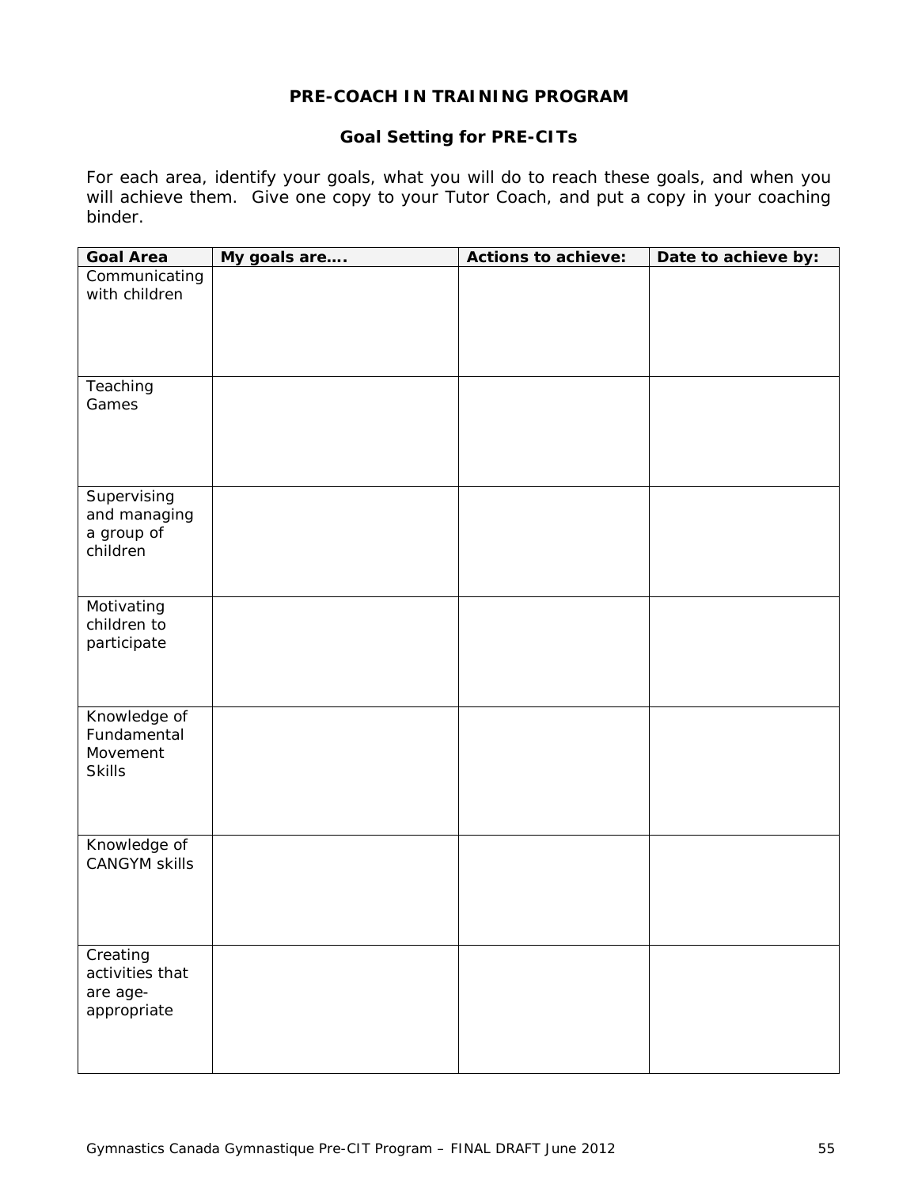## PRE-COACH IN TRAINING PROGRAM

### Goal Setting for PRE-CITs

For each area, identify your goals, what you will do to reach these goals, and when you will achieve them. Give one copy to your Tutor Coach, and put a copy in your coaching binder.

| Goal Area | My goals are…. | Actions to achieve: | Date to achieve by: |
|---|---|---|---|
| Communicating with children | | | |
| Teaching Games | | | |
| Supervising and managing a group of children | | | |
| Motivating children to participate | | | |
| Knowledge of Fundamental Movement Skills | | | |
| Knowledge of CANGYM skills | | | |
| Creating activities that are age-appropriate | | | |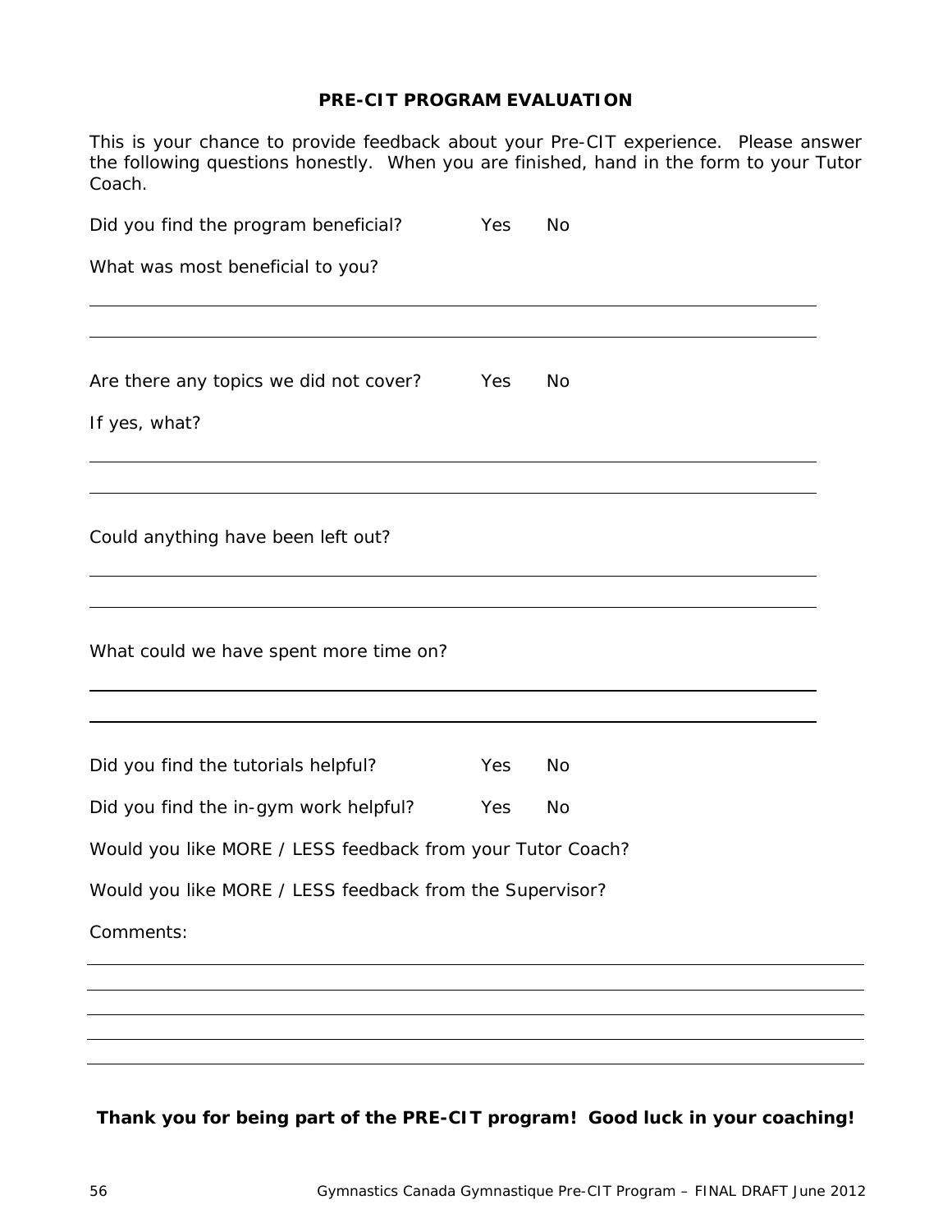**PRE-CIT PROGRAM EVALUATION**

This is your chance to provide feedback about your Pre-CIT experience. Please answer the following questions honestly. When you are finished, hand in the form to your Tutor Coach.

Did you find the program beneficial? Yes No

What was most beneficial to you?

\_\_\_\_\_\_\_\_\_\_\_\_\_\_\_\_\_\_\_\_\_\_\_\_\_\_\_\_\_\_\_\_\_\_\_\_\_\_\_\_\_\_\_\_\_\_\_\_\_\_\_\_\_\_\_\_

\_\_\_\_\_\_\_\_\_\_\_\_\_\_\_\_\_\_\_\_\_\_\_\_\_\_\_\_\_\_\_\_\_\_\_\_\_\_\_\_\_\_\_\_\_\_\_\_\_\_\_\_\_\_\_\_

Are there any topics we did not cover? Yes No

If yes, what?

\_\_\_\_\_\_\_\_\_\_\_\_\_\_\_\_\_\_\_\_\_\_\_\_\_\_\_\_\_\_\_\_\_\_\_\_\_\_\_\_\_\_\_\_\_\_\_\_\_\_\_\_\_\_\_\_

\_\_\_\_\_\_\_\_\_\_\_\_\_\_\_\_\_\_\_\_\_\_\_\_\_\_\_\_\_\_\_\_\_\_\_\_\_\_\_\_\_\_\_\_\_\_\_\_\_\_\_\_\_\_\_\_

Could anything have been left out?

\_\_\_\_\_\_\_\_\_\_\_\_\_\_\_\_\_\_\_\_\_\_\_\_\_\_\_\_\_\_\_\_\_\_\_\_\_\_\_\_\_\_\_\_\_\_\_\_\_\_\_\_\_\_\_\_

\_\_\_\_\_\_\_\_\_\_\_\_\_\_\_\_\_\_\_\_\_\_\_\_\_\_\_\_\_\_\_\_\_\_\_\_\_\_\_\_\_\_\_\_\_\_\_\_\_\_\_\_\_\_\_\_

What could we have spent more time on?

\_\_\_\_\_\_\_\_\_\_\_\_\_\_\_\_\_\_\_\_\_\_\_\_\_\_\_\_\_\_\_\_\_\_\_\_\_\_\_\_\_\_\_\_\_\_\_\_\_\_\_\_\_\_\_\_

\_\_\_\_\_\_\_\_\_\_\_\_\_\_\_\_\_\_\_\_\_\_\_\_\_\_\_\_\_\_\_\_\_\_\_\_\_\_\_\_\_\_\_\_\_\_\_\_\_\_\_\_\_\_\_\_

Did you find the tutorials helpful? Yes No

Did you find the in-gym work helpful? Yes No

Would you like MORE / LESS feedback from your Tutor Coach?

Would you like MORE / LESS feedback from the Supervisor?

Comments:

\_\_\_\_\_\_\_\_\_\_\_\_\_\_\_\_\_\_\_\_\_\_\_\_\_\_\_\_\_\_\_\_\_\_\_\_\_\_\_\_\_\_\_\_\_\_\_\_\_\_\_\_\_\_\_\_

\_\_\_\_\_\_\_\_\_\_\_\_\_\_\_\_\_\_\_\_\_\_\_\_\_\_\_\_\_\_\_\_\_\_\_\_\_\_\_\_\_\_\_\_\_\_\_\_\_\_\_\_\_\_\_\_

\_\_\_\_\_\_\_\_\_\_\_\_\_\_\_\_\_\_\_\_\_\_\_\_\_\_\_\_\_\_\_\_\_\_\_\_\_\_\_\_\_\_\_\_\_\_\_\_\_\_\_\_\_\_\_\_

\_\_\_\_\_\_\_\_\_\_\_\_\_\_\_\_\_\_\_\_\_\_\_\_\_\_\_\_\_\_\_\_\_\_\_\_\_\_\_\_\_\_\_\_\_\_\_\_\_\_\_\_\_\_\_\_

\_\_\_\_\_\_\_\_\_\_\_\_\_\_\_\_\_\_\_\_\_\_\_\_\_\_\_\_\_\_\_\_\_\_\_\_\_\_\_\_\_\_\_\_\_\_\_\_\_\_\_\_\_\_\_\_

**Thank you for being part of the PRE-CIT program! Good luck in your coaching!**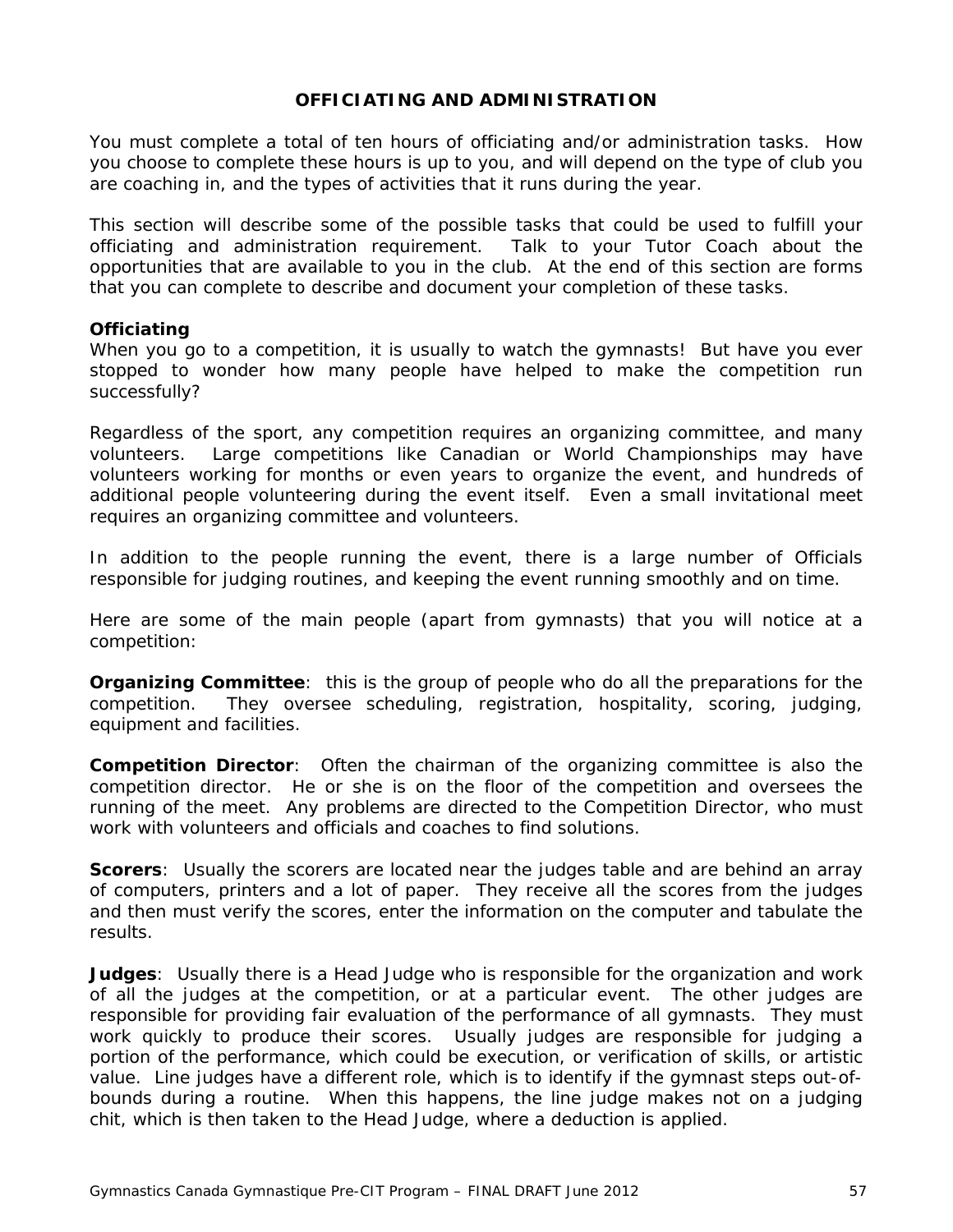## OFFICIATING AND ADMINISTRATION

You must complete a total of ten hours of officiating and/or administration tasks. How you choose to complete these hours is up to you, and will depend on the type of club you are coaching in, and the types of activities that it runs during the year.

This section will describe some of the possible tasks that could be used to fulfill your officiating and administration requirement. Talk to your Tutor Coach about the opportunities that are available to you in the club. At the end of this section are forms that you can complete to describe and document your completion of these tasks.

### Officiating

When you go to a competition, it is usually to watch the gymnasts! But have you ever stopped to wonder how many people have helped to make the competition run successfully?

Regardless of the sport, any competition requires an organizing committee, and many volunteers. Large competitions like Canadian or World Championships may have volunteers working for months or even years to organize the event, and hundreds of additional people volunteering during the event itself. Even a small invitational meet requires an organizing committee and volunteers.

In addition to the people running the event, there is a large number of Officials responsible for judging routines, and keeping the event running smoothly and on time.

Here are some of the main people (apart from gymnasts) that you will notice at a competition:

**Organizing Committee**: this is the group of people who do all the preparations for the competition. They oversee scheduling, registration, hospitality, scoring, judging, equipment and facilities.

**Competition Director**: Often the chairman of the organizing committee is also the competition director. He or she is on the floor of the competition and oversees the running of the meet. Any problems are directed to the Competition Director, who must work with volunteers and officials and coaches to find solutions.

**Scorers**: Usually the scorers are located near the judges table and are behind an array of computers, printers and a lot of paper. They receive all the scores from the judges and then must verify the scores, enter the information on the computer and tabulate the results.

**Judges**: Usually there is a Head Judge who is responsible for the organization and work of all the judges at the competition, or at a particular event. The other judges are responsible for providing fair evaluation of the performance of all gymnasts. They must work quickly to produce their scores. Usually judges are responsible for judging a portion of the performance, which could be execution, or verification of skills, or artistic value. Line judges have a different role, which is to identify if the gymnast steps out-of-bounds during a routine. When this happens, the line judge makes not on a judging chit, which is then taken to the Head Judge, where a deduction is applied.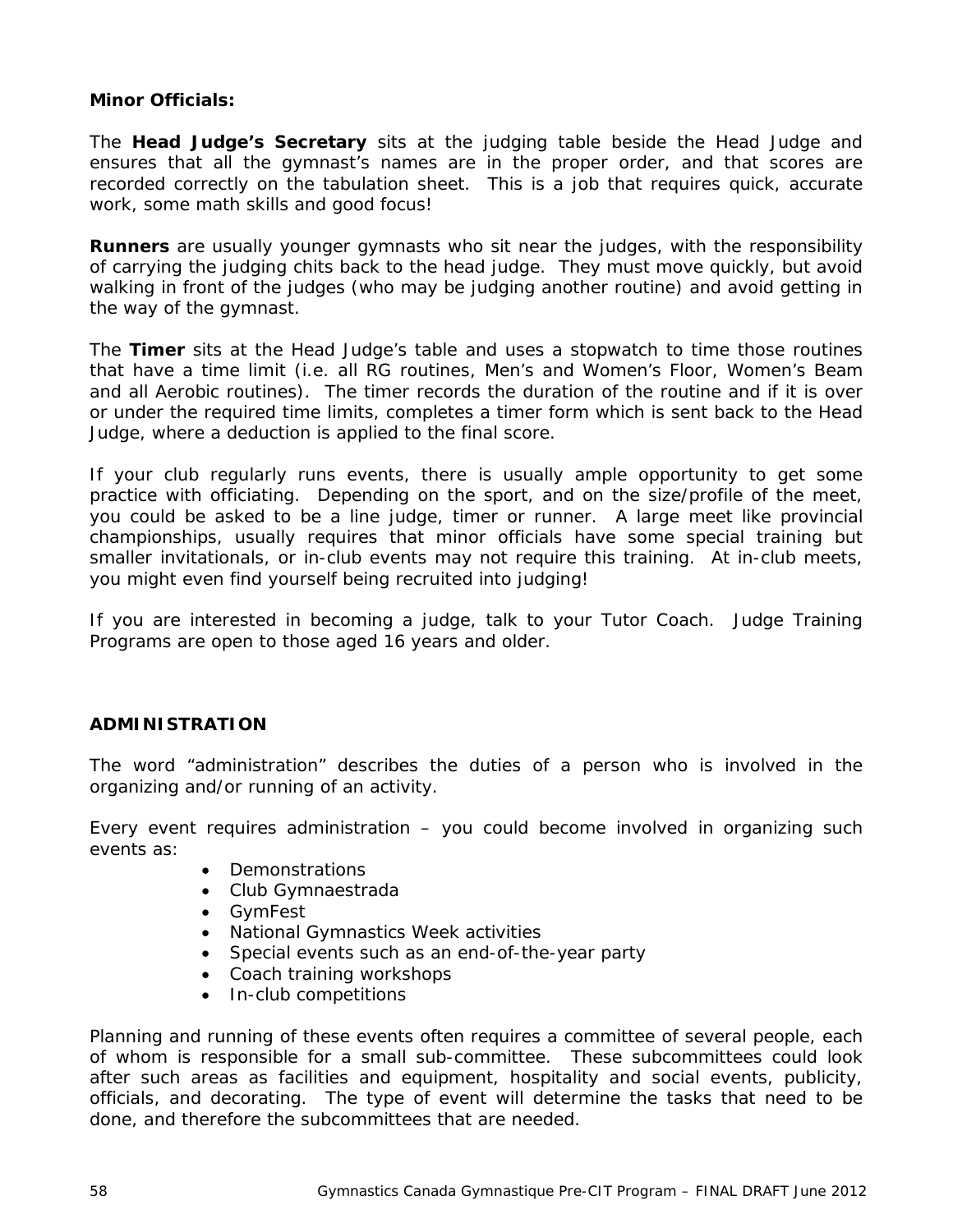**Minor Officials:**

The **Head Judge's Secretary** sits at the judging table beside the Head Judge and ensures that all the gymnast's names are in the proper order, and that scores are recorded correctly on the tabulation sheet. This is a job that requires quick, accurate work, some math skills and good focus!

**Runners** are usually younger gymnasts who sit near the judges, with the responsibility of carrying the judging chits back to the head judge. They must move quickly, but avoid walking in front of the judges (who may be judging another routine) and avoid getting in the way of the gymnast.

The **Timer** sits at the Head Judge's table and uses a stopwatch to time those routines that have a time limit (i.e. all RG routines, Men's and Women's Floor, Women's Beam and all Aerobic routines). The timer records the duration of the routine and if it is over or under the required time limits, completes a timer form which is sent back to the Head Judge, where a deduction is applied to the final score.

If your club regularly runs events, there is usually ample opportunity to get some practice with officiating. Depending on the sport, and on the size/profile of the meet, you could be asked to be a line judge, timer or runner. A large meet like provincial championships, usually requires that minor officials have some special training but smaller invitationals, or in-club events may not require this training. At in-club meets, you might even find yourself being recruited into judging!

If you are interested in becoming a judge, talk to your Tutor Coach. Judge Training Programs are open to those aged 16 years and older.

## ADMINISTRATION

The word "administration" describes the duties of a person who is involved in the organizing and/or running of an activity.

Every event requires administration – you could become involved in organizing such events as:

- Demonstrations
- Club Gymnaestrada
- GymFest
- National Gymnastics Week activities
- Special events such as an end-of-the-year party
- Coach training workshops
- In-club competitions

Planning and running of these events often requires a committee of several people, each of whom is responsible for a small sub-committee. These subcommittees could look after such areas as facilities and equipment, hospitality and social events, publicity, officials, and decorating. The type of event will determine the tasks that need to be done, and therefore the subcommittees that are needed.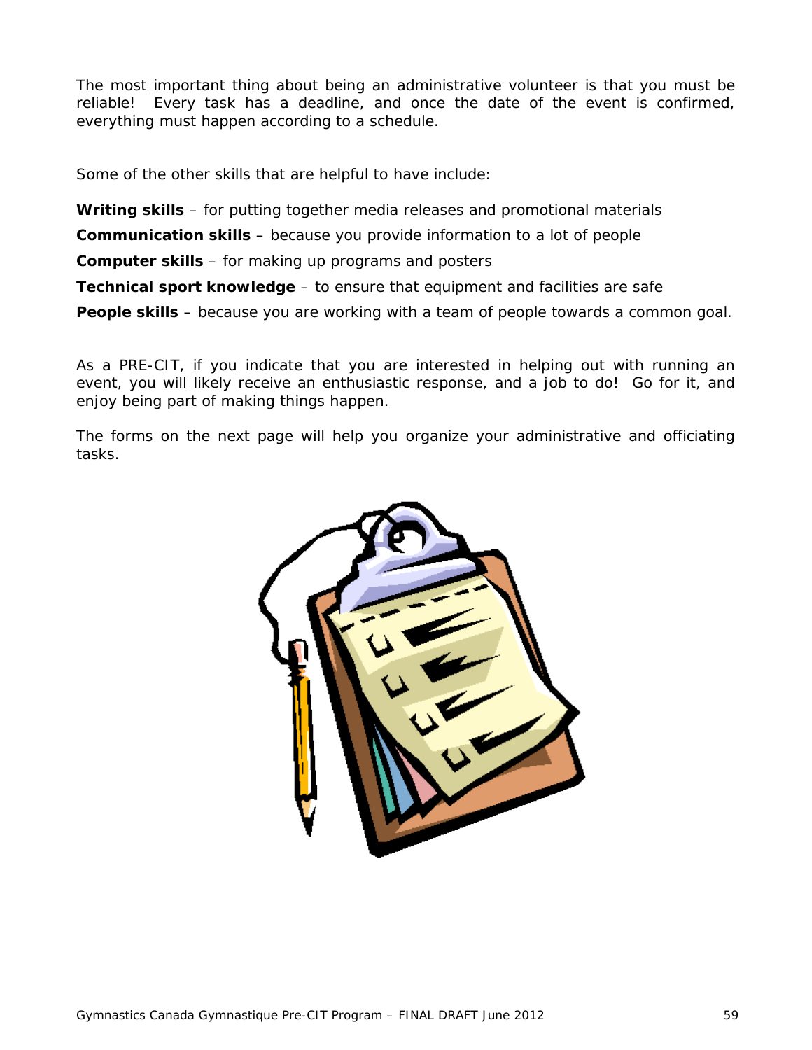The most important thing about being an administrative volunteer is that you must be reliable! Every task has a deadline, and once the date of the event is confirmed, everything must happen according to a schedule.

Some of the other skills that are helpful to have include:

**Writing skills** – for putting together media releases and promotional materials

**Communication skills** – because you provide information to a lot of people

**Computer skills** – for making up programs and posters

**Technical sport knowledge** – to ensure that equipment and facilities are safe

**People skills** – because you are working with a team of people towards a common goal.

As a PRE-CIT, if you indicate that you are interested in helping out with running an event, you will likely receive an enthusiastic response, and a job to do! Go for it, and enjoy being part of making things happen.

The forms on the next page will help you organize your administrative and officiating tasks.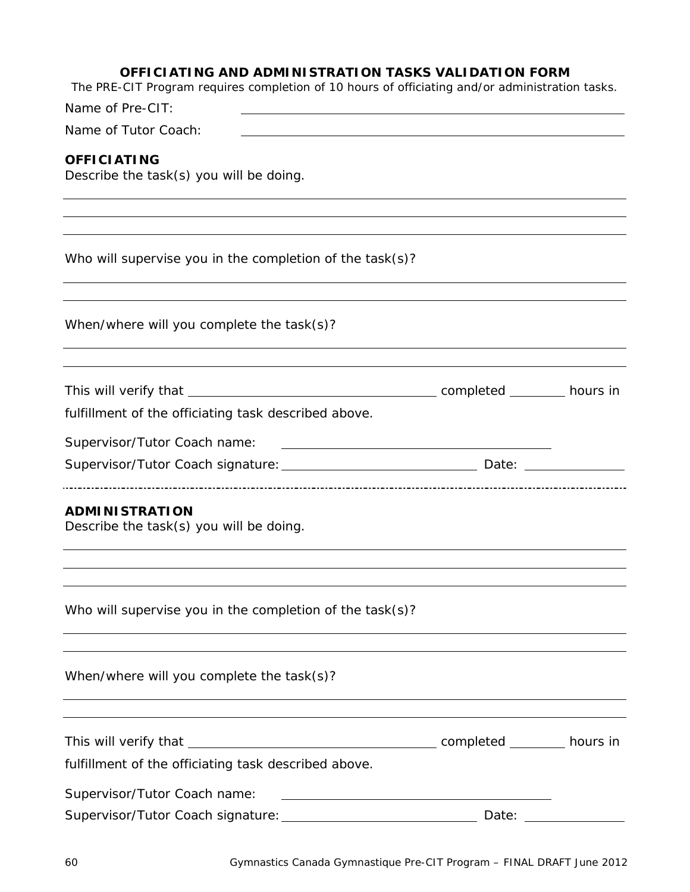**OFFICIATING AND ADMINISTRATION TASKS VALIDATION FORM**

The PRE-CIT Program requires completion of 10 hours of officiating and/or administration tasks.

Name of Pre-CIT: ______________________________________________

Name of Tutor Coach: ______________________________________________

**OFFICIATING**

Describe the task(s) you will be doing.

______________________________________________

______________________________________________

______________________________________________

Who will supervise you in the completion of the task(s)?

______________________________________________

______________________________________________

When/where will you complete the task(s)?

______________________________________________

______________________________________________

This will verify that ______________________________ completed ________ hours in fulfillment of the officiating task described above.

Supervisor/Tutor Coach name: ______________________________

Supervisor/Tutor Coach signature: ______________________________ Date: ______________

---

**ADMINISTRATION**

Describe the task(s) you will be doing.

______________________________________________

______________________________________________

______________________________________________

Who will supervise you in the completion of the task(s)?

______________________________________________

______________________________________________

When/where will you complete the task(s)?

______________________________________________

______________________________________________

This will verify that ______________________________ completed ________ hours in fulfillment of the officiating task described above.

Supervisor/Tutor Coach name: ______________________________

Supervisor/Tutor Coach signature: ______________________________ Date: ______________